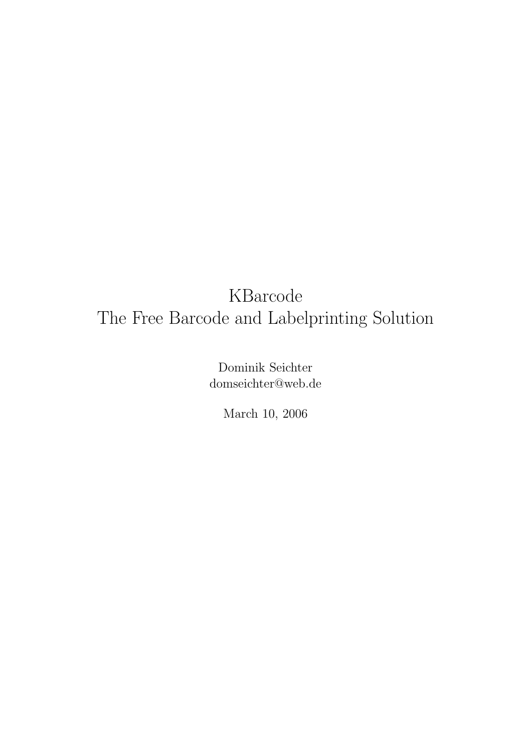# KBarcode
# The Free Barcode and Labelprinting Solution

Dominik Seichter
domseichter@web.de

March 10, 2006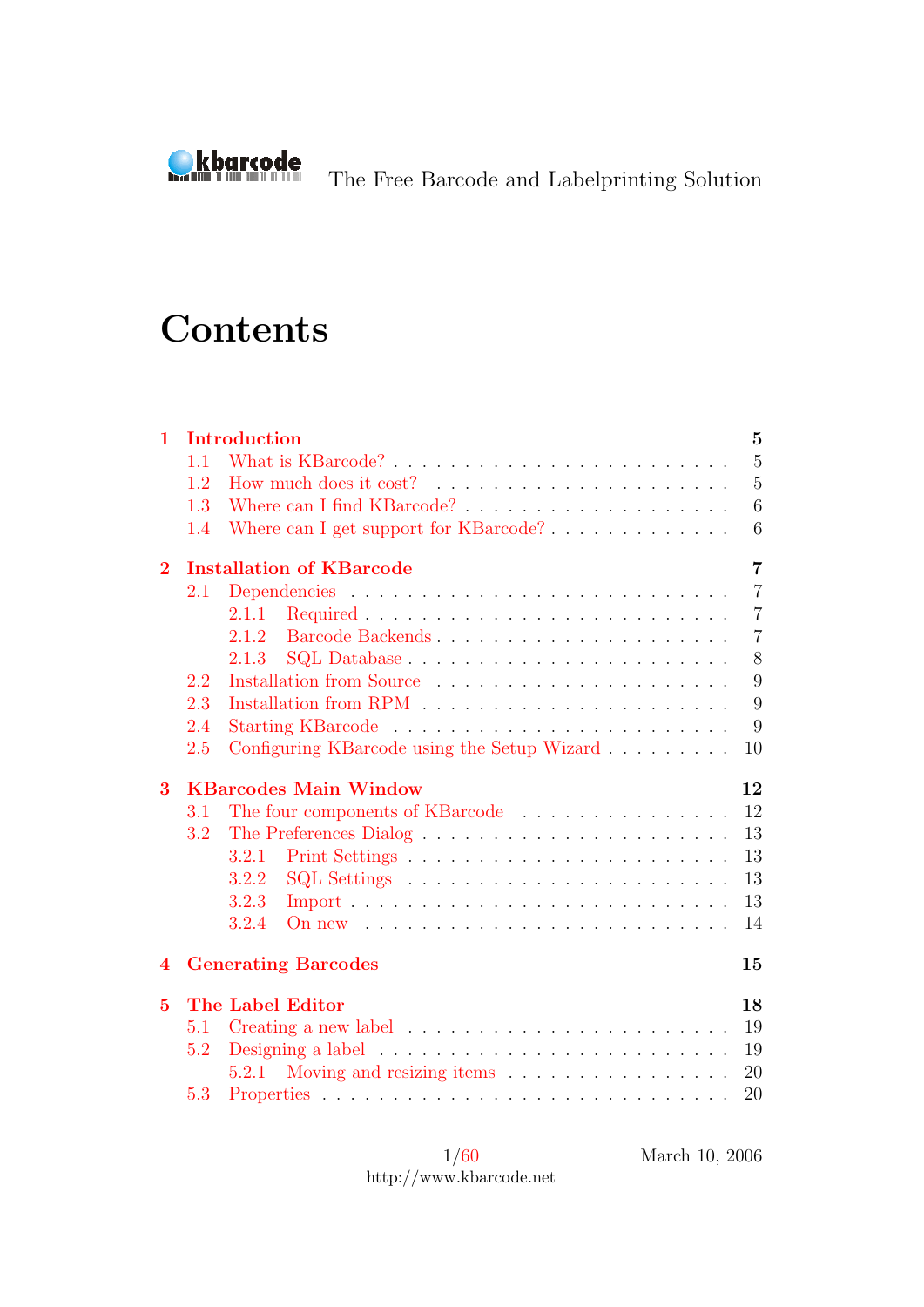# Contents

**1 Introduction** **5**
- 1.1 What is KBarcode? . . . . . . . . . . 5
- 1.2 How much does it cost? . . . . . . . . . . 5
- 1.3 Where can I find KBarcode? . . . . . . . . . . 6
- 1.4 Where can I get support for KBarcode? . . . . . . . . . . 6

**2 Installation of KBarcode** **7**
- 2.1 Dependencies . . . . . . . . . . 7
  - 2.1.1 Required . . . . . . . . . . 7
  - 2.1.2 Barcode Backends . . . . . . . . . . 7
  - 2.1.3 SQL Database . . . . . . . . . . 8
- 2.2 Installation from Source . . . . . . . . . . 9
- 2.3 Installation from RPM . . . . . . . . . . 9
- 2.4 Starting KBarcode . . . . . . . . . . 9
- 2.5 Configuring KBarcode using the Setup Wizard . . . . . . . . . . 10

**3 KBarcodes Main Window** **12**
- 3.1 The four components of KBarcode . . . . . . . . . . 12
- 3.2 The Preferences Dialog . . . . . . . . . . 13
  - 3.2.1 Print Settings . . . . . . . . . . 13
  - 3.2.2 SQL Settings . . . . . . . . . . 13
  - 3.2.3 Import . . . . . . . . . . 13
  - 3.2.4 On new . . . . . . . . . . 14

**4 Generating Barcodes** **15**

**5 The Label Editor** **18**
- 5.1 Creating a new label . . . . . . . . . . 19
- 5.2 Designing a label . . . . . . . . . . 19
  - 5.2.1 Moving and resizing items . . . . . . . . . . 20
- 5.3 Properties . . . . . . . . . . 20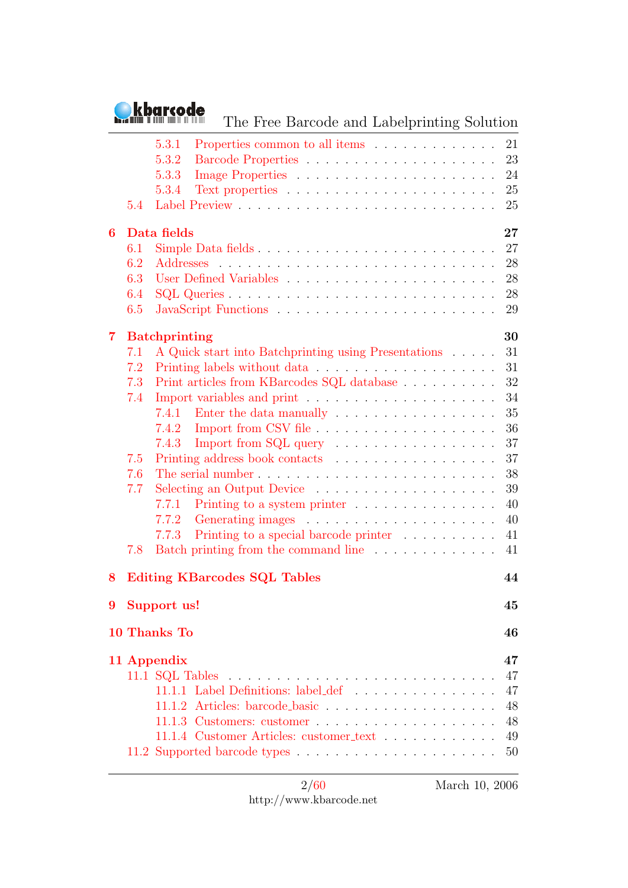- 5.3.1 Properties common to all items . . . . . . . . . . . . . . 21
- 5.3.2 Barcode Properties . . . . . . . . . . . . . . . . . . . . 23
- 5.3.3 Image Properties . . . . . . . . . . . . . . . . . . . . 24
- 5.3.4 Text properties . . . . . . . . . . . . . . . . . . . . 25
- 5.4 Label Preview . . . . . . . . . . . . . . . . . . . . . . . . 25

**6 Data fields 27**

- 6.1 Simple Data fields . . . . . . . . . . . . . . . . . . . . . . 27
- 6.2 Addresses . . . . . . . . . . . . . . . . . . . . . . . . . . 28
- 6.3 User Defined Variables . . . . . . . . . . . . . . . . . . . . 28
- 6.4 SQL Queries . . . . . . . . . . . . . . . . . . . . . . . . . 28
- 6.5 JavaScript Functions . . . . . . . . . . . . . . . . . . . . . 29

**7 Batchprinting 30**

- 7.1 A Quick start into Batchprinting using Presentations . . . . . 31
- 7.2 Printing labels without data . . . . . . . . . . . . . . . . . . 31
- 7.3 Print articles from KBarcodes SQL database . . . . . . . . . . 32
- 7.4 Import variables and print . . . . . . . . . . . . . . . . . . . 34
  - 7.4.1 Enter the data manually . . . . . . . . . . . . . . . . . 35
  - 7.4.2 Import from CSV file . . . . . . . . . . . . . . . . . . 36
  - 7.4.3 Import from SQL query . . . . . . . . . . . . . . . . . 37
- 7.5 Printing address book contacts . . . . . . . . . . . . . . . . 37
- 7.6 The serial number . . . . . . . . . . . . . . . . . . . . . . . 38
- 7.7 Selecting an Output Device . . . . . . . . . . . . . . . . . . 39
  - 7.7.1 Printing to a system printer . . . . . . . . . . . . . . . 40
  - 7.7.2 Generating images . . . . . . . . . . . . . . . . . . . 40
  - 7.7.3 Printing to a special barcode printer . . . . . . . . . . 41
- 7.8 Batch printing from the command line . . . . . . . . . . . . . 41

**8 Editing KBarcodes SQL Tables 44**

**9 Support us! 45**

**10 Thanks To 46**

**11 Appendix 47**

- 11.1 SQL Tables . . . . . . . . . . . . . . . . . . . . . . . . . . 47
  - 11.1.1 Label Definitions: label_def . . . . . . . . . . . . . . . 47
  - 11.1.2 Articles: barcode_basic . . . . . . . . . . . . . . . . . 48
  - 11.1.3 Customers: customer . . . . . . . . . . . . . . . . . . 48
  - 11.1.4 Customer Articles: customer_text . . . . . . . . . . . . 49
- 11.2 Supported barcode types . . . . . . . . . . . . . . . . . . . . 50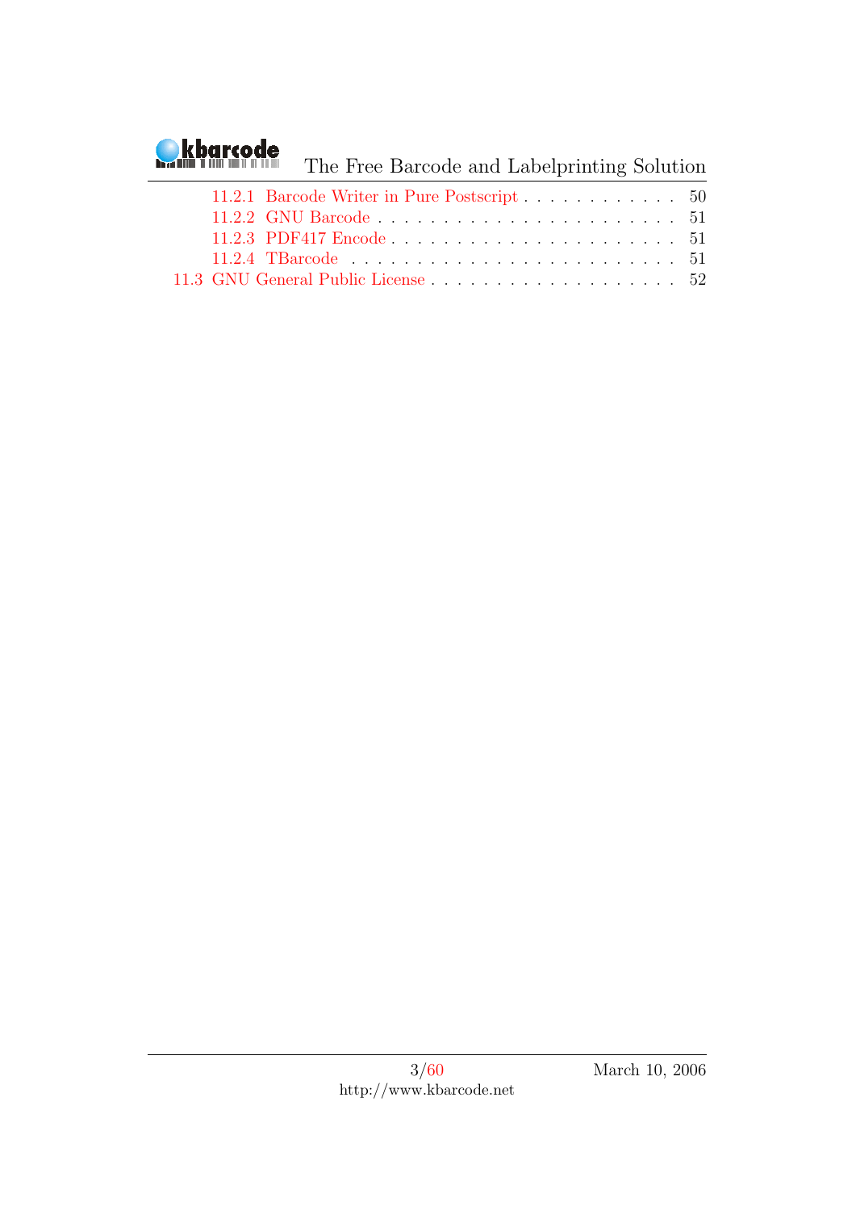- 11.2.1 Barcode Writer in Pure Postscript . . . . . . . . . . . . . 50
- 11.2.2 GNU Barcode . . . . . . . . . . . . . . . . . . . . . . . . 51
- 11.2.3 PDF417 Encode . . . . . . . . . . . . . . . . . . . . . . . 51
- 11.2.4 TBarcode . . . . . . . . . . . . . . . . . . . . . . . . . . 51

11.3 GNU General Public License . . . . . . . . . . . . . . . . . . . . 52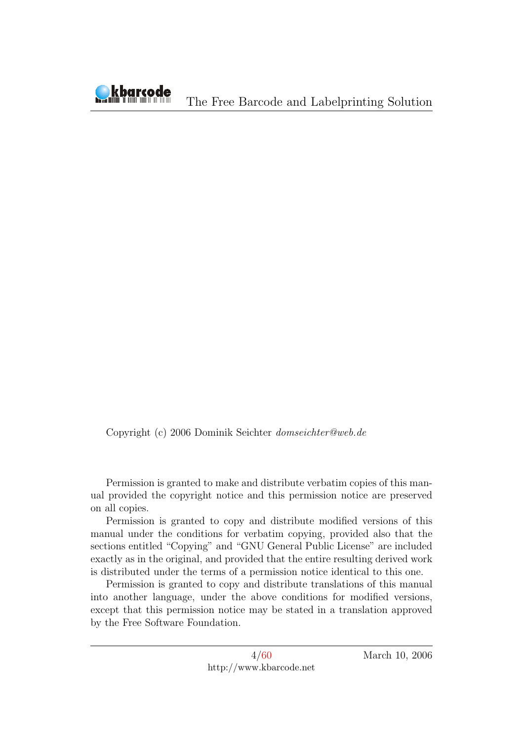Copyright (c) 2006 Dominik Seichter *domseichter@web.de*

Permission is granted to make and distribute verbatim copies of this manual provided the copyright notice and this permission notice are preserved on all copies.

Permission is granted to copy and distribute modified versions of this manual under the conditions for verbatim copying, provided also that the sections entitled "Copying" and "GNU General Public License" are included exactly as in the original, and provided that the entire resulting derived work is distributed under the terms of a permission notice identical to this one.

Permission is granted to copy and distribute translations of this manual into another language, under the above conditions for modified versions, except that this permission notice may be stated in a translation approved by the Free Software Foundation.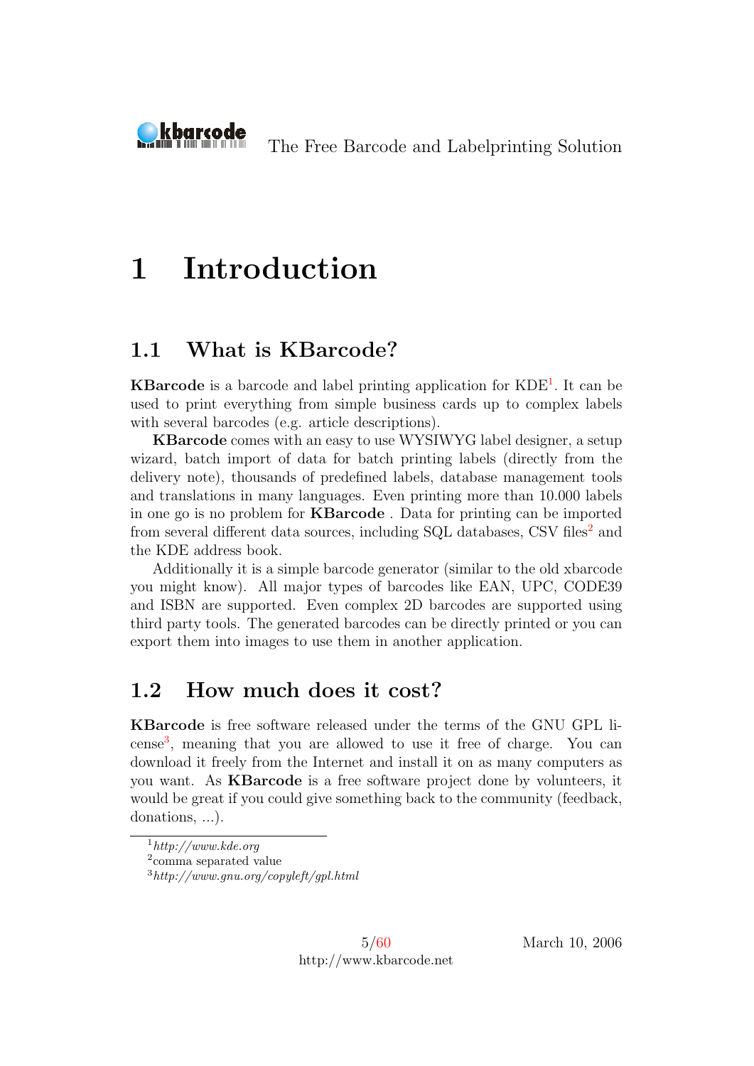# 1 Introduction

## 1.1 What is KBarcode?

**KBarcode** is a barcode and label printing application for KDE[1]. It can be used to print everything from simple business cards up to complex labels with several barcodes (e.g. article descriptions).

**KBarcode** comes with an easy to use WYSIWYG label designer, a setup wizard, batch import of data for batch printing labels (directly from the delivery note), thousands of predefined labels, database management tools and translations in many languages. Even printing more than 10.000 labels in one go is no problem for **KBarcode** . Data for printing can be imported from several different data sources, including SQL databases, CSV files[2] and the KDE address book.

Additionally it is a simple barcode generator (similar to the old xbarcode you might know). All major types of barcodes like EAN, UPC, CODE39 and ISBN are supported. Even complex 2D barcodes are supported using third party tools. The generated barcodes can be directly printed or you can export them into images to use them in another application.

## 1.2 How much does it cost?

**KBarcode** is free software released under the terms of the GNU GPL license[3], meaning that you are allowed to use it free of charge. You can download it freely from the Internet and install it on as many computers as you want. As **KBarcode** is a free software project done by volunteers, it would be great if you could give something back to the community (feedback, donations, ...).

---

[1] *http://www.kde.org*
[2] comma separated value
[3] *http://www.gnu.org/copyleft/gpl.html*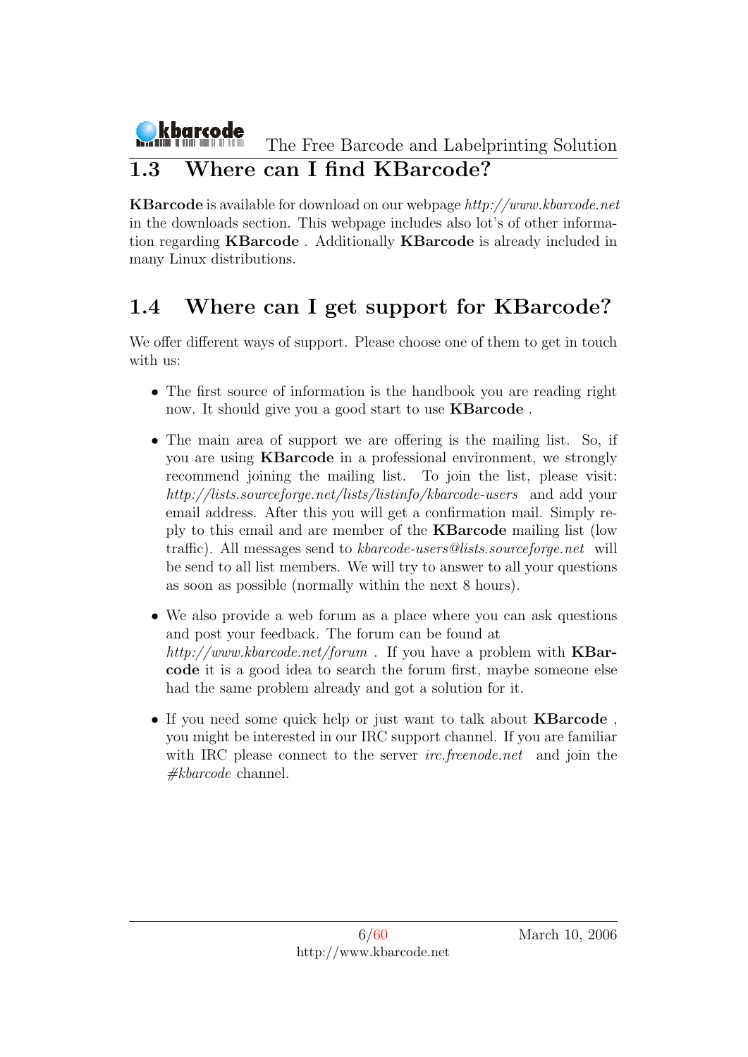## 1.3 Where can I find KBarcode?

**KBarcode** is available for download on our webpage *http://www.kbarcode.net* in the downloads section. This webpage includes also lot's of other information regarding **KBarcode** . Additionally **KBarcode** is already included in many Linux distributions.

## 1.4 Where can I get support for KBarcode?

We offer different ways of support. Please choose one of them to get in touch with us:

- The first source of information is the handbook you are reading right now. It should give you a good start to use **KBarcode** .
- The main area of support we are offering is the mailing list. So, if you are using **KBarcode** in a professional environment, we strongly recommend joining the mailing list. To join the list, please visit: *http://lists.sourceforge.net/lists/listinfo/kbarcode-users* and add your email address. After this you will get a confirmation mail. Simply reply to this email and are member of the **KBarcode** mailing list (low traffic). All messages send to *kbarcode-users@lists.sourceforge.net* will be send to all list members. We will try to answer to all your questions as soon as possible (normally within the next 8 hours).
- We also provide a web forum as a place where you can ask questions and post your feedback. The forum can be found at *http://www.kbarcode.net/forum* . If you have a problem with **KBarcode** it is a good idea to search the forum first, maybe someone else had the same problem already and got a solution for it.
- If you need some quick help or just want to talk about **KBarcode** , you might be interested in our IRC support channel. If you are familiar with IRC please connect to the server *irc.freenode.net* and join the *#kbarcode* channel.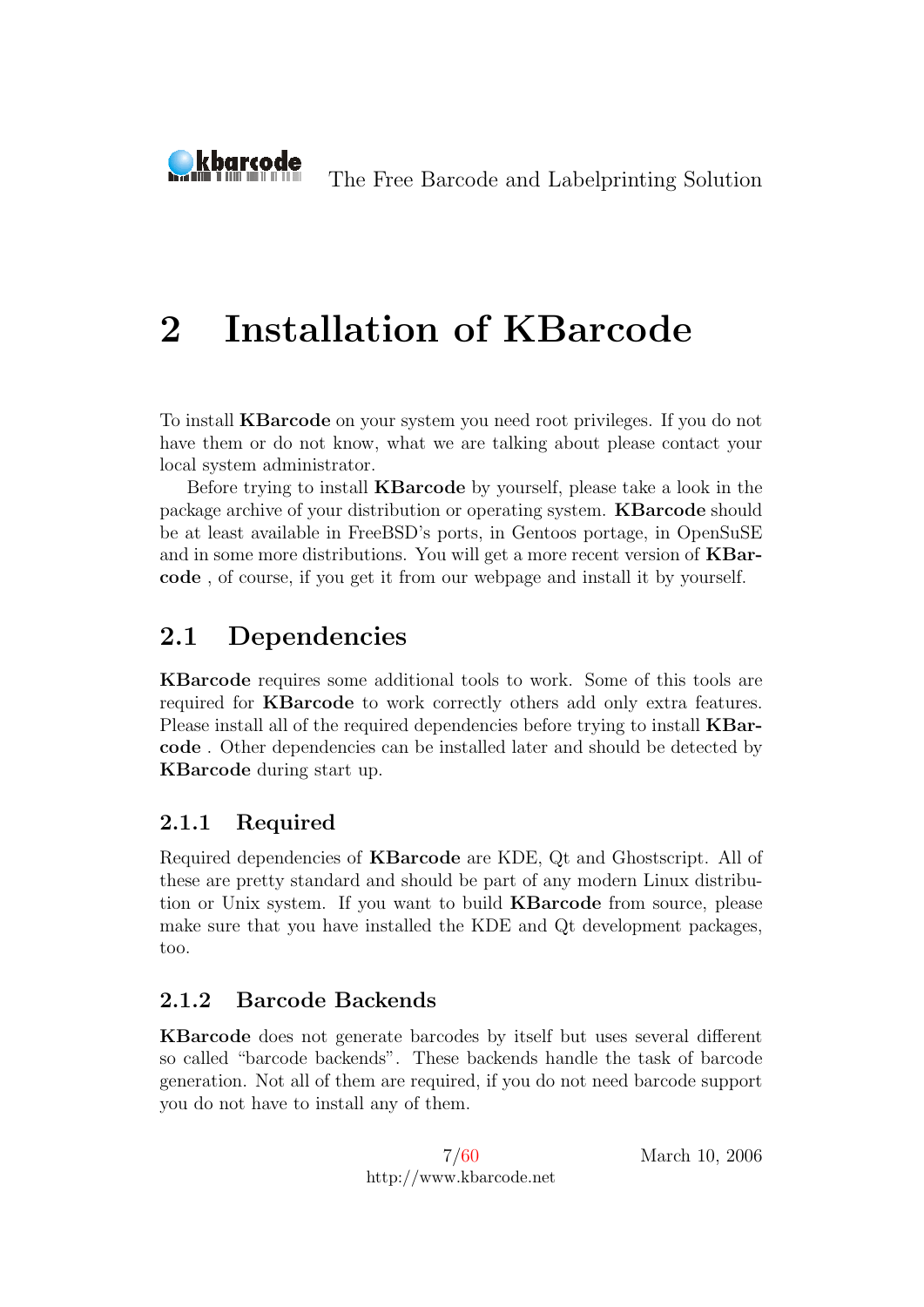# 2 Installation of KBarcode

To install **KBarcode** on your system you need root privileges. If you do not have them or do not know, what we are talking about please contact your local system administrator.

Before trying to install **KBarcode** by yourself, please take a look in the package archive of your distribution or operating system. **KBarcode** should be at least available in FreeBSD's ports, in Gentoos portage, in OpenSuSE and in some more distributions. You will get a more recent version of **KBarcode** , of course, if you get it from our webpage and install it by yourself.

## 2.1 Dependencies

**KBarcode** requires some additional tools to work. Some of this tools are required for **KBarcode** to work correctly others add only extra features. Please install all of the required dependencies before trying to install **KBarcode** . Other dependencies can be installed later and should be detected by **KBarcode** during start up.

### 2.1.1 Required

Required dependencies of **KBarcode** are KDE, Qt and Ghostscript. All of these are pretty standard and should be part of any modern Linux distribution or Unix system. If you want to build **KBarcode** from source, please make sure that you have installed the KDE and Qt development packages, too.

### 2.1.2 Barcode Backends

**KBarcode** does not generate barcodes by itself but uses several different so called "barcode backends". These backends handle the task of barcode generation. Not all of them are required, if you do not need barcode support you do not have to install any of them.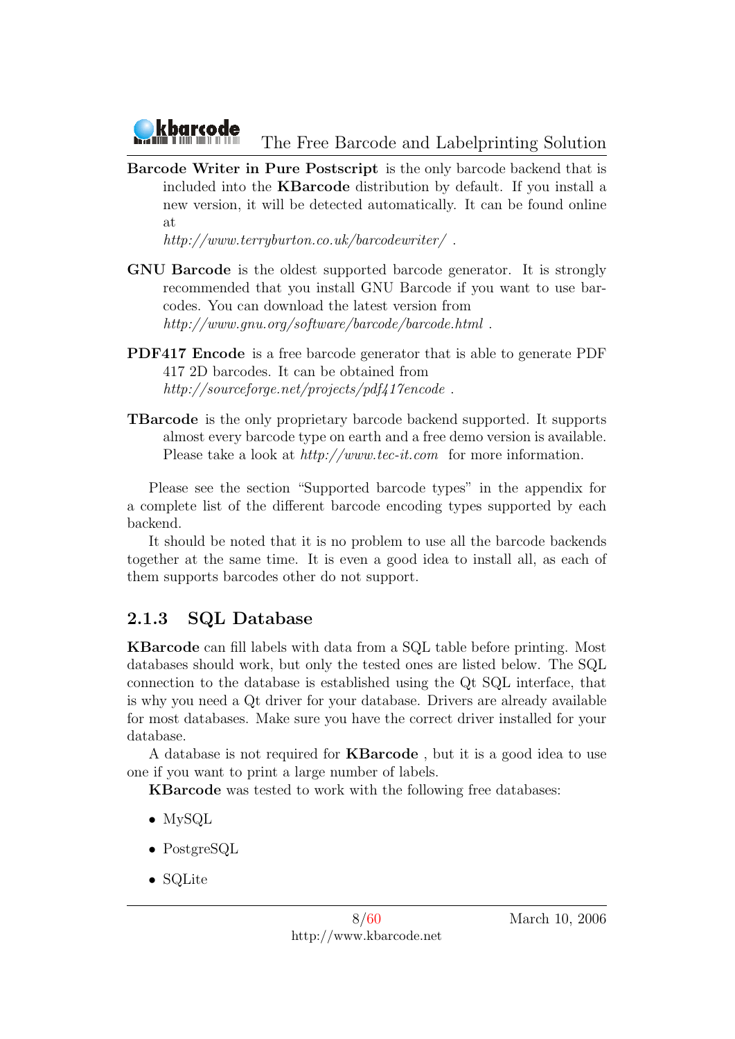**Barcode Writer in Pure Postscript** is the only barcode backend that is included into the **KBarcode** distribution by default. If you install a new version, it will be detected automatically. It can be found online at *http://www.terryburton.co.uk/barcodewriter/* .

**GNU Barcode** is the oldest supported barcode generator. It is strongly recommended that you install GNU Barcode if you want to use barcodes. You can download the latest version from *http://www.gnu.org/software/barcode/barcode.html* .

**PDF417 Encode** is a free barcode generator that is able to generate PDF 417 2D barcodes. It can be obtained from *http://sourceforge.net/projects/pdf417encode* .

**TBarcode** is the only proprietary barcode backend supported. It supports almost every barcode type on earth and a free demo version is available. Please take a look at *http://www.tec-it.com* for more information.

Please see the section "Supported barcode types" in the appendix for a complete list of the different barcode encoding types supported by each backend.

It should be noted that it is no problem to use all the barcode backends together at the same time. It is even a good idea to install all, as each of them supports barcodes other do not support.

### 2.1.3 SQL Database

**KBarcode** can fill labels with data from a SQL table before printing. Most databases should work, but only the tested ones are listed below. The SQL connection to the database is established using the Qt SQL interface, that is why you need a Qt driver for your database. Drivers are already available for most databases. Make sure you have the correct driver installed for your database.

A database is not required for **KBarcode** , but it is a good idea to use one if you want to print a large number of labels.

**KBarcode** was tested to work with the following free databases:

- MySQL
- PostgreSQL
- SQLite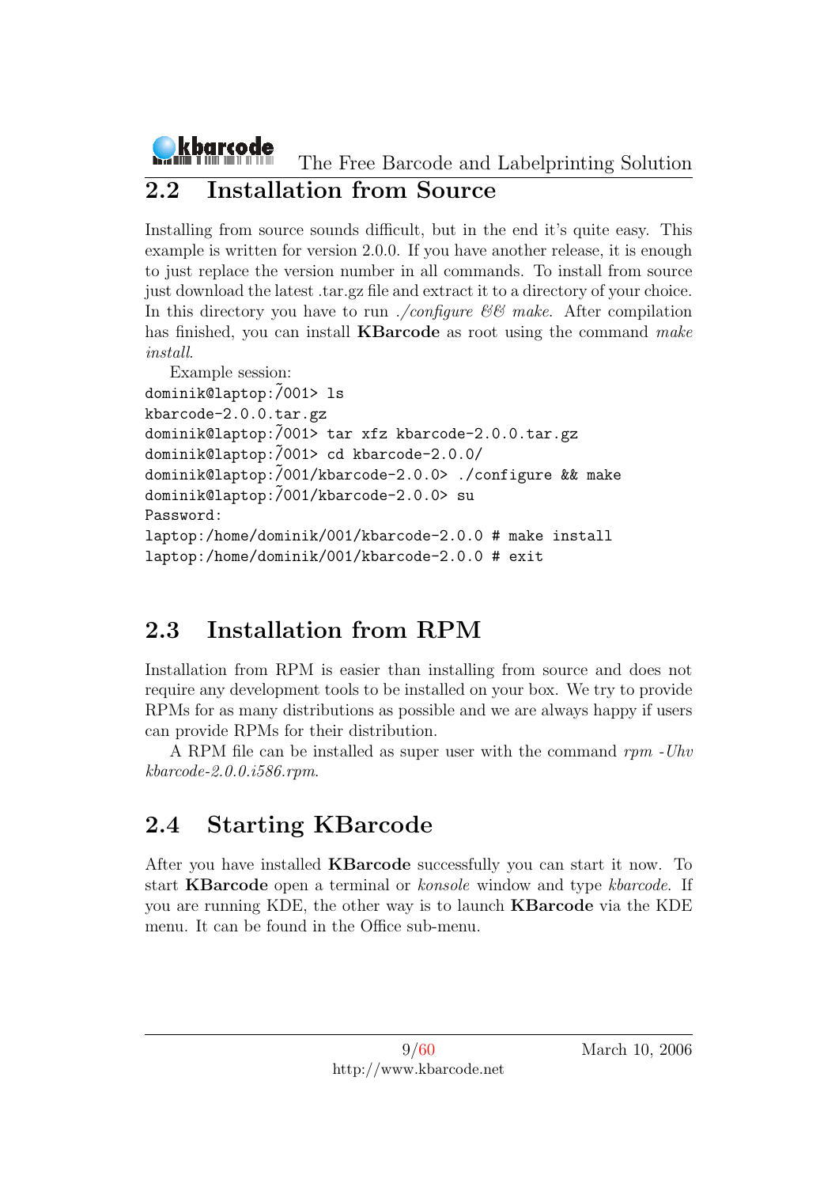## 2.2 Installation from Source

Installing from source sounds difficult, but in the end it's quite easy. This example is written for version 2.0.0. If you have another release, it is enough to just replace the version number in all commands. To install from source just download the latest .tar.gz file and extract it to a directory of your choice. In this directory you have to run *./configure && make*. After compilation has finished, you can install **KBarcode** as root using the command *make install*.

Example session:

```
dominik@laptop:~/001> ls
kbarcode-2.0.0.tar.gz
dominik@laptop:~/001> tar xfz kbarcode-2.0.0.tar.gz
dominik@laptop:~/001> cd kbarcode-2.0.0/
dominik@laptop:~/001/kbarcode-2.0.0> ./configure && make
dominik@laptop:~/001/kbarcode-2.0.0> su
Password:
laptop:/home/dominik/001/kbarcode-2.0.0 # make install
laptop:/home/dominik/001/kbarcode-2.0.0 # exit
```

## 2.3 Installation from RPM

Installation from RPM is easier than installing from source and does not require any development tools to be installed on your box. We try to provide RPMs for as many distributions as possible and we are always happy if users can provide RPMs for their distribution.

A RPM file can be installed as super user with the command *rpm -Uhv kbarcode-2.0.0.i586.rpm*.

## 2.4 Starting KBarcode

After you have installed **KBarcode** successfully you can start it now. To start **KBarcode** open a terminal or *konsole* window and type *kbarcode*. If you are running KDE, the other way is to launch **KBarcode** via the KDE menu. It can be found in the Office sub-menu.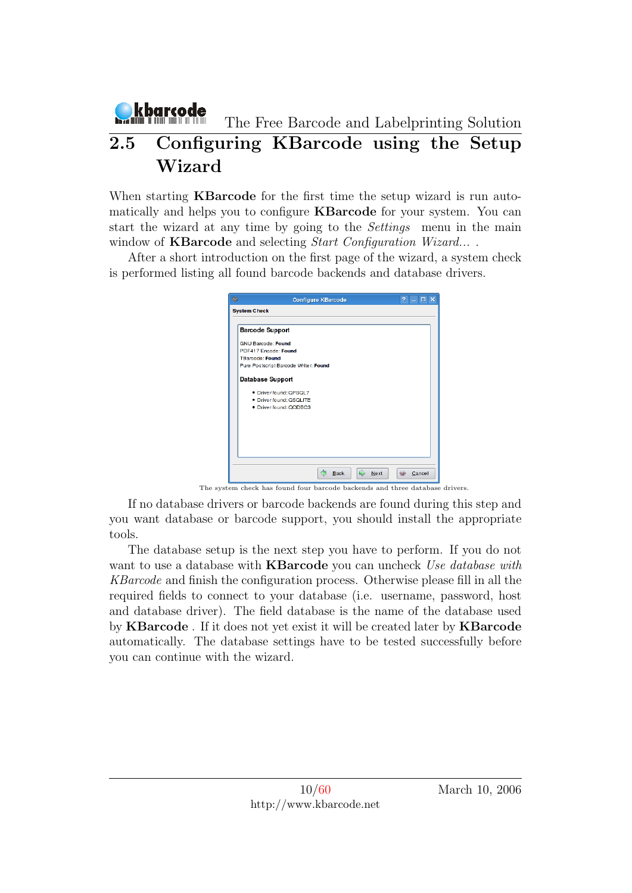## 2.5 Configuring KBarcode using the Setup Wizard

When starting **KBarcode** for the first time the setup wizard is run automatically and helps you to configure **KBarcode** for your system. You can start the wizard at any time by going to the *Settings* menu in the main window of **KBarcode** and selecting *Start Configuration Wizard...* .

After a short introduction on the first page of the wizard, a system check is performed listing all found barcode backends and database drivers.

The system check has found four barcode backends and three database drivers.

If no database drivers or barcode backends are found during this step and you want database or barcode support, you should install the appropriate tools.

The database setup is the next step you have to perform. If you do not want to use a database with **KBarcode** you can uncheck *Use database with KBarcode* and finish the configuration process. Otherwise please fill in all the required fields to connect to your database (i.e. username, password, host and database driver). The field database is the name of the database used by **KBarcode** . If it does not yet exist it will be created later by **KBarcode** automatically. The database settings have to be tested successfully before you can continue with the wizard.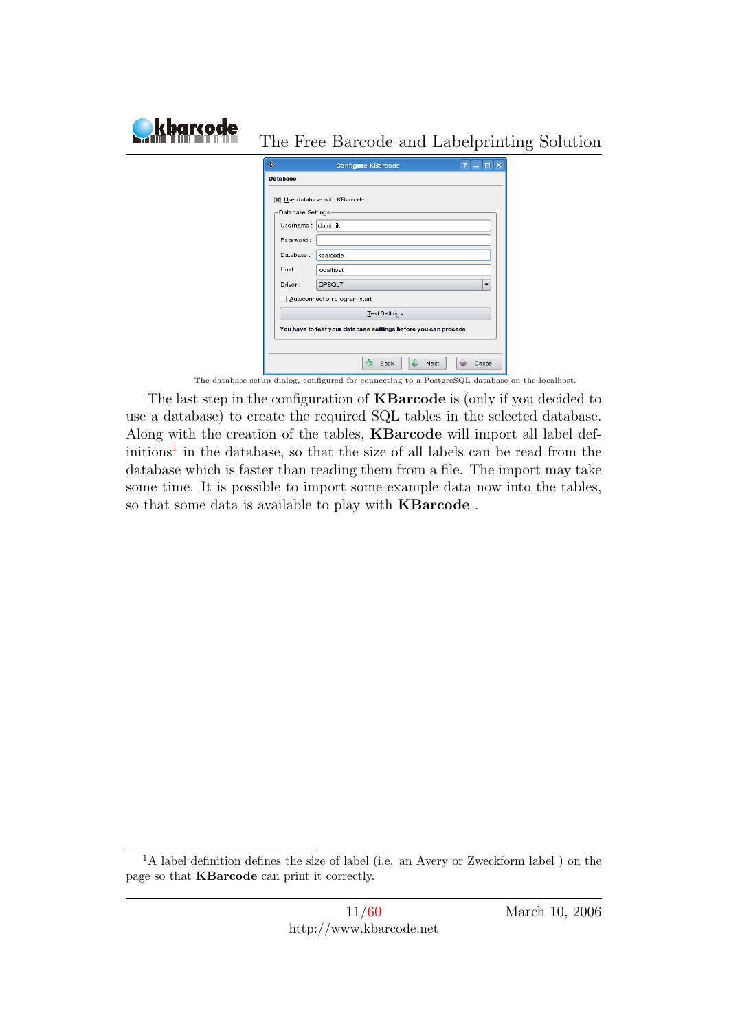The database setup dialog, configured for connecting to a PostgreSQL database on the localhost.

The last step in the configuration of **KBarcode** is (only if you decided to use a database) to create the required SQL tables in the selected database. Along with the creation of the tables, **KBarcode** will import all label definitions[1] in the database, so that the size of all labels can be read from the database which is faster than reading them from a file. The import may take some time. It is possible to import some example data now into the tables, so that some data is available to play with **KBarcode** .

[1]A label definition defines the size of label (i.e. an Avery or Zweckform label ) on the page so that **KBarcode** can print it correctly.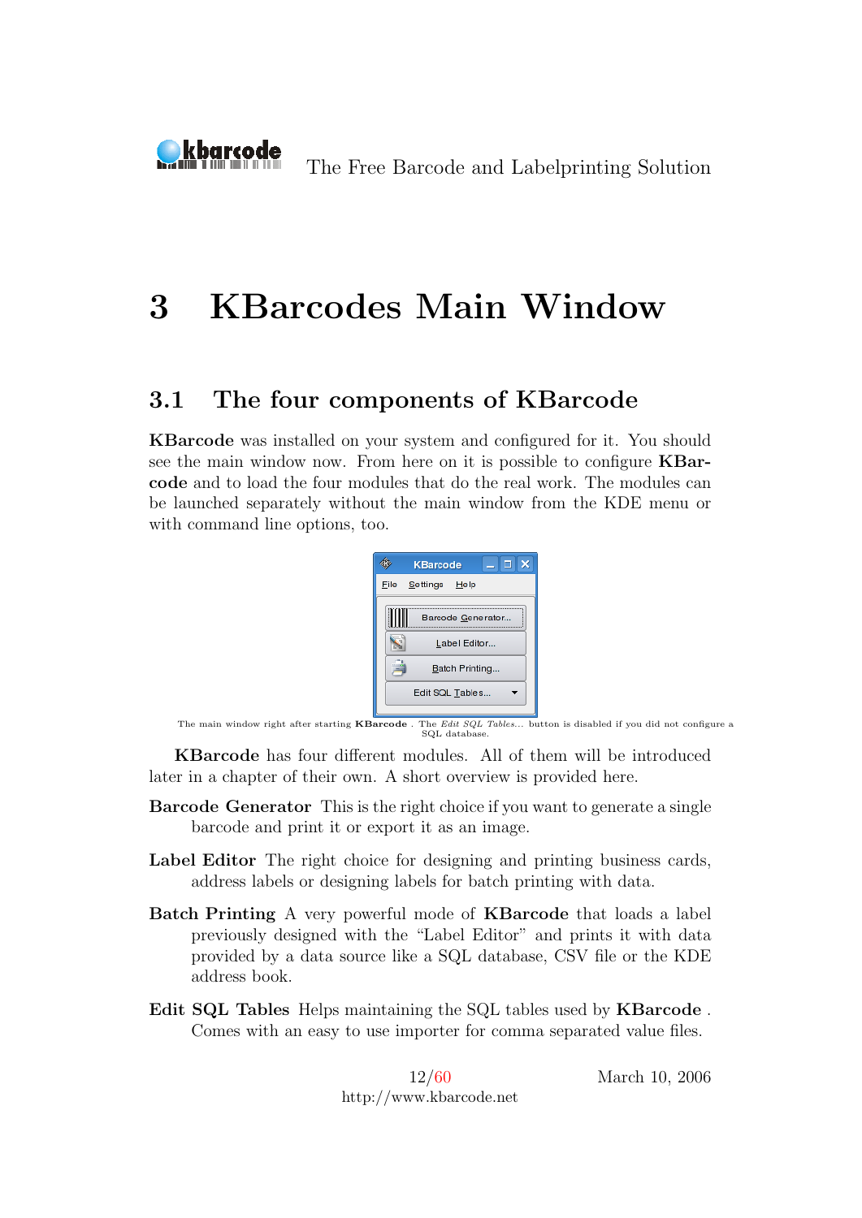# 3 KBarcodes Main Window

## 3.1 The four components of KBarcode

**KBarcode** was installed on your system and configured for it. You should see the main window now. From here on it is possible to configure **KBarcode** and to load the four modules that do the real work. The modules can be launched separately without the main window from the KDE menu or with command line options, too.

The main window right after starting **KBarcode** . The *Edit SQL Tables...* button is disabled if you did not configure a SQL database.

**KBarcode** has four different modules. All of them will be introduced later in a chapter of their own. A short overview is provided here.

**Barcode Generator** This is the right choice if you want to generate a single barcode and print it or export it as an image.

**Label Editor** The right choice for designing and printing business cards, address labels or designing labels for batch printing with data.

**Batch Printing** A very powerful mode of **KBarcode** that loads a label previously designed with the "Label Editor" and prints it with data provided by a data source like a SQL database, CSV file or the KDE address book.

**Edit SQL Tables** Helps maintaining the SQL tables used by **KBarcode** . Comes with an easy to use importer for comma separated value files.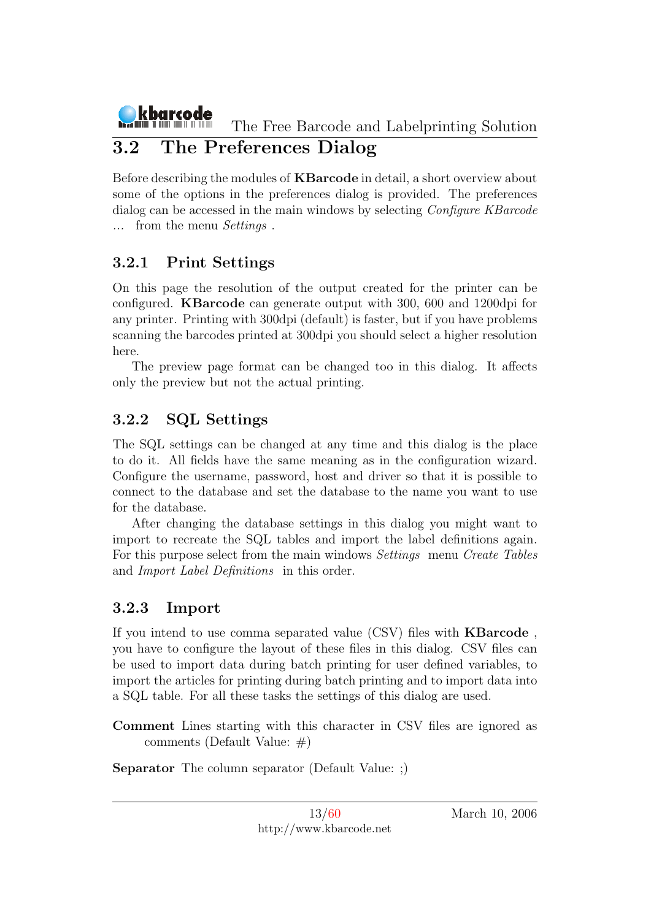## 3.2 The Preferences Dialog

Before describing the modules of **KBarcode** in detail, a short overview about some of the options in the preferences dialog is provided. The preferences dialog can be accessed in the main windows by selecting *Configure KBarcode ...* from the menu *Settings* .

### 3.2.1 Print Settings

On this page the resolution of the output created for the printer can be configured. **KBarcode** can generate output with 300, 600 and 1200dpi for any printer. Printing with 300dpi (default) is faster, but if you have problems scanning the barcodes printed at 300dpi you should select a higher resolution here.

The preview page format can be changed too in this dialog. It affects only the preview but not the actual printing.

### 3.2.2 SQL Settings

The SQL settings can be changed at any time and this dialog is the place to do it. All fields have the same meaning as in the configuration wizard. Configure the username, password, host and driver so that it is possible to connect to the database and set the database to the name you want to use for the database.

After changing the database settings in this dialog you might want to import to recreate the SQL tables and import the label definitions again. For this purpose select from the main windows *Settings* menu *Create Tables* and *Import Label Definitions* in this order.

### 3.2.3 Import

If you intend to use comma separated value (CSV) files with **KBarcode** , you have to configure the layout of these files in this dialog. CSV files can be used to import data during batch printing for user defined variables, to import the articles for printing during batch printing and to import data into a SQL table. For all these tasks the settings of this dialog are used.

**Comment** Lines starting with this character in CSV files are ignored as comments (Default Value: #)

**Separator** The column separator (Default Value: ;)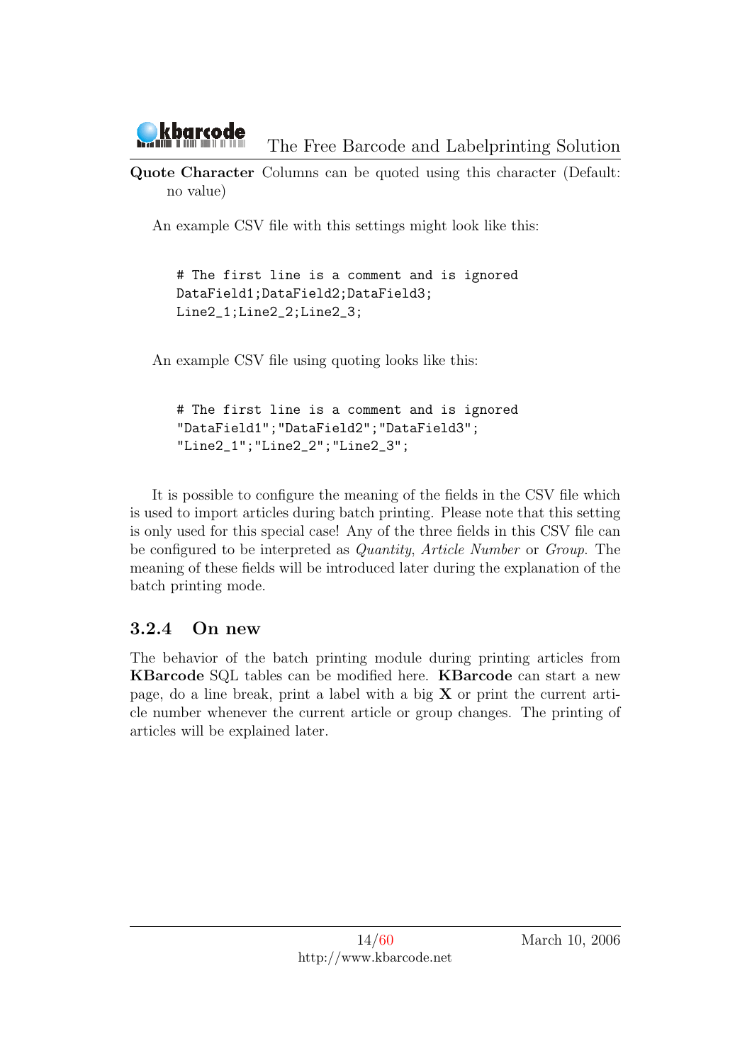**Quote Character** Columns can be quoted using this character (Default: no value)

An example CSV file with this settings might look like this:

```
# The first line is a comment and is ignored
DataField1;DataField2;DataField3;
Line2_1;Line2_2;Line2_3;
```

An example CSV file using quoting looks like this:

```
# The first line is a comment and is ignored
"DataField1";"DataField2";"DataField3";
"Line2_1";"Line2_2";"Line2_3";
```

It is possible to configure the meaning of the fields in the CSV file which is used to import articles during batch printing. Please note that this setting is only used for this special case! Any of the three fields in this CSV file can be configured to be interpreted as *Quantity*, *Article Number* or *Group*. The meaning of these fields will be introduced later during the explanation of the batch printing mode.

### 3.2.4 On new

The behavior of the batch printing module during printing articles from **KBarcode** SQL tables can be modified here. **KBarcode** can start a new page, do a line break, print a label with a big **X** or print the current article number whenever the current article or group changes. The printing of articles will be explained later.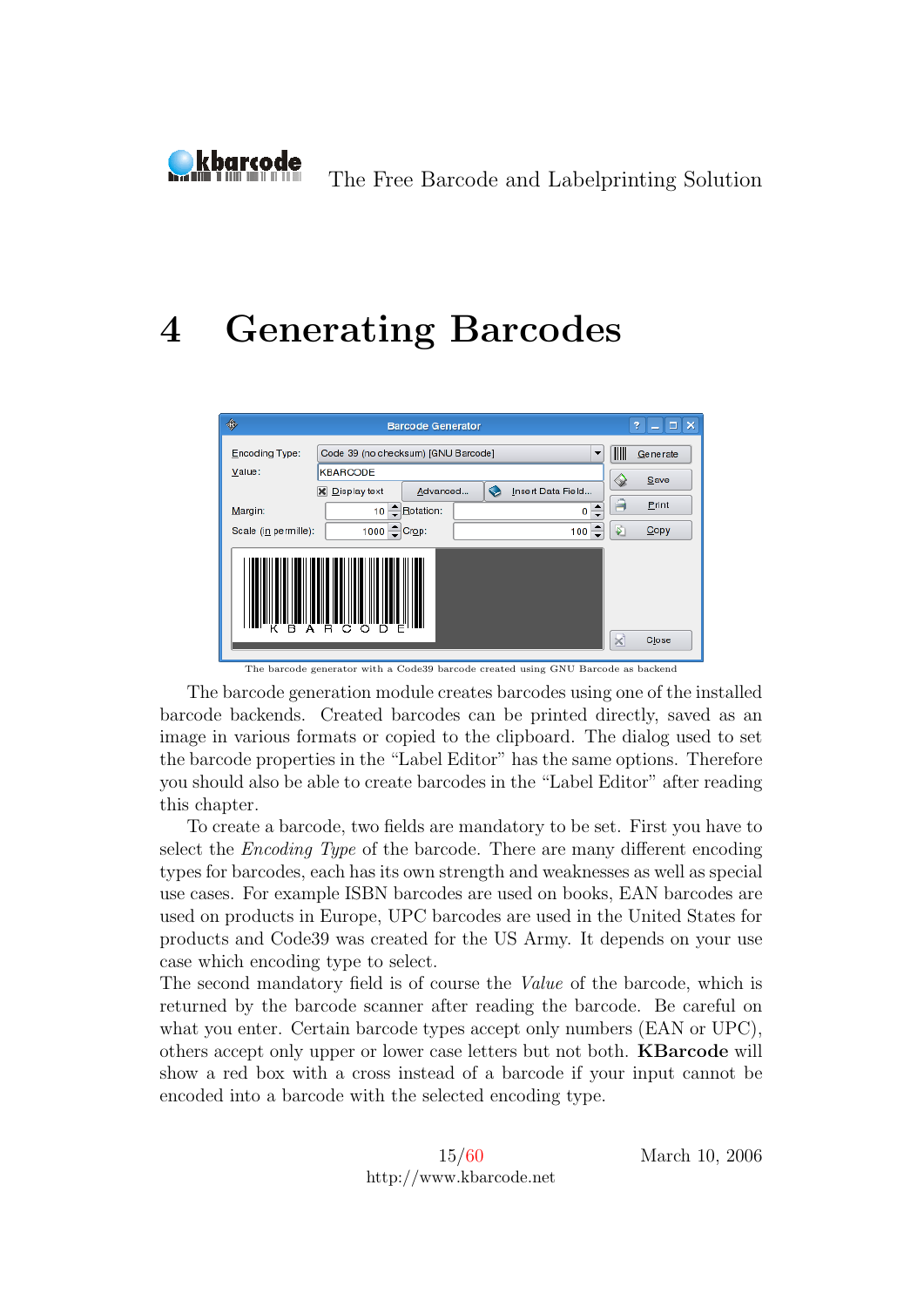# 4 Generating Barcodes

The barcode generator with a Code39 barcode created using GNU Barcode as backend

The barcode generation module creates barcodes using one of the installed barcode backends. Created barcodes can be printed directly, saved as an image in various formats or copied to the clipboard. The dialog used to set the barcode properties in the “Label Editor” has the same options. Therefore you should also be able to create barcodes in the “Label Editor” after reading this chapter.

To create a barcode, two fields are mandatory to be set. First you have to select the *Encoding Type* of the barcode. There are many different encoding types for barcodes, each has its own strength and weaknesses as well as special use cases. For example ISBN barcodes are used on books, EAN barcodes are used on products in Europe, UPC barcodes are used in the United States for products and Code39 was created for the US Army. It depends on your use case which encoding type to select.

The second mandatory field is of course the *Value* of the barcode, which is returned by the barcode scanner after reading the barcode. Be careful on what you enter. Certain barcode types accept only numbers (EAN or UPC), others accept only upper or lower case letters but not both. **KBarcode** will show a red box with a cross instead of a barcode if your input cannot be encoded into a barcode with the selected encoding type.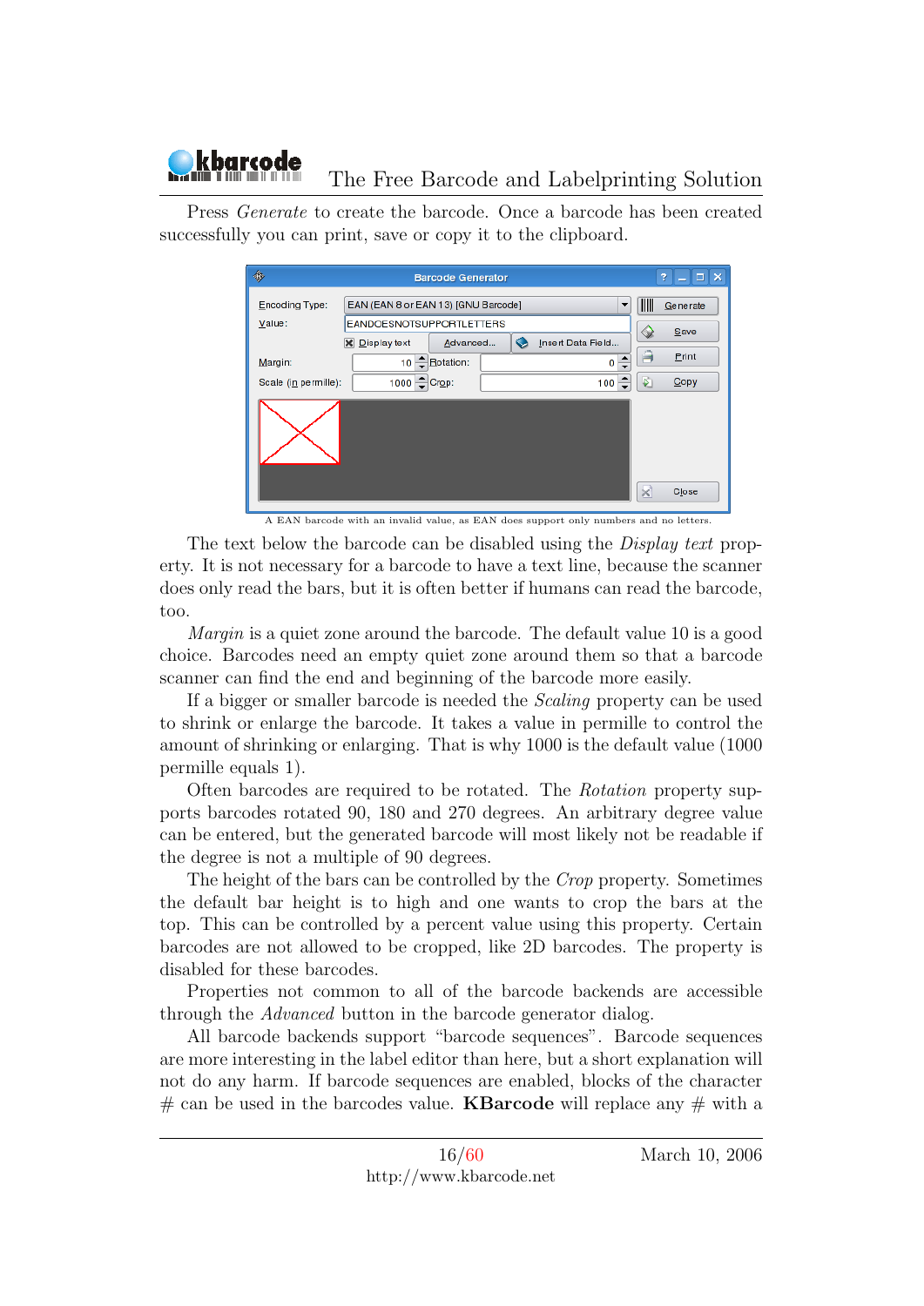Press *Generate* to create the barcode. Once a barcode has been created successfully you can print, save or copy it to the clipboard.

A EAN barcode with an invalid value, as EAN does support only numbers and no letters.

The text below the barcode can be disabled using the *Display text* property. It is not necessary for a barcode to have a text line, because the scanner does only read the bars, but it is often better if humans can read the barcode, too.

*Margin* is a quiet zone around the barcode. The default value 10 is a good choice. Barcodes need an empty quiet zone around them so that a barcode scanner can find the end and beginning of the barcode more easily.

If a bigger or smaller barcode is needed the *Scaling* property can be used to shrink or enlarge the barcode. It takes a value in permille to control the amount of shrinking or enlarging. That is why 1000 is the default value (1000 permille equals 1).

Often barcodes are required to be rotated. The *Rotation* property supports barcodes rotated 90, 180 and 270 degrees. An arbitrary degree value can be entered, but the generated barcode will most likely not be readable if the degree is not a multiple of 90 degrees.

The height of the bars can be controlled by the *Crop* property. Sometimes the default bar height is to high and one wants to crop the bars at the top. This can be controlled by a percent value using this property. Certain barcodes are not allowed to be cropped, like 2D barcodes. The property is disabled for these barcodes.

Properties not common to all of the barcode backends are accessible through the *Advanced* button in the barcode generator dialog.

All barcode backends support "barcode sequences". Barcode sequences are more interesting in the label editor than here, but a short explanation will not do any harm. If barcode sequences are enabled, blocks of the character # can be used in the barcodes value. **KBarcode** will replace any # with a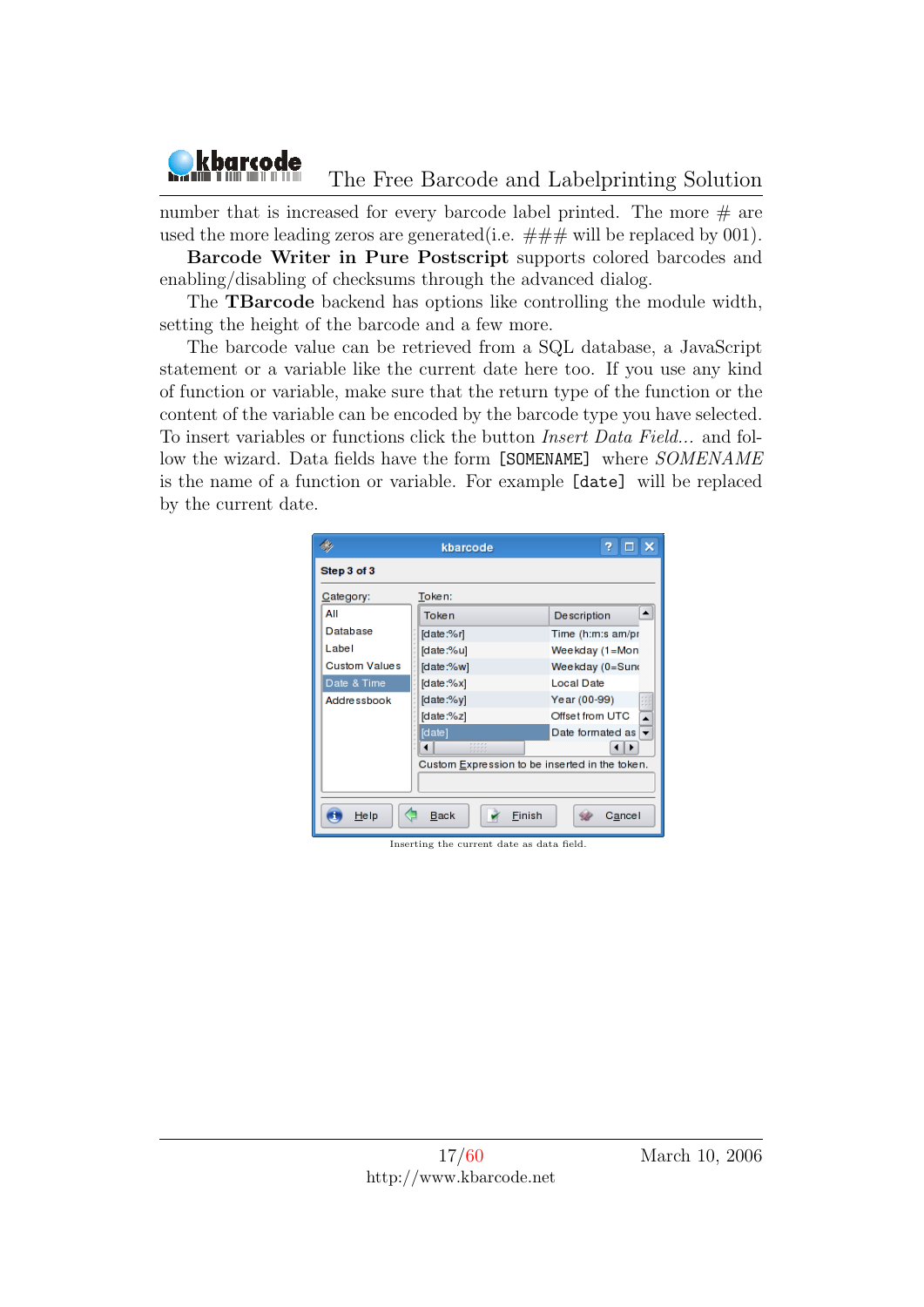number that is increased for every barcode label printed. The more # are used the more leading zeros are generated(i.e. ### will be replaced by 001).

**Barcode Writer in Pure Postscript** supports colored barcodes and enabling/disabling of checksums through the advanced dialog.

The **TBarcode** backend has options like controlling the module width, setting the height of the barcode and a few more.

The barcode value can be retrieved from a SQL database, a JavaScript statement or a variable like the current date here too. If you use any kind of function or variable, make sure that the return type of the function or the content of the variable can be encoded by the barcode type you have selected. To insert variables or functions click the button *Insert Data Field...* and follow the wizard. Data fields have the form `[SOMENAME]` where *SOMENAME* is the name of a function or variable. For example `[date]` will be replaced by the current date.

Inserting the current date as data field.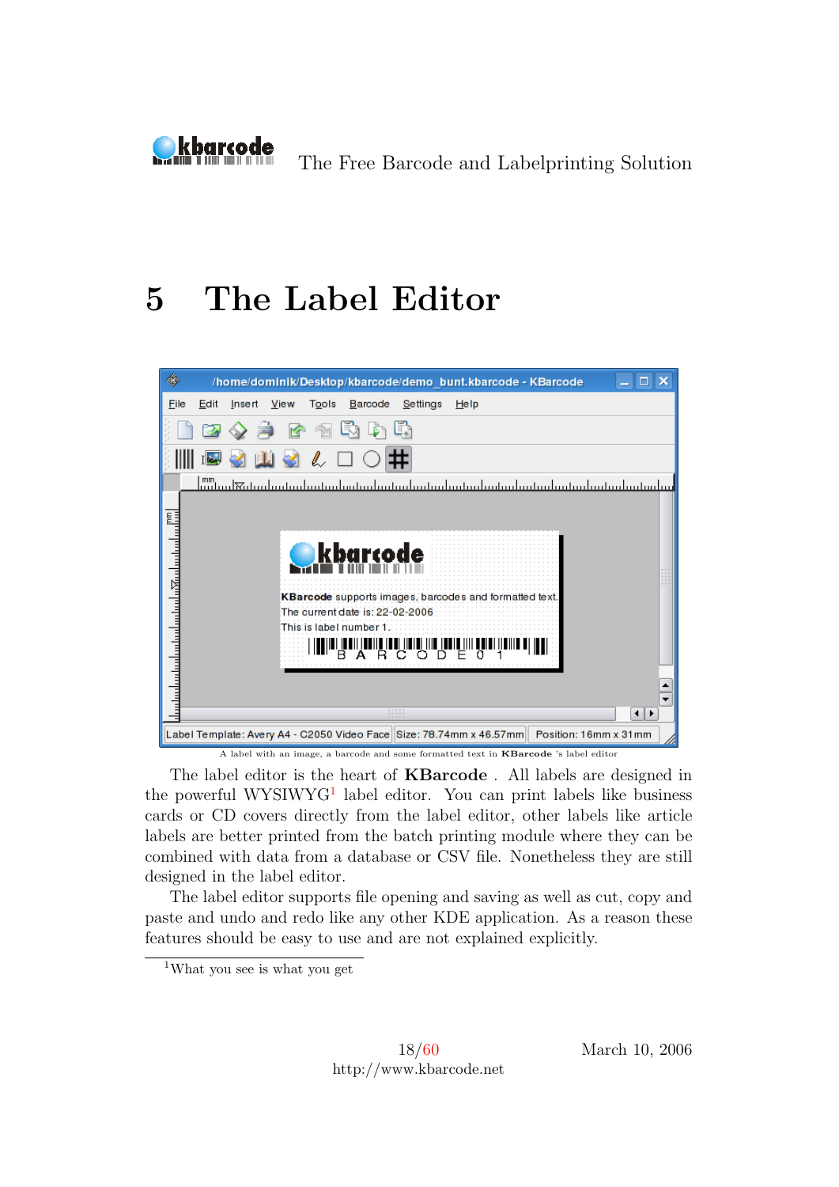# 5 The Label Editor

A label with an image, a barcode and some formatted text in **KBarcode** 's label editor

The label editor is the heart of **KBarcode** . All labels are designed in the powerful WYSIWYG[1] label editor. You can print labels like business cards or CD covers directly from the label editor, other labels like article labels are better printed from the batch printing module where they can be combined with data from a database or CSV file. Nonetheless they are still designed in the label editor.

The label editor supports file opening and saving as well as cut, copy and paste and undo and redo like any other KDE application. As a reason these features should be easy to use and are not explained explicitly.

[1] What you see is what you get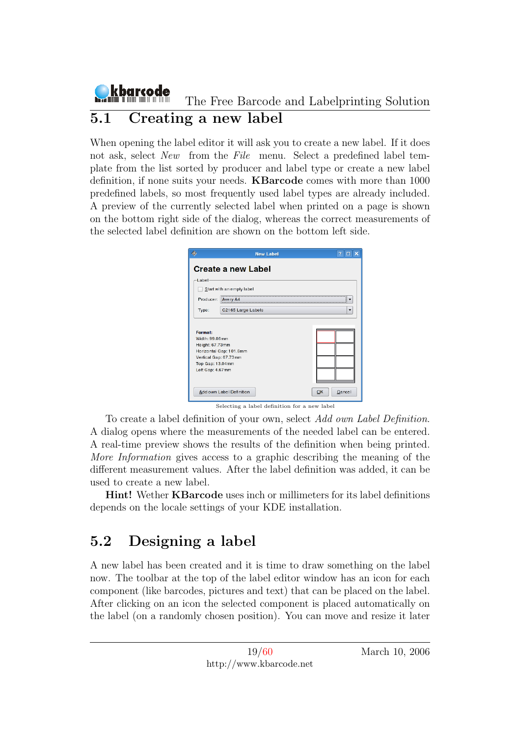## 5.1 Creating a new label

When opening the label editor it will ask you to create a new label. If it does not ask, select *New* from the *File* menu. Select a predefined label template from the list sorted by producer and label type or create a new label definition, if none suits your needs. **KBarcode** comes with more than 1000 predefined labels, so most frequently used label types are already included. A preview of the currently selected label when printed on a page is shown on the bottom right side of the dialog, whereas the correct measurements of the selected label definition are shown on the bottom left side.

Selecting a label definition for a new label

To create a label definition of your own, select *Add own Label Definition*. A dialog opens where the measurements of the needed label can be entered. A real-time preview shows the results of the definition when being printed. *More Information* gives access to a graphic describing the meaning of the different measurement values. After the label definition was added, it can be used to create a new label.

**Hint!** Wether **KBarcode** uses inch or millimeters for its label definitions depends on the locale settings of your KDE installation.

## 5.2 Designing a label

A new label has been created and it is time to draw something on the label now. The toolbar at the top of the label editor window has an icon for each component (like barcodes, pictures and text) that can be placed on the label. After clicking on an icon the selected component is placed automatically on the label (on a randomly chosen position). You can move and resize it later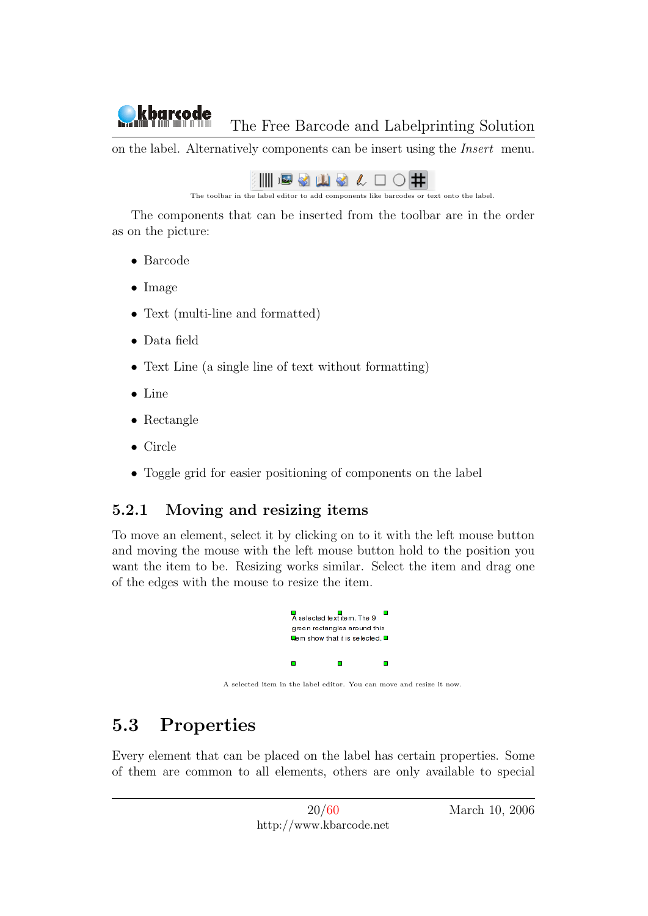on the label. Alternatively components can be insert using the *Insert* menu.

The toolbar in the label editor to add components like barcodes or text onto the label.

The components that can be inserted from the toolbar are in the order as on the picture:

- Barcode
- Image
- Text (multi-line and formatted)
- Data field
- Text Line (a single line of text without formatting)
- Line
- Rectangle
- Circle
- Toggle grid for easier positioning of components on the label

### 5.2.1 Moving and resizing items

To move an element, select it by clicking on to it with the left mouse button and moving the mouse with the left mouse button hold to the position you want the item to be. Resizing works similar. Select the item and drag one of the edges with the mouse to resize the item.

A selected item in the label editor. You can move and resize it now.

## 5.3 Properties

Every element that can be placed on the label has certain properties. Some of them are common to all elements, others are only available to special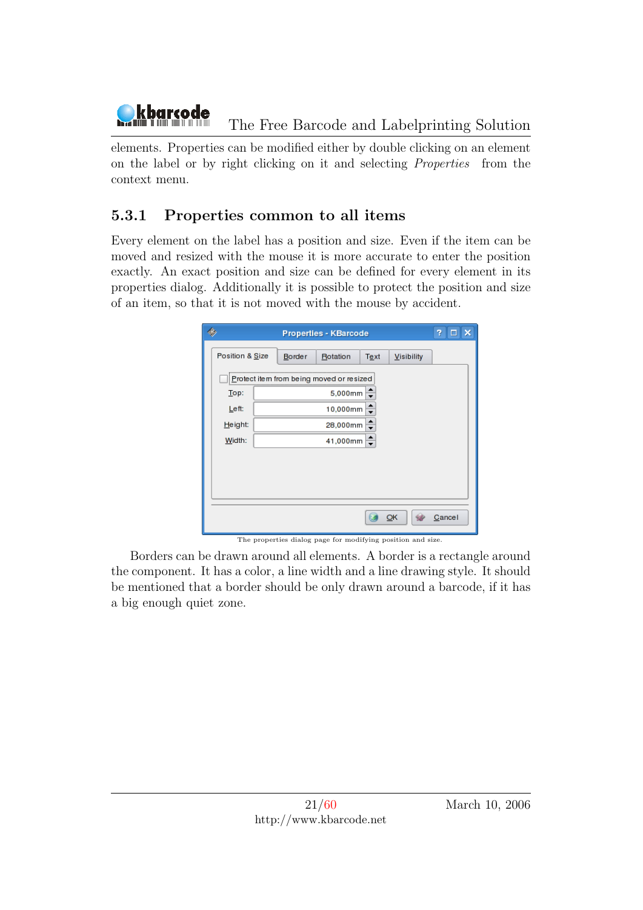elements. Properties can be modified either by double clicking on an element on the label or by right clicking on it and selecting *Properties* from the context menu.

### 5.3.1 Properties common to all items

Every element on the label has a position and size. Even if the item can be moved and resized with the mouse it is more accurate to enter the position exactly. An exact position and size can be defined for every element in its properties dialog. Additionally it is possible to protect the position and size of an item, so that it is not moved with the mouse by accident.

The properties dialog page for modifying position and size.

Borders can be drawn around all elements. A border is a rectangle around the component. It has a color, a line width and a line drawing style. It should be mentioned that a border should be only drawn around a barcode, if it has a big enough quiet zone.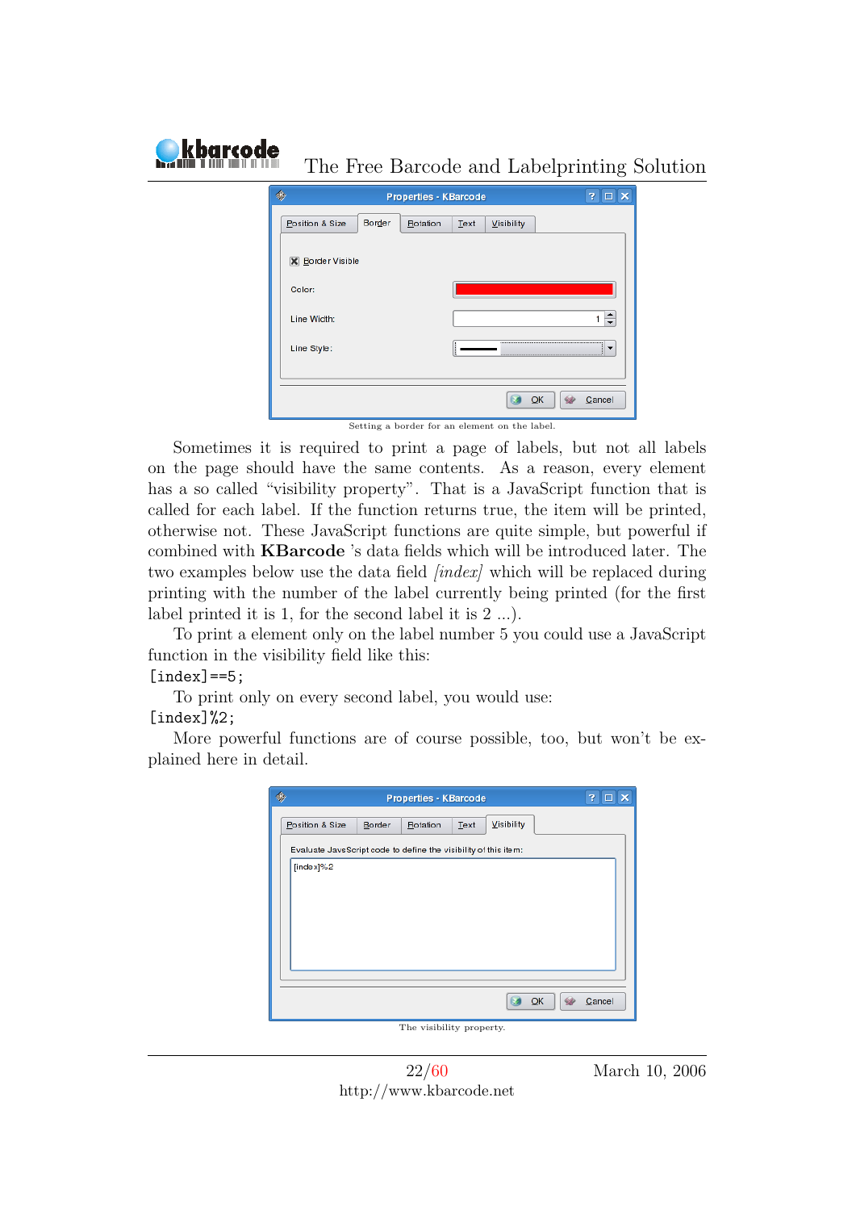Setting a border for an element on the label.

Sometimes it is required to print a page of labels, but not all labels on the page should have the same contents. As a reason, every element has a so called "visibility property". That is a JavaScript function that is called for each label. If the function returns true, the item will be printed, otherwise not. These JavaScript functions are quite simple, but powerful if combined with **KBarcode** 's data fields which will be introduced later. The two examples below use the data field *[index]* which will be replaced during printing with the number of the label currently being printed (for the first label printed it is 1, for the second label it is 2 ...).

To print a element only on the label number 5 you could use a JavaScript function in the visibility field like this:

```
[index]==5;
```

To print only on every second label, you would use:

```
[index]%2;
```

More powerful functions are of course possible, too, but won't be explained here in detail.

The visibility property.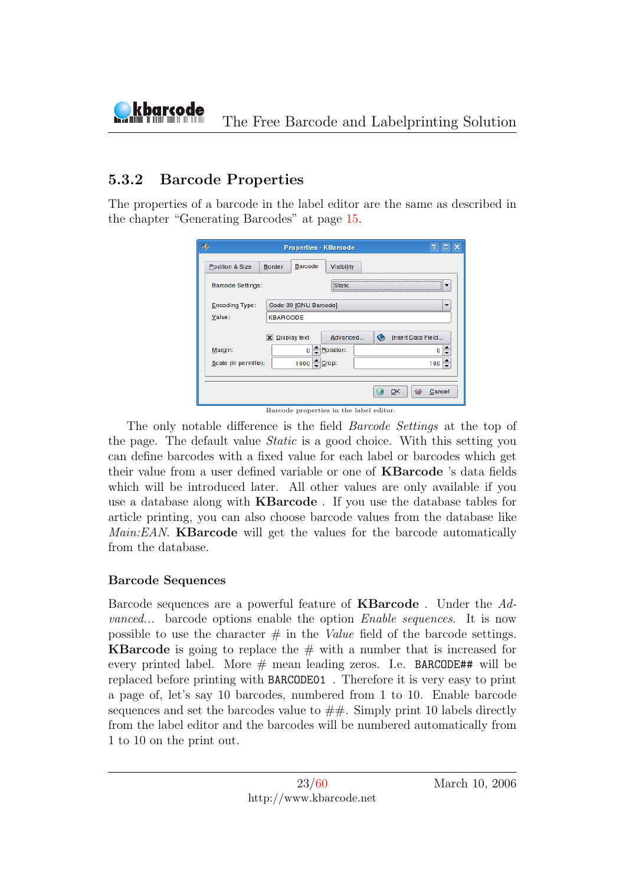### 5.3.2 Barcode Properties

The properties of a barcode in the label editor are the same as described in the chapter "Generating Barcodes" at page 15.

Barcode properties in the label editor.

The only notable difference is the field *Barcode Settings* at the top of the page. The default value *Static* is a good choice. With this setting you can define barcodes with a fixed value for each label or barcodes which get their value from a user defined variable or one of **KBarcode** 's data fields which will be introduced later. All other values are only available if you use a database along with **KBarcode** . If you use the database tables for article printing, you can also choose barcode values from the database like *Main:EAN*. **KBarcode** will get the values for the barcode automatically from the database.

#### Barcode Sequences

Barcode sequences are a powerful feature of **KBarcode** . Under the *Advanced...* barcode options enable the option *Enable sequences*. It is now possible to use the character # in the *Value* field of the barcode settings. **KBarcode** is going to replace the # with a number that is increased for every printed label. More # mean leading zeros. I.e. `BARCODE##` will be replaced before printing with `BARCODE01` . Therefore it is very easy to print a page of, let's say 10 barcodes, numbered from 1 to 10. Enable barcode sequences and set the barcodes value to ##. Simply print 10 labels directly from the label editor and the barcodes will be numbered automatically from 1 to 10 on the print out.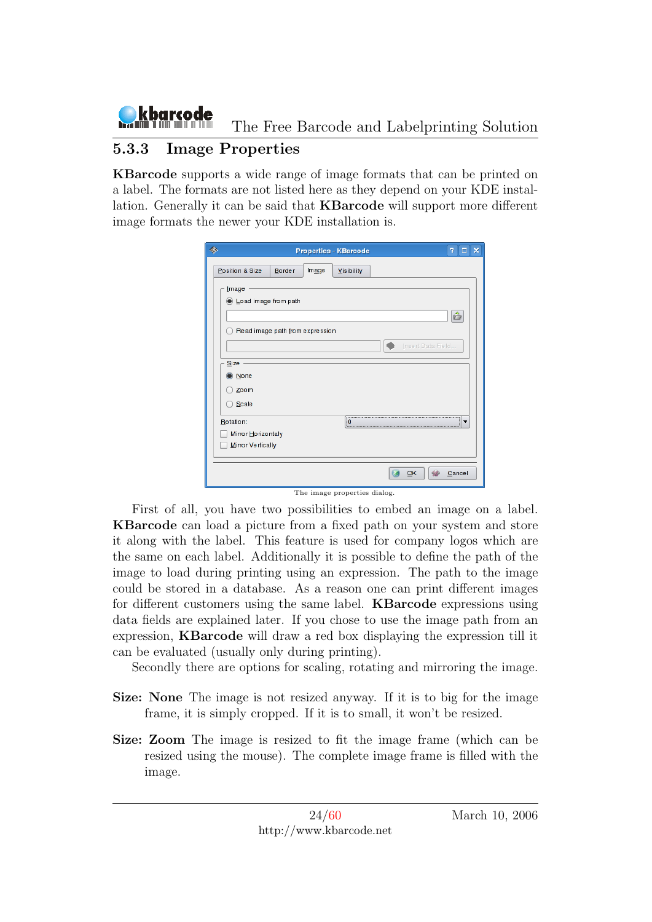### 5.3.3 Image Properties

**KBarcode** supports a wide range of image formats that can be printed on a label. The formats are not listed here as they depend on your KDE installation. Generally it can be said that **KBarcode** will support more different image formats the newer your KDE installation is.

The image properties dialog.

First of all, you have two possibilities to embed an image on a label. **KBarcode** can load a picture from a fixed path on your system and store it along with the label. This feature is used for company logos which are the same on each label. Additionally it is possible to define the path of the image to load during printing using an expression. The path to the image could be stored in a database. As a reason one can print different images for different customers using the same label. **KBarcode** expressions using data fields are explained later. If you chose to use the image path from an expression, **KBarcode** will draw a red box displaying the expression till it can be evaluated (usually only during printing).

Secondly there are options for scaling, rotating and mirroring the image.

**Size: None** The image is not resized anyway. If it is to big for the image frame, it is simply cropped. If it is to small, it won't be resized.

**Size: Zoom** The image is resized to fit the image frame (which can be resized using the mouse). The complete image frame is filled with the image.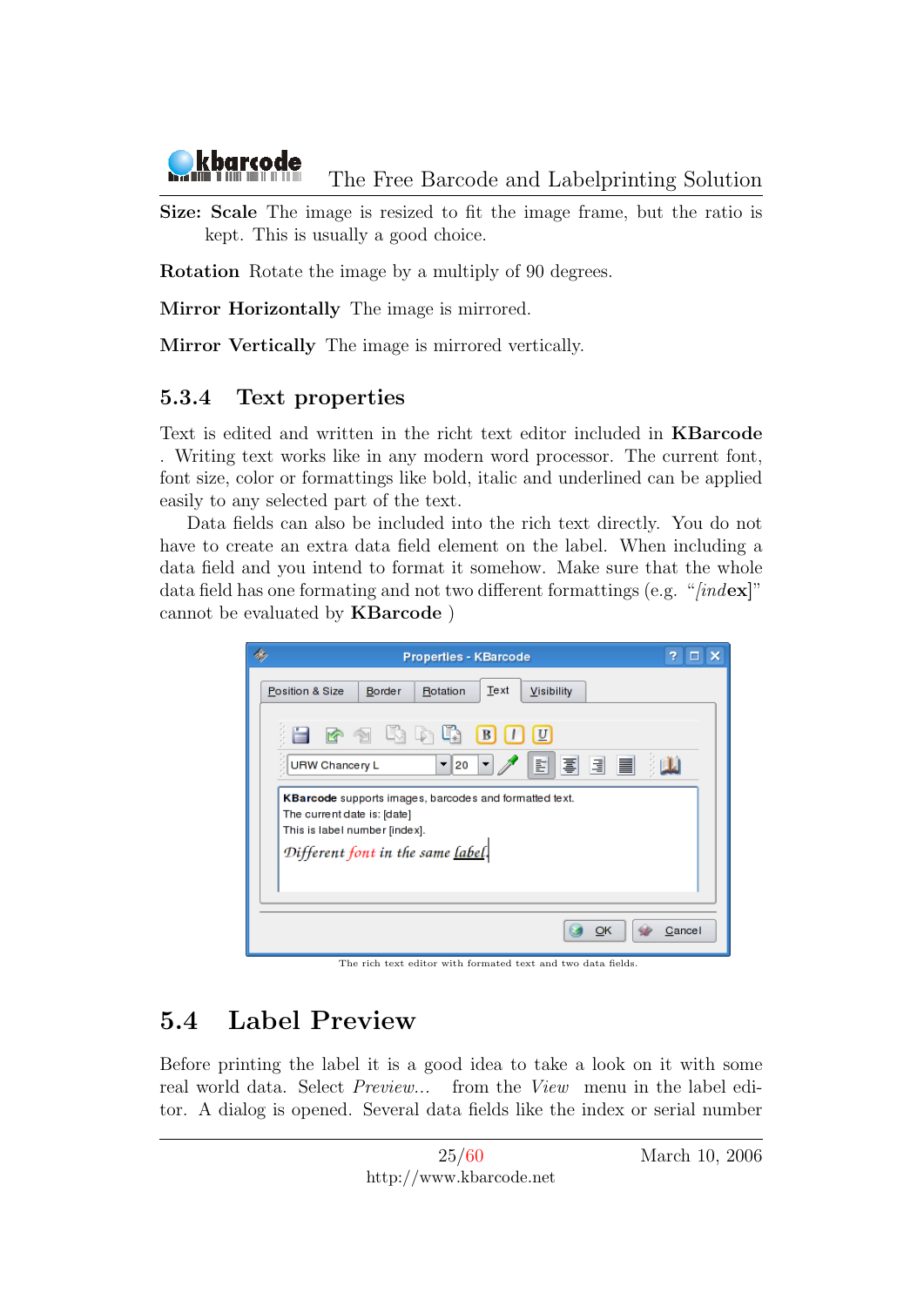**Size: Scale** The image is resized to fit the image frame, but the ratio is kept. This is usually a good choice.

**Rotation** Rotate the image by a multiply of 90 degrees.

**Mirror Horizontally** The image is mirrored.

**Mirror Vertically** The image is mirrored vertically.

### 5.3.4 Text properties

Text is edited and written in the richt text editor included in **KBarcode** . Writing text works like in any modern word processor. The current font, font size, color or formattings like bold, italic and underlined can be applied easily to any selected part of the text.

Data fields can also be included into the rich text directly. You do not have to create an extra data field element on the label. When including a data field and you intend to format it somehow. Make sure that the whole data field has one formating and not two different formattings (e.g. "*[ind***ex**]" cannot be evaluated by **KBarcode** )

The rich text editor with formated text and two data fields.

## 5.4 Label Preview

Before printing the label it is a good idea to take a look on it with some real world data. Select *Preview...* from the *View* menu in the label editor. A dialog is opened. Several data fields like the index or serial number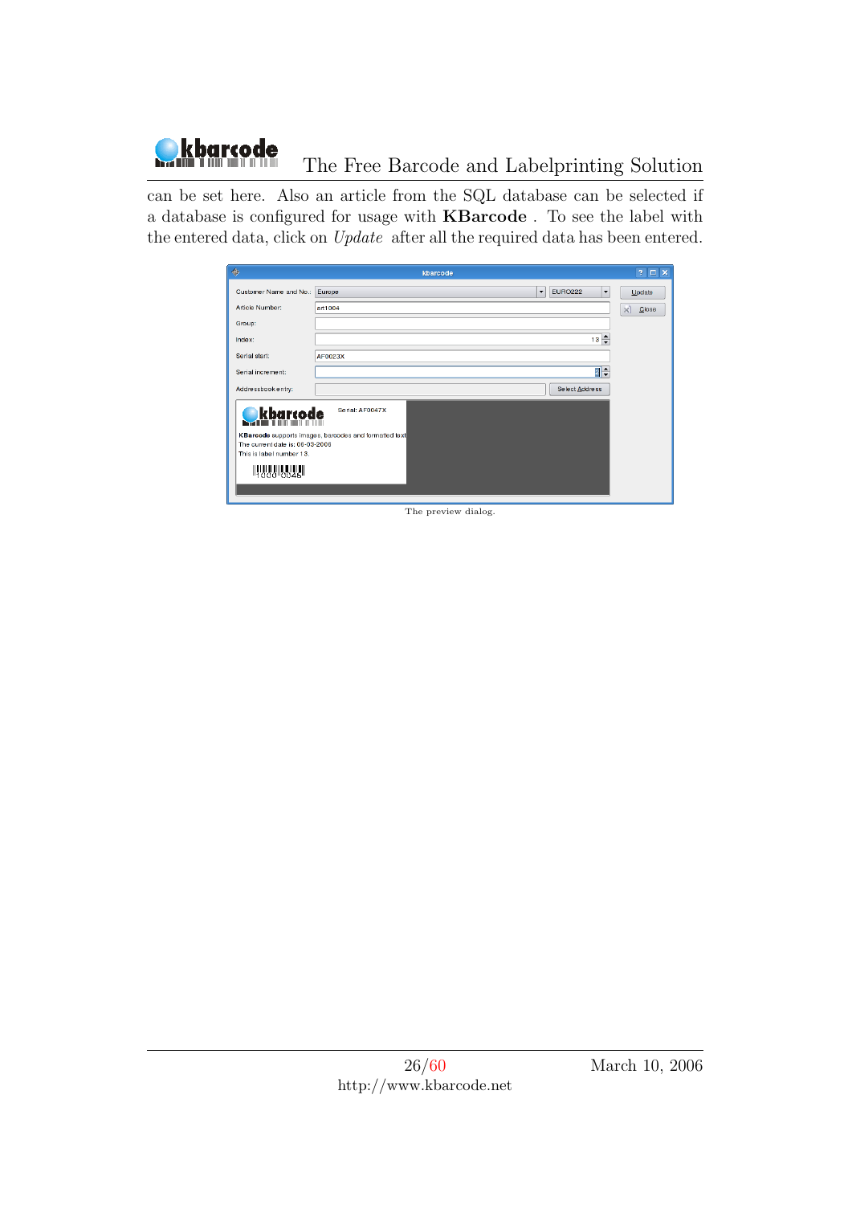can be set here. Also an article from the SQL database can be selected if a database is configured for usage with **KBarcode** . To see the label with the entered data, click on *Update* after all the required data has been entered.

The preview dialog.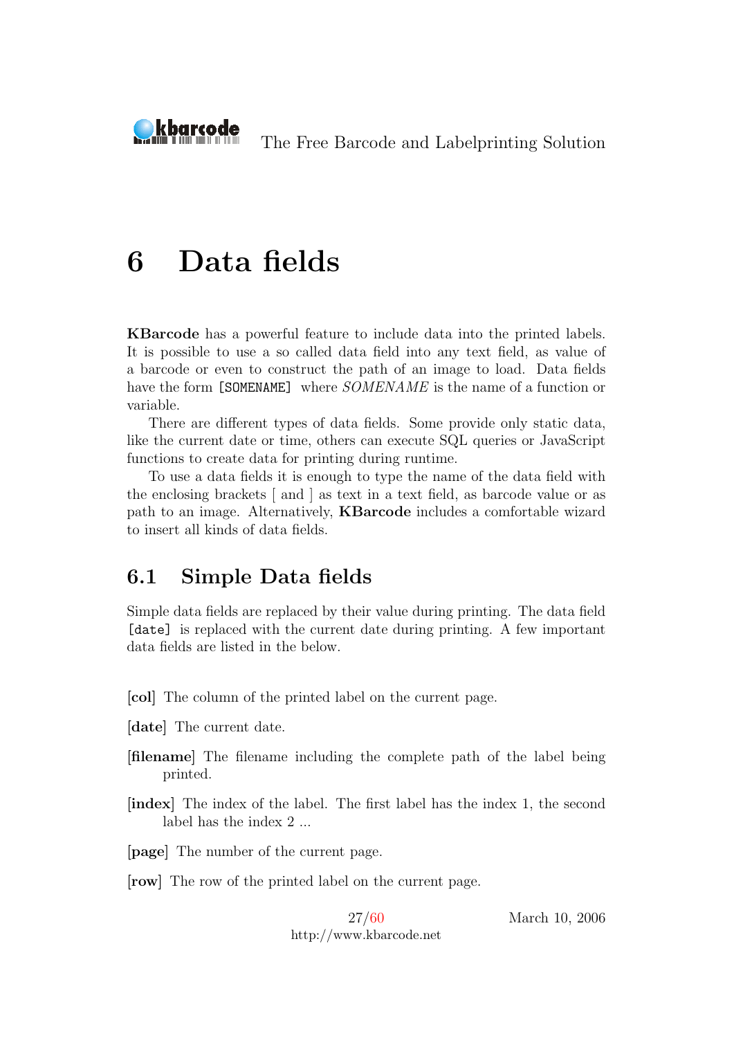# 6 Data fields

**KBarcode** has a powerful feature to include data into the printed labels. It is possible to use a so called data field into any text field, as value of a barcode or even to construct the path of an image to load. Data fields have the form `[SOMENAME]` where *SOMENAME* is the name of a function or variable.

There are different types of data fields. Some provide only static data, like the current date or time, others can execute SQL queries or JavaScript functions to create data for printing during runtime.

To use a data fields it is enough to type the name of the data field with the enclosing brackets [ and ] as text in a text field, as barcode value or as path to an image. Alternatively, **KBarcode** includes a comfortable wizard to insert all kinds of data fields.

## 6.1 Simple Data fields

Simple data fields are replaced by their value during printing. The data field `[date]` is replaced with the current date during printing. A few important data fields are listed in the below.

**[col]** The column of the printed label on the current page.

**[date]** The current date.

**[filename]** The filename including the complete path of the label being printed.

**[index]** The index of the label. The first label has the index 1, the second label has the index 2 ...

**[page]** The number of the current page.

**[row]** The row of the printed label on the current page.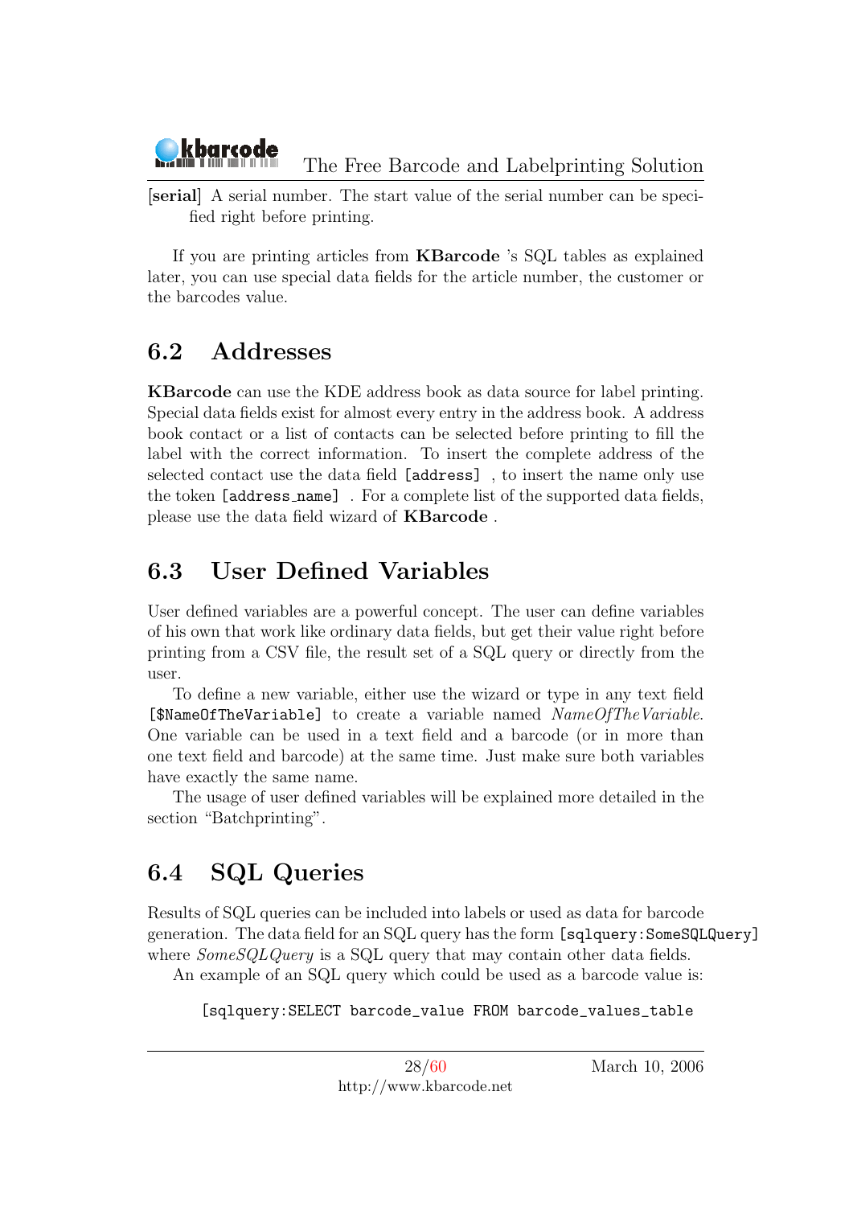**[serial]** A serial number. The start value of the serial number can be specified right before printing.

If you are printing articles from **KBarcode** 's SQL tables as explained later, you can use special data fields for the article number, the customer or the barcodes value.

## 6.2 Addresses

**KBarcode** can use the KDE address book as data source for label printing. Special data fields exist for almost every entry in the address book. A address book contact or a list of contacts can be selected before printing to fill the label with the correct information. To insert the complete address of the selected contact use the data field `[address]` , to insert the name only use the token `[address_name]` . For a complete list of the supported data fields, please use the data field wizard of **KBarcode** .

## 6.3 User Defined Variables

User defined variables are a powerful concept. The user can define variables of his own that work like ordinary data fields, but get their value right before printing from a CSV file, the result set of a SQL query or directly from the user.

To define a new variable, either use the wizard or type in any text field `[$NameOfTheVariable]` to create a variable named *NameOfTheVariable*. One variable can be used in a text field and a barcode (or in more than one text field and barcode) at the same time. Just make sure both variables have exactly the same name.

The usage of user defined variables will be explained more detailed in the section "Batchprinting".

## 6.4 SQL Queries

Results of SQL queries can be included into labels or used as data for barcode generation. The data field for an SQL query has the form `[sqlquery:SomeSQLQuery]` where *SomeSQLQuery* is a SQL query that may contain other data fields.

An example of an SQL query which could be used as a barcode value is:

```
[sqlquery:SELECT barcode_value FROM barcode_values_table
```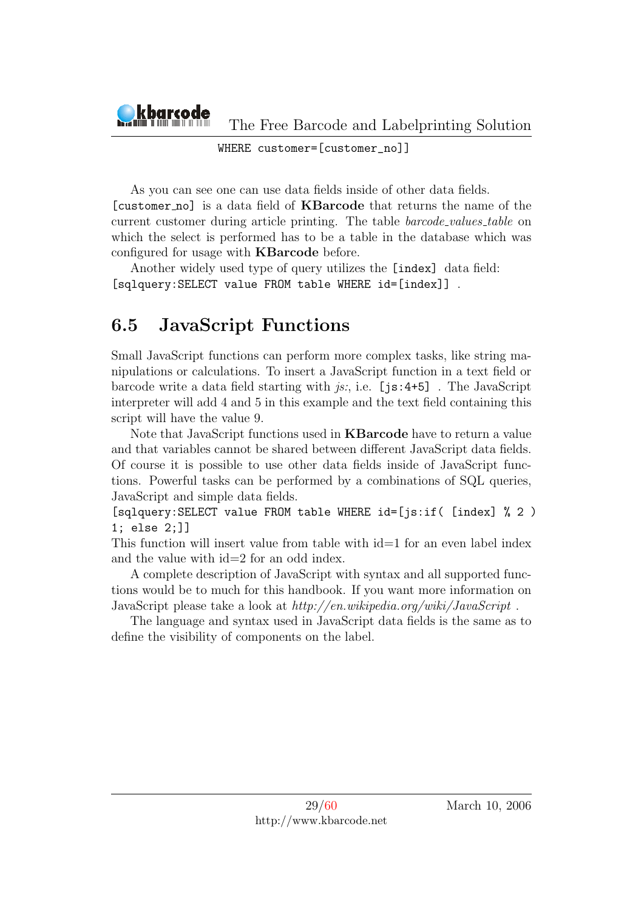```
WHERE customer=[customer_no]]
```

As you can see one can use data fields inside of other data fields. `[customer_no]` is a data field of **KBarcode** that returns the name of the current customer during article printing. The table *barcode_values_table* on which the select is performed has to be a table in the database which was configured for usage with **KBarcode** before.

Another widely used type of query utilizes the `[index]` data field: `[sqlquery:SELECT value FROM table WHERE id=[index]]` .

## 6.5 JavaScript Functions

Small JavaScript functions can perform more complex tasks, like string manipulations or calculations. To insert a JavaScript function in a text field or barcode write a data field starting with *js:*, i.e. `[js:4+5]` . The JavaScript interpreter will add 4 and 5 in this example and the text field containing this script will have the value 9.

Note that JavaScript functions used in **KBarcode** have to return a value and that variables cannot be shared between different JavaScript data fields. Of course it is possible to use other data fields inside of JavaScript functions. Powerful tasks can be performed by a combinations of SQL queries, JavaScript and simple data fields.

```
[sqlquery:SELECT value FROM table WHERE id=[js:if( [index] % 2 )
1; else 2;]]
```

This function will insert value from table with id=1 for an even label index and the value with id=2 for an odd index.

A complete description of JavaScript with syntax and all supported functions would be to much for this handbook. If you want more information on JavaScript please take a look at *http://en.wikipedia.org/wiki/JavaScript* .

The language and syntax used in JavaScript data fields is the same as to define the visibility of components on the label.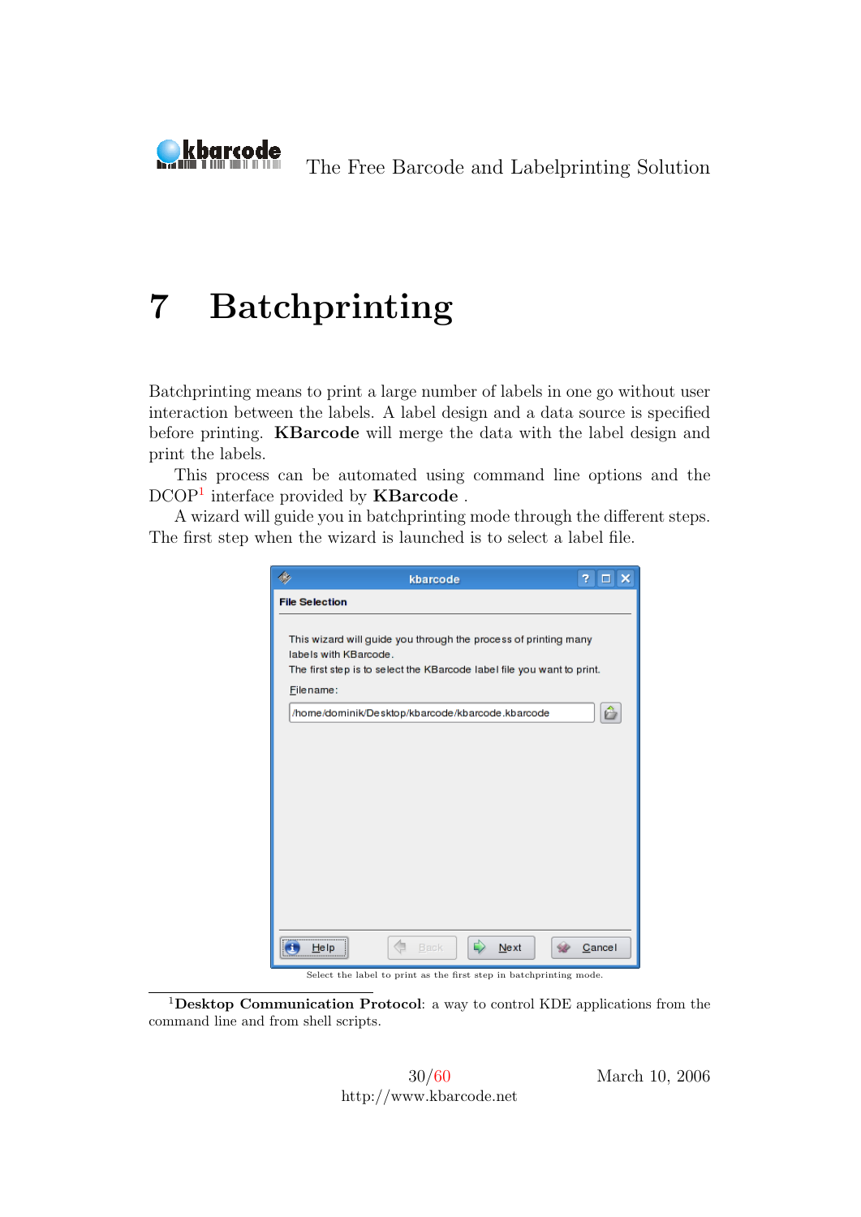# 7 Batchprinting

Batchprinting means to print a large number of labels in one go without user interaction between the labels. A label design and a data source is specified before printing. **KBarcode** will merge the data with the label design and print the labels.

This process can be automated using command line options and the DCOP[1] interface provided by **KBarcode** .

A wizard will guide you in batchprinting mode through the different steps. The first step when the wizard is launched is to select a label file.

Select the label to print as the first step in batchprinting mode.

[1]**Desktop Communication Protocol**: a way to control KDE applications from the command line and from shell scripts.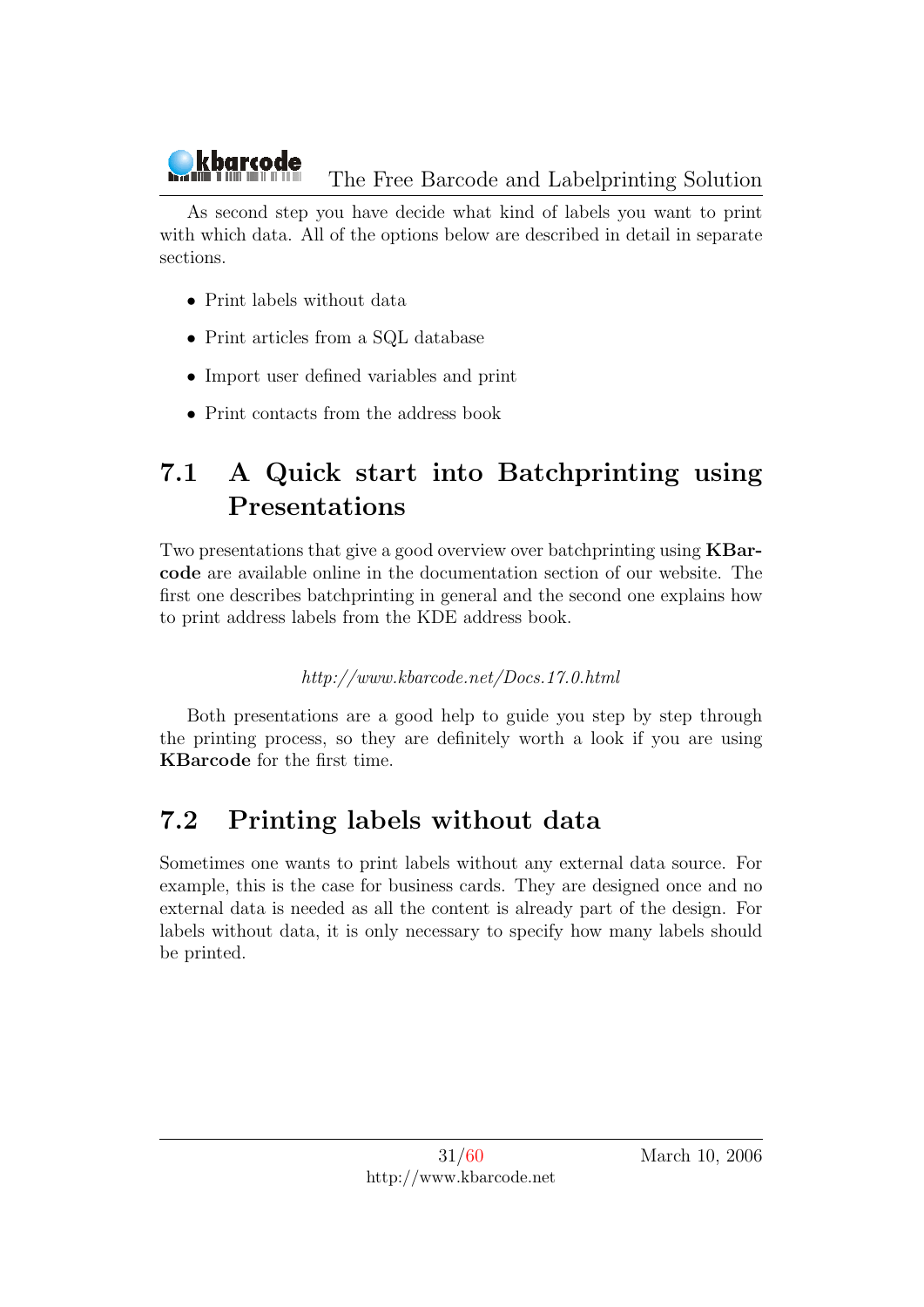As second step you have decide what kind of labels you want to print with which data. All of the options below are described in detail in separate sections.

- Print labels without data
- Print articles from a SQL database
- Import user defined variables and print
- Print contacts from the address book

## 7.1 A Quick start into Batchprinting using Presentations

Two presentations that give a good overview over batchprinting using **KBarcode** are available online in the documentation section of our website. The first one describes batchprinting in general and the second one explains how to print address labels from the KDE address book.

*http://www.kbarcode.net/Docs.17.0.html*

Both presentations are a good help to guide you step by step through the printing process, so they are definitely worth a look if you are using **KBarcode** for the first time.

## 7.2 Printing labels without data

Sometimes one wants to print labels without any external data source. For example, this is the case for business cards. They are designed once and no external data is needed as all the content is already part of the design. For labels without data, it is only necessary to specify how many labels should be printed.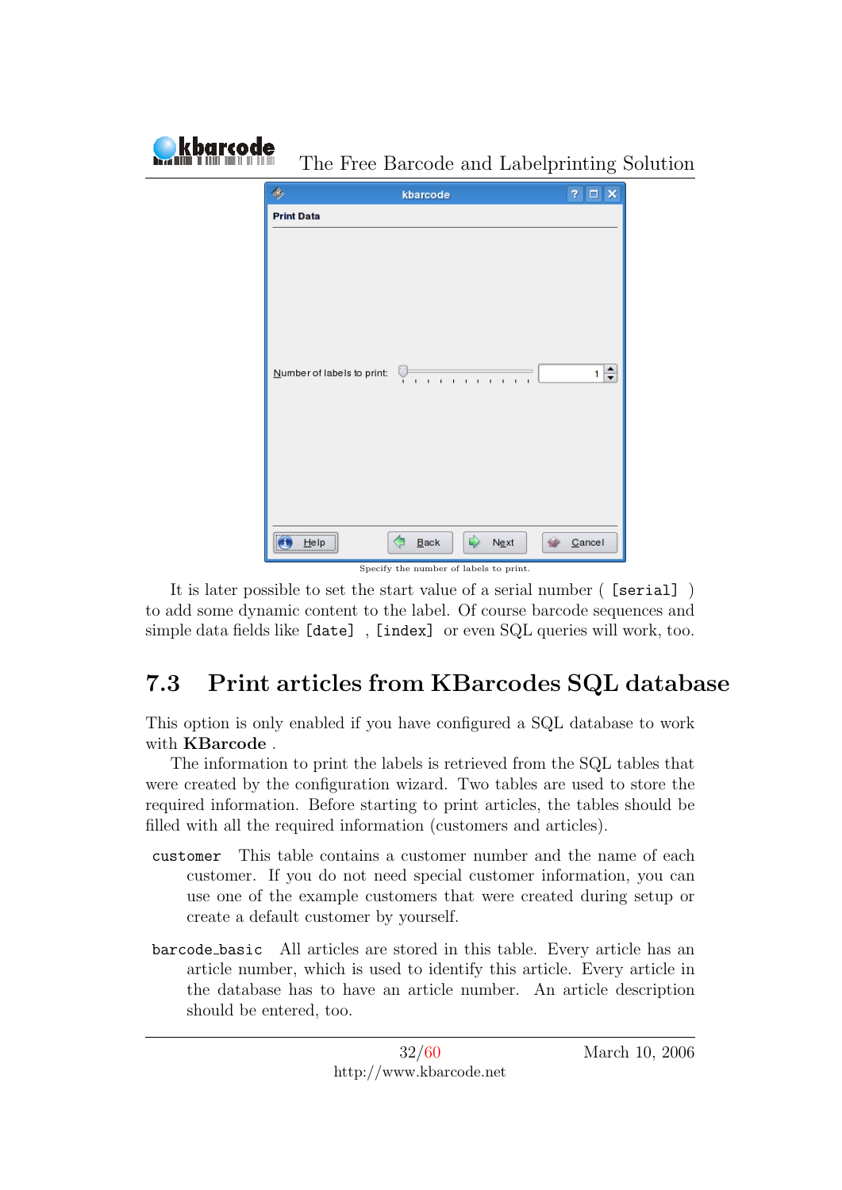Specify the number of labels to print.

It is later possible to set the start value of a serial number ( `[serial]` ) to add some dynamic content to the label. Of course barcode sequences and simple data fields like `[date]` , `[index]` or even SQL queries will work, too.

## 7.3 Print articles from KBarcodes SQL database

This option is only enabled if you have configured a SQL database to work with **KBarcode** .

The information to print the labels is retrieved from the SQL tables that were created by the configuration wizard. Two tables are used to store the required information. Before starting to print articles, the tables should be filled with all the required information (customers and articles).

`customer` This table contains a customer number and the name of each customer. If you do not need special customer information, you can use one of the example customers that were created during setup or create a default customer by yourself.

`barcode_basic` All articles are stored in this table. Every article has an article number, which is used to identify this article. Every article in the database has to have an article number. An article description should be entered, too.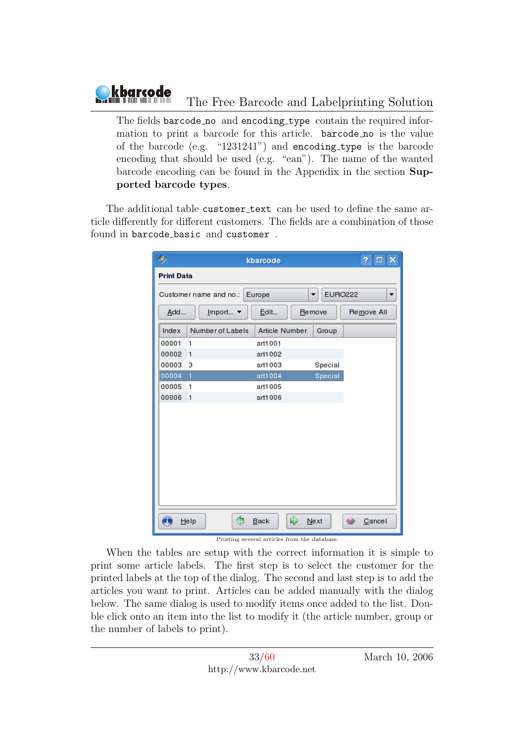The fields `barcode_no` and `encoding_type` contain the required information to print a barcode for this article. `barcode_no` is the value of the barcode (e.g. "1231241") and `encoding_type` is the barcode encoding that should be used (e.g. "ean"). The name of the wanted barcode encoding can be found in the Appendix in the section **Supported barcode types**.

The additional table `customer_text` can be used to define the same article differently for different customers. The fields are a combination of those found in `barcode_basic` and `customer` .

Printing several articles from the database.

When the tables are setup with the correct information it is simple to print some article labels. The first step is to select the customer for the printed labels at the top of the dialog. The second and last step is to add the articles you want to print. Articles can be added manually with the dialog below. The same dialog is used to modify items once added to the list. Double click onto an item into the list to modify it (the article number, group or the number of labels to print).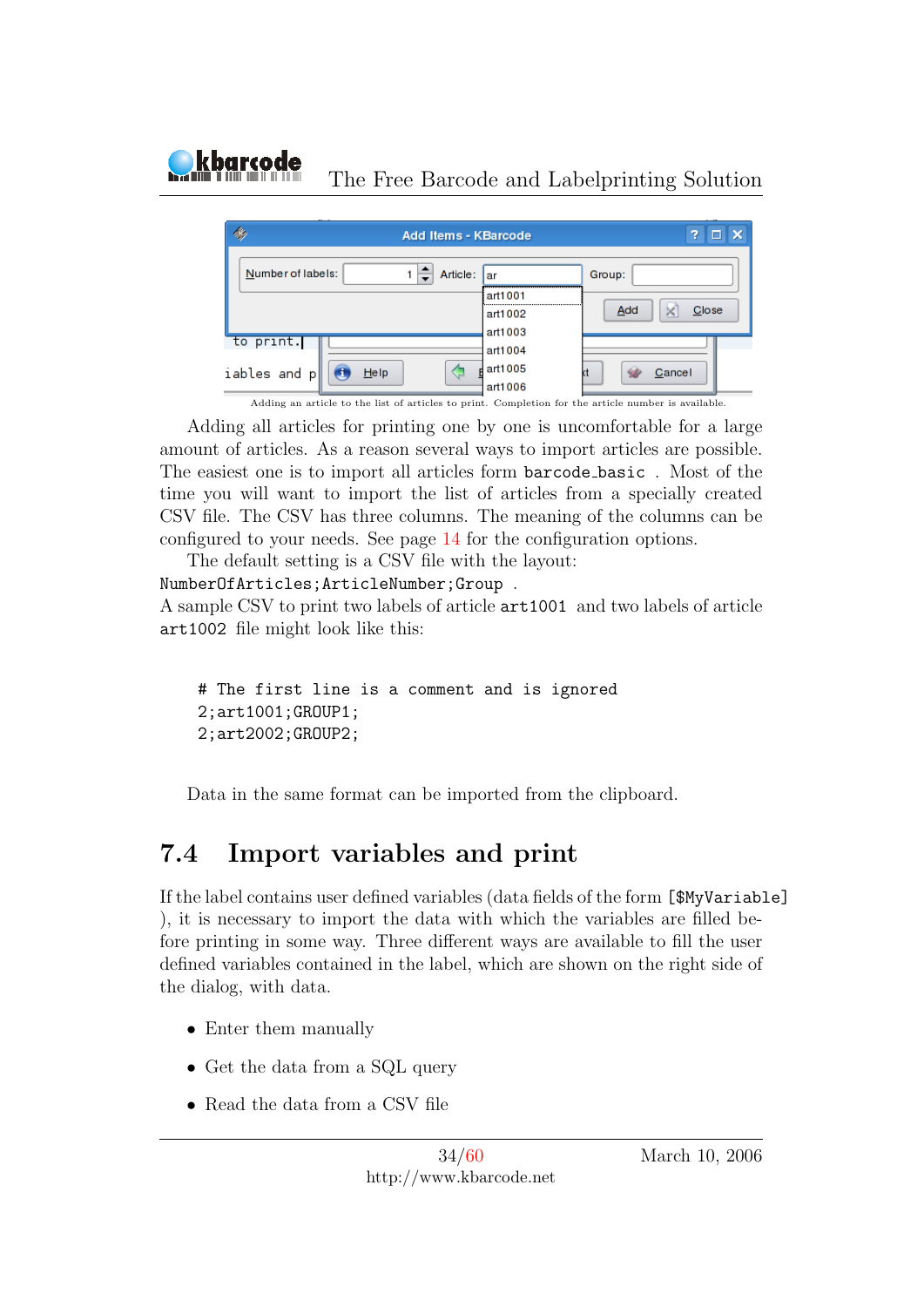Adding an article to the list of articles to print. Completion for the article number is available.

Adding all articles for printing one by one is uncomfortable for a large amount of articles. As a reason several ways to import articles are possible. The easiest one is to import all articles form `barcode_basic` . Most of the time you will want to import the list of articles from a specially created CSV file. The CSV has three columns. The meaning of the columns can be configured to your needs. See page 14 for the configuration options.

The default setting is a CSV file with the layout:
`NumberOfArticles;ArticleNumber;Group` .
A sample CSV to print two labels of article `art1001` and two labels of article `art1002` file might look like this:

```
# The first line is a comment and is ignored
2;art1001;GROUP1;
2;art2002;GROUP2;
```

Data in the same format can be imported from the clipboard.

## 7.4 Import variables and print

If the label contains user defined variables (data fields of the form `[$MyVariable]` ), it is necessary to import the data with which the variables are filled before printing in some way. Three different ways are available to fill the user defined variables contained in the label, which are shown on the right side of the dialog, with data.

- Enter them manually
- Get the data from a SQL query
- Read the data from a CSV file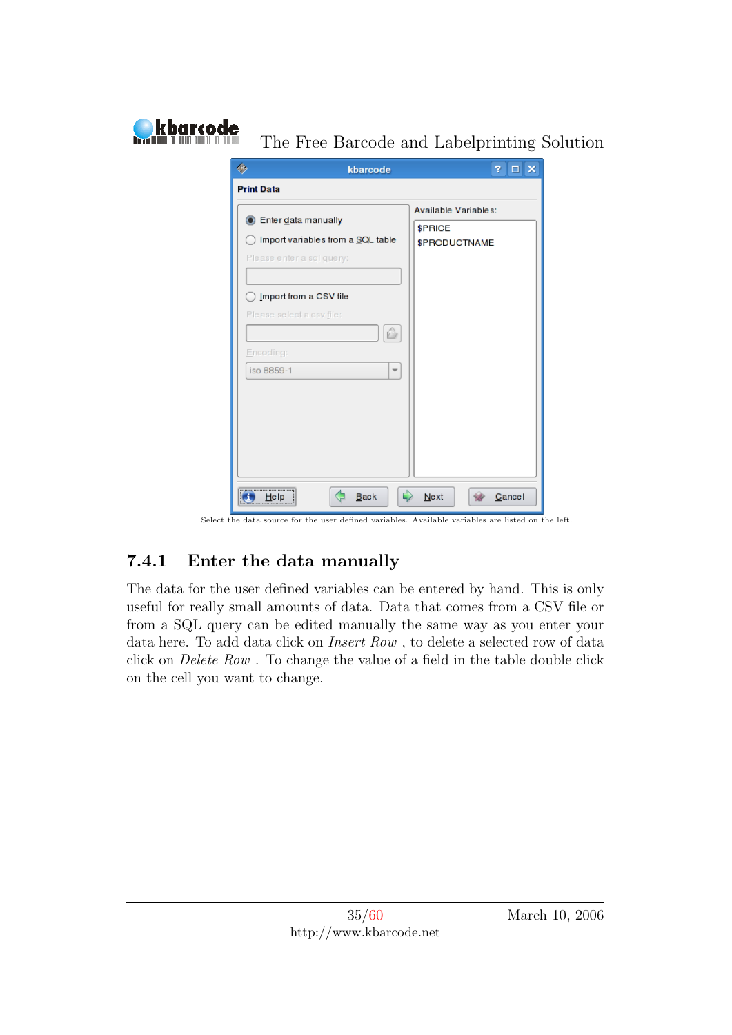Select the data source for the user defined variables. Available variables are listed on the left.

### 7.4.1 Enter the data manually

The data for the user defined variables can be entered by hand. This is only useful for really small amounts of data. Data that comes from a CSV file or from a SQL query can be edited manually the same way as you enter your data here. To add data click on *Insert Row* , to delete a selected row of data click on *Delete Row* . To change the value of a field in the table double click on the cell you want to change.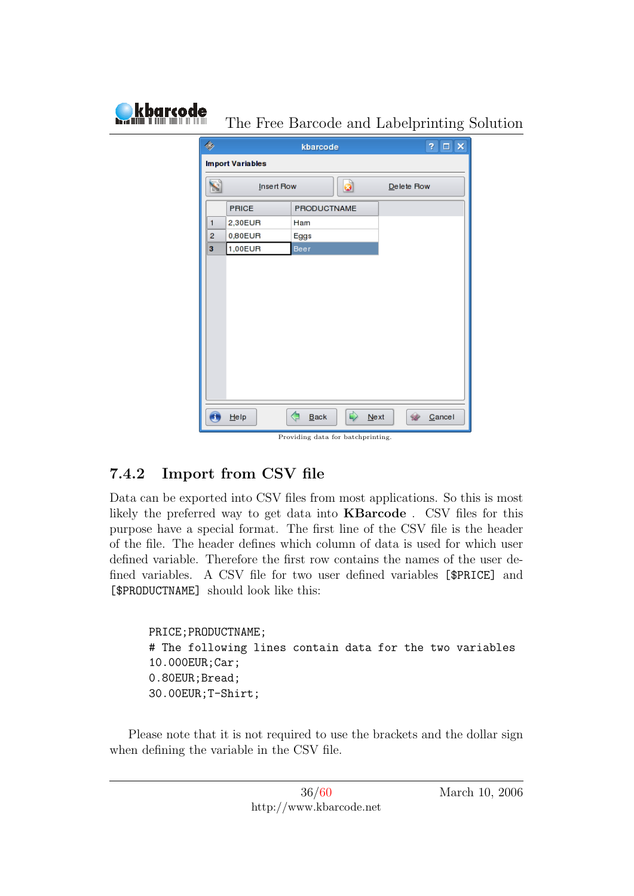Providing data for batchprinting.

### 7.4.2 Import from CSV file

Data can be exported into CSV files from most applications. So this is most likely the preferred way to get data into **KBarcode** . CSV files for this purpose have a special format. The first line of the CSV file is the header of the file. The header defines which column of data is used for which user defined variable. Therefore the first row contains the names of the user defined variables. A CSV file for two user defined variables `[$PRICE]` and `[$PRODUCTNAME]` should look like this:

```
PRICE;PRODUCTNAME;
# The following lines contain data for the two variables
10.000EUR;Car;
0.80EUR;Bread;
30.00EUR;T-Shirt;
```

Please note that it is not required to use the brackets and the dollar sign when defining the variable in the CSV file.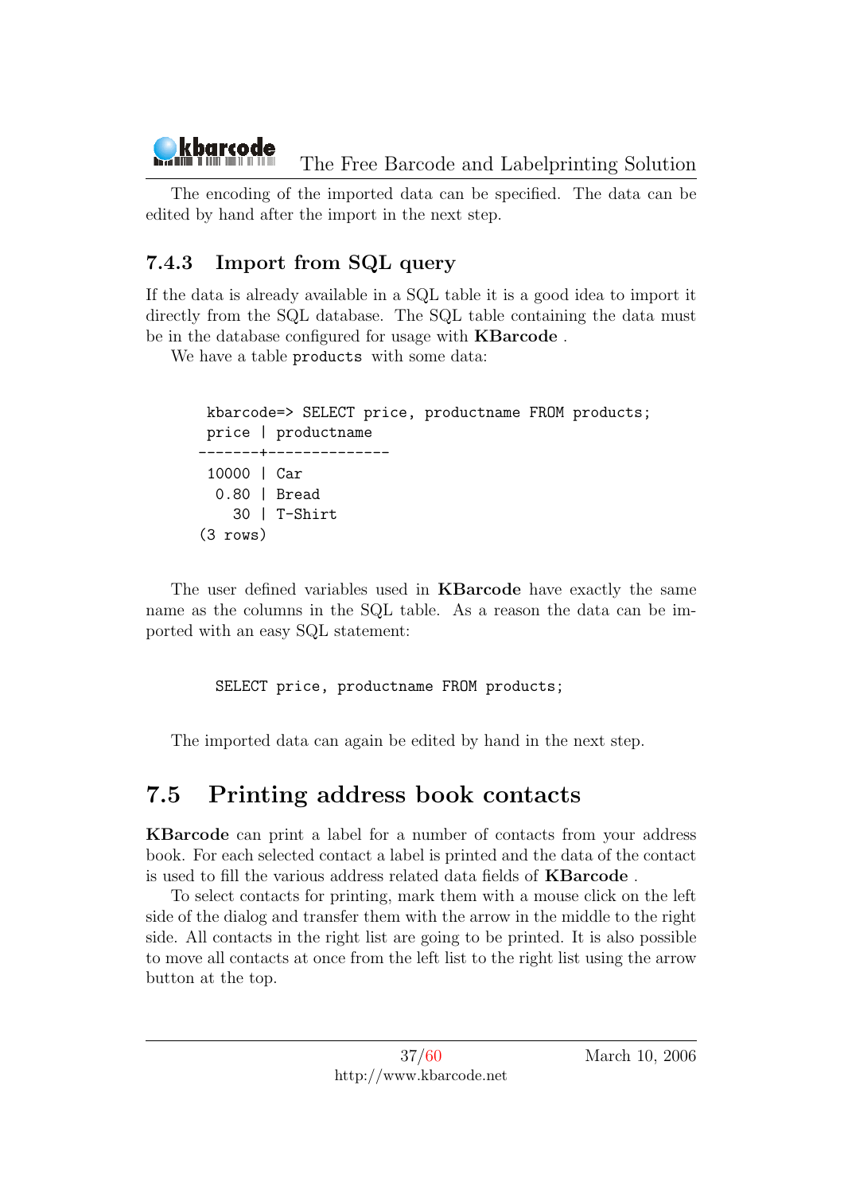The encoding of the imported data can be specified. The data can be edited by hand after the import in the next step.

### 7.4.3 Import from SQL query

If the data is already available in a SQL table it is a good idea to import it directly from the SQL database. The SQL table containing the data must be in the database configured for usage with **KBarcode** .

We have a table `products` with some data:

```
 kbarcode=> SELECT price, productname FROM products;
 price | productname
-------+--------------
 10000 | Car
  0.80 | Bread
    30 | T-Shirt
(3 rows)
```

The user defined variables used in **KBarcode** have exactly the same name as the columns in the SQL table. As a reason the data can be imported with an easy SQL statement:

```
SELECT price, productname FROM products;
```

The imported data can again be edited by hand in the next step.

## 7.5 Printing address book contacts

**KBarcode** can print a label for a number of contacts from your address book. For each selected contact a label is printed and the data of the contact is used to fill the various address related data fields of **KBarcode** .

To select contacts for printing, mark them with a mouse click on the left side of the dialog and transfer them with the arrow in the middle to the right side. All contacts in the right list are going to be printed. It is also possible to move all contacts at once from the left list to the right list using the arrow button at the top.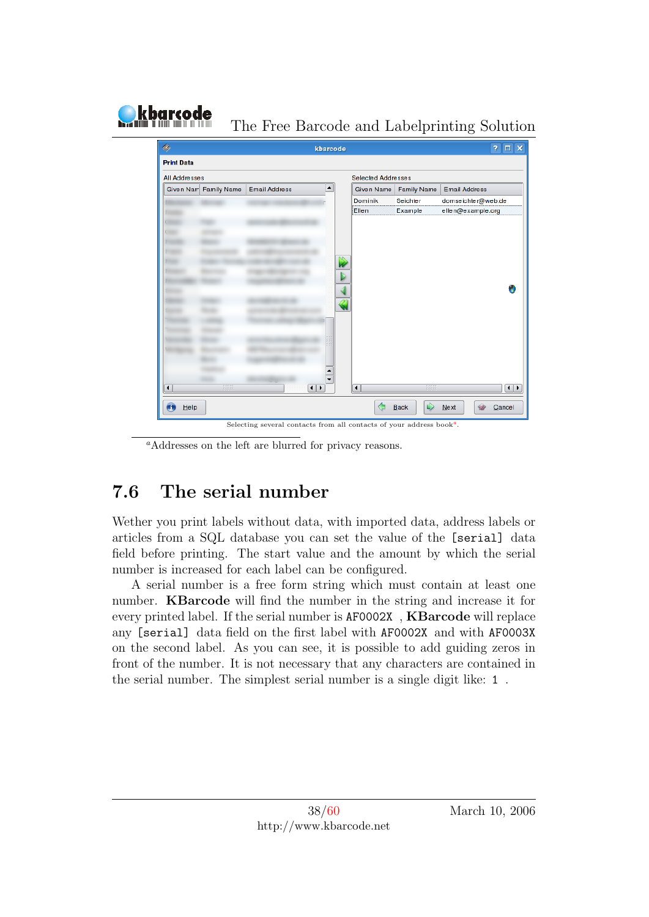Selecting several contacts from all contacts of your address book[a].

[a]Addresses on the left are blurred for privacy reasons.

## 7.6 The serial number

Wether you print labels without data, with imported data, address labels or articles from a SQL database you can set the value of the [serial] data field before printing. The start value and the amount by which the serial number is increased for each label can be configured.

A serial number is a free form string which must contain at least one number. **KBarcode** will find the number in the string and increase it for every printed label. If the serial number is AF0002X , **KBarcode** will replace any [serial] data field on the first label with AF0002X and with AF0003X on the second label. As you can see, it is possible to add guiding zeros in front of the number. It is not necessary that any characters are contained in the serial number. The simplest serial number is a single digit like: 1 .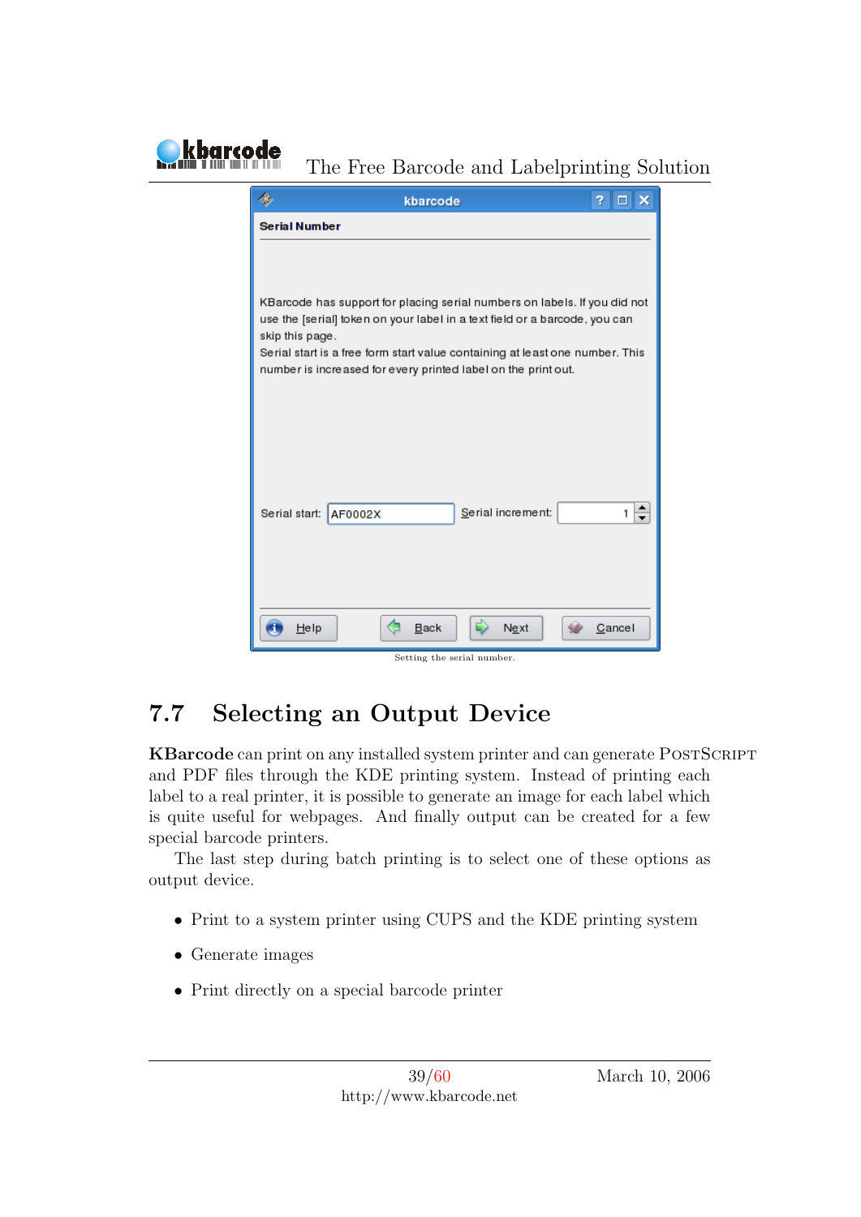Setting the serial number.

## 7.7 Selecting an Output Device

**KBarcode** can print on any installed system printer and can generate PostScript and PDF files through the KDE printing system. Instead of printing each label to a real printer, it is possible to generate an image for each label which is quite useful for webpages. And finally output can be created for a few special barcode printers.

The last step during batch printing is to select one of these options as output device.

- Print to a system printer using CUPS and the KDE printing system
- Generate images
- Print directly on a special barcode printer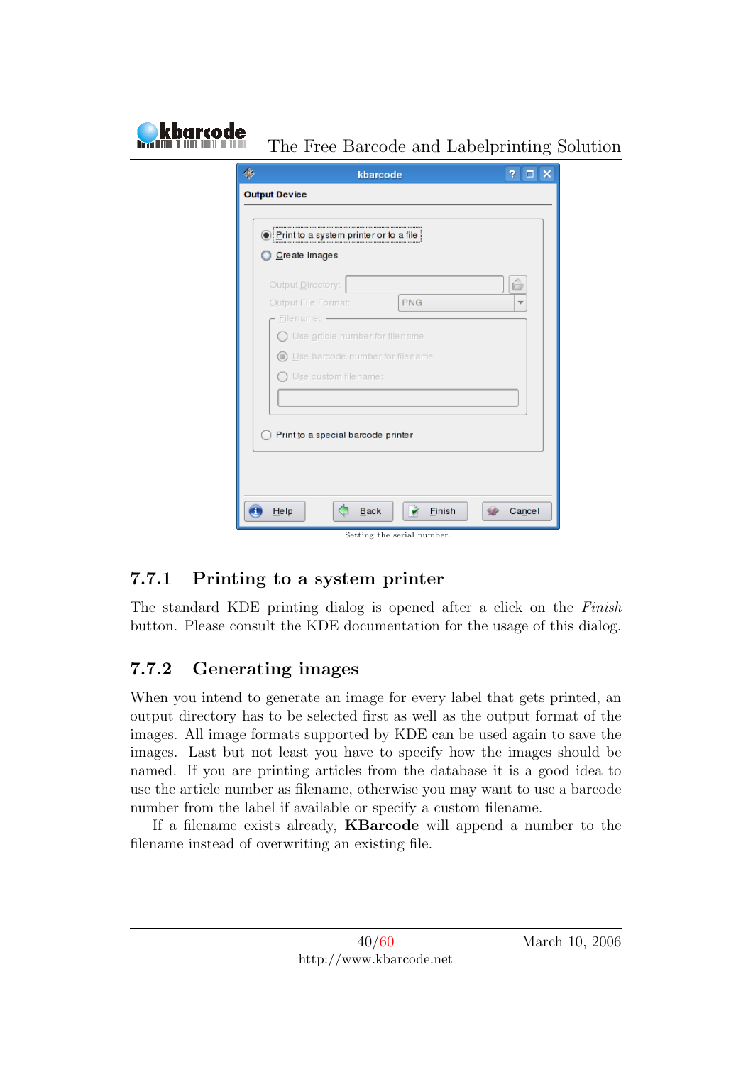Setting the serial number.

### 7.7.1 Printing to a system printer

The standard KDE printing dialog is opened after a click on the *Finish* button. Please consult the KDE documentation for the usage of this dialog.

### 7.7.2 Generating images

When you intend to generate an image for every label that gets printed, an output directory has to be selected first as well as the output format of the images. All image formats supported by KDE can be used again to save the images. Last but not least you have to specify how the images should be named. If you are printing articles from the database it is a good idea to use the article number as filename, otherwise you may want to use a barcode number from the label if available or specify a custom filename.

If a filename exists already, **KBarcode** will append a number to the filename instead of overwriting an existing file.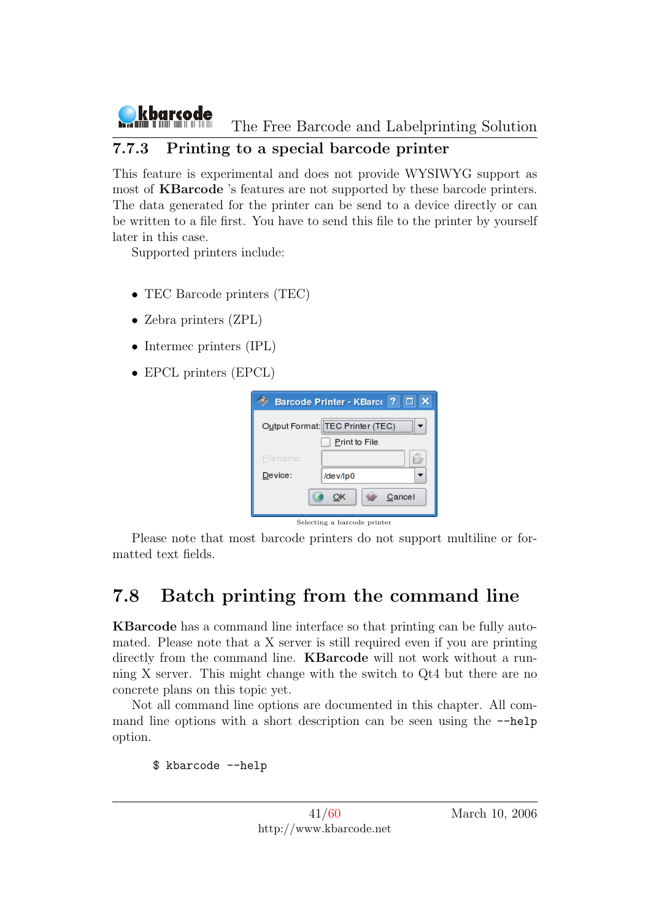### 7.7.3 Printing to a special barcode printer

This feature is experimental and does not provide WYSIWYG support as most of **KBarcode** 's features are not supported by these barcode printers. The data generated for the printer can be send to a device directly or can be written to a file first. You have to send this file to the printer by yourself later in this case.

Supported printers include:

- TEC Barcode printers (TEC)
- Zebra printers (ZPL)
- Intermec printers (IPL)
- EPCL printers (EPCL)

Selecting a barcode printer

Please note that most barcode printers do not support multiline or formatted text fields.

## 7.8 Batch printing from the command line

**KBarcode** has a command line interface so that printing can be fully automated. Please note that a X server is still required even if you are printing directly from the command line. **KBarcode** will not work without a running X server. This might change with the switch to Qt4 but there are no concrete plans on this topic yet.

Not all command line options are documented in this chapter. All command line options with a short description can be seen using the `--help` option.

```
$ kbarcode --help
```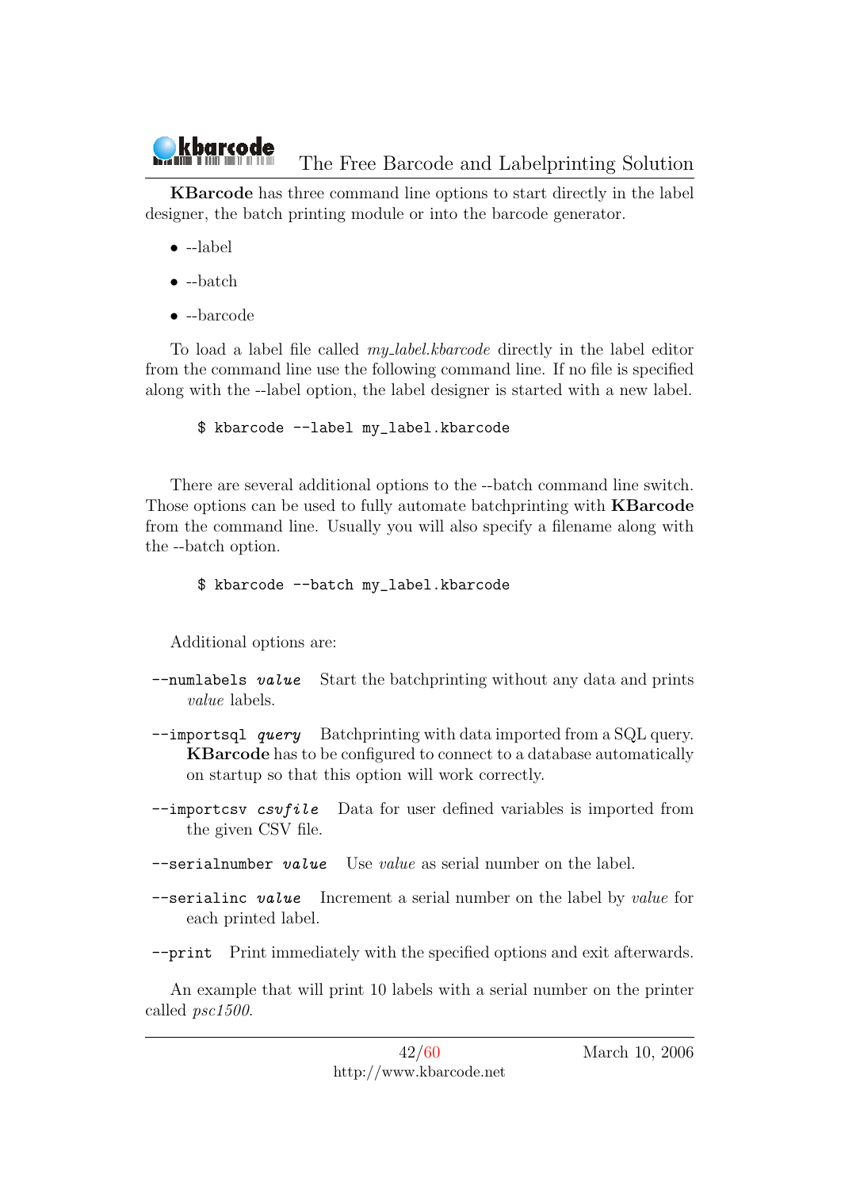**KBarcode** has three command line options to start directly in the label designer, the batch printing module or into the barcode generator.

- --label
- --batch
- --barcode

To load a label file called *my_label.kbarcode* directly in the label editor from the command line use the following command line. If no file is specified along with the --label option, the label designer is started with a new label.

```
$ kbarcode --label my_label.kbarcode
```

There are several additional options to the --batch command line switch. Those options can be used to fully automate batchprinting with **KBarcode** from the command line. Usually you will also specify a filename along with the --batch option.

```
$ kbarcode --batch my_label.kbarcode
```

Additional options are:

`--numlabels` *`value`* Start the batchprinting without any data and prints *value* labels.

`--importsql` *`query`* Batchprinting with data imported from a SQL query. **KBarcode** has to be configured to connect to a database automatically on startup so that this option will work correctly.

`--importcsv` *`csvfile`* Data for user defined variables is imported from the given CSV file.

`--serialnumber` *`value`* Use *value* as serial number on the label.

`--serialinc` *`value`* Increment a serial number on the label by *value* for each printed label.

`--print` Print immediately with the specified options and exit afterwards.

An example that will print 10 labels with a serial number on the printer called *psc1500*.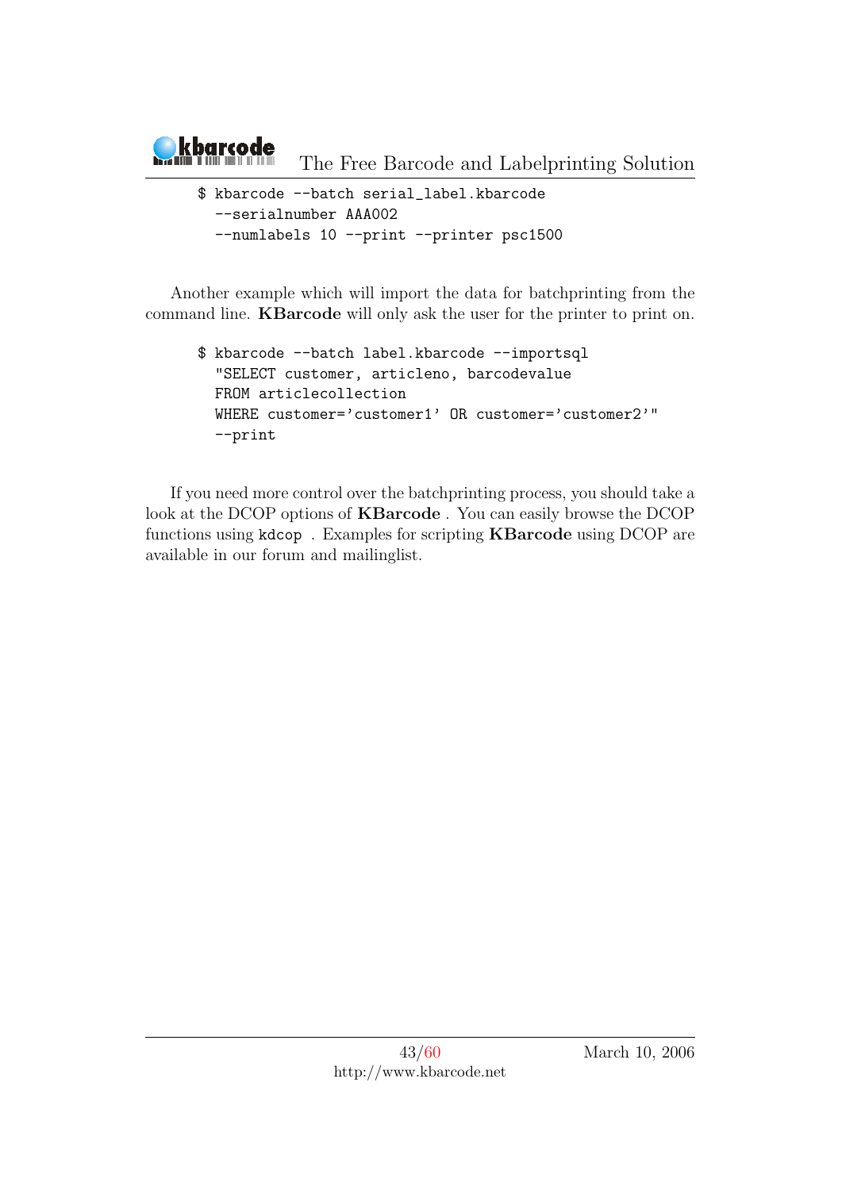```
$ kbarcode --batch serial_label.kbarcode
  --serialnumber AAA002
  --numlabels 10 --print --printer psc1500
```

Another example which will import the data for batchprinting from the command line. **KBarcode** will only ask the user for the printer to print on.

```
$ kbarcode --batch label.kbarcode --importsql
  "SELECT customer, articleno, barcodevalue
  FROM articlecollection
  WHERE customer='customer1' OR customer='customer2'"
  --print
```

If you need more control over the batchprinting process, you should take a look at the DCOP options of **KBarcode** . You can easily browse the DCOP functions using `kdcop` . Examples for scripting **KBarcode** using DCOP are available in our forum and mailinglist.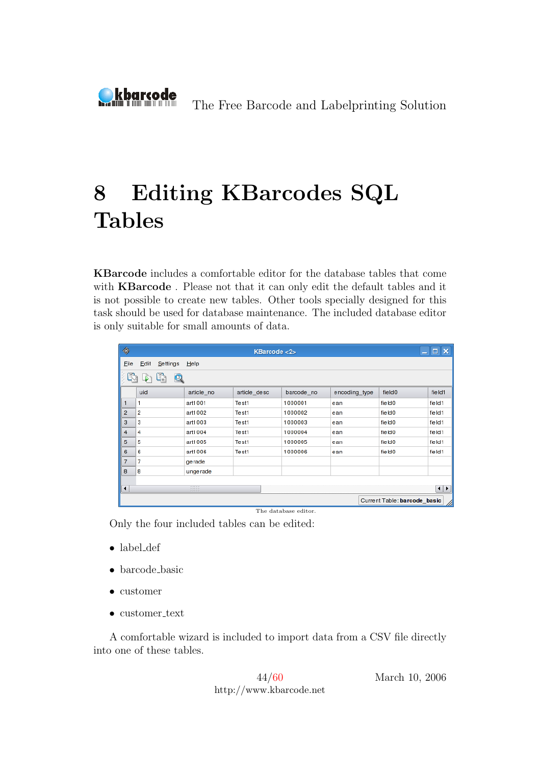# 8 Editing KBarcodes SQL Tables

**KBarcode** includes a comfortable editor for the database tables that come with **KBarcode** . Please not that it can only edit the default tables and it is not possible to create new tables. Other tools specially designed for this task should be used for database maintenance. The included database editor is only suitable for small amounts of data.

The database editor.

Only the four included tables can be edited:

- label_def
- barcode_basic
- customer
- customer_text

A comfortable wizard is included to import data from a CSV file directly into one of these tables.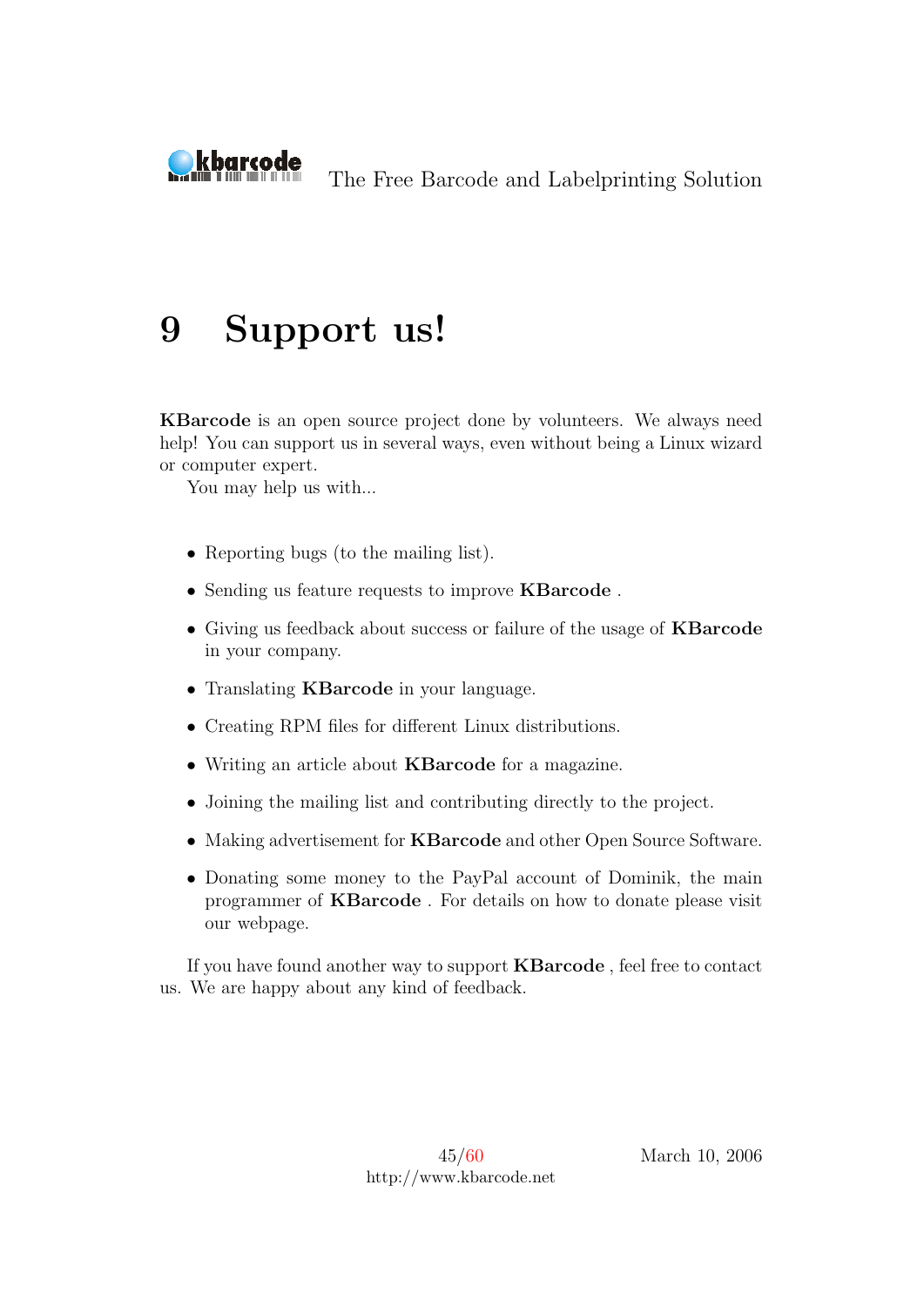# 9 Support us!

**KBarcode** is an open source project done by volunteers. We always need help! You can support us in several ways, even without being a Linux wizard or computer expert.

You may help us with...

- Reporting bugs (to the mailing list).
- Sending us feature requests to improve **KBarcode** .
- Giving us feedback about success or failure of the usage of **KBarcode** in your company.
- Translating **KBarcode** in your language.
- Creating RPM files for different Linux distributions.
- Writing an article about **KBarcode** for a magazine.
- Joining the mailing list and contributing directly to the project.
- Making advertisement for **KBarcode** and other Open Source Software.
- Donating some money to the PayPal account of Dominik, the main programmer of **KBarcode** . For details on how to donate please visit our webpage.

If you have found another way to support **KBarcode** , feel free to contact us. We are happy about any kind of feedback.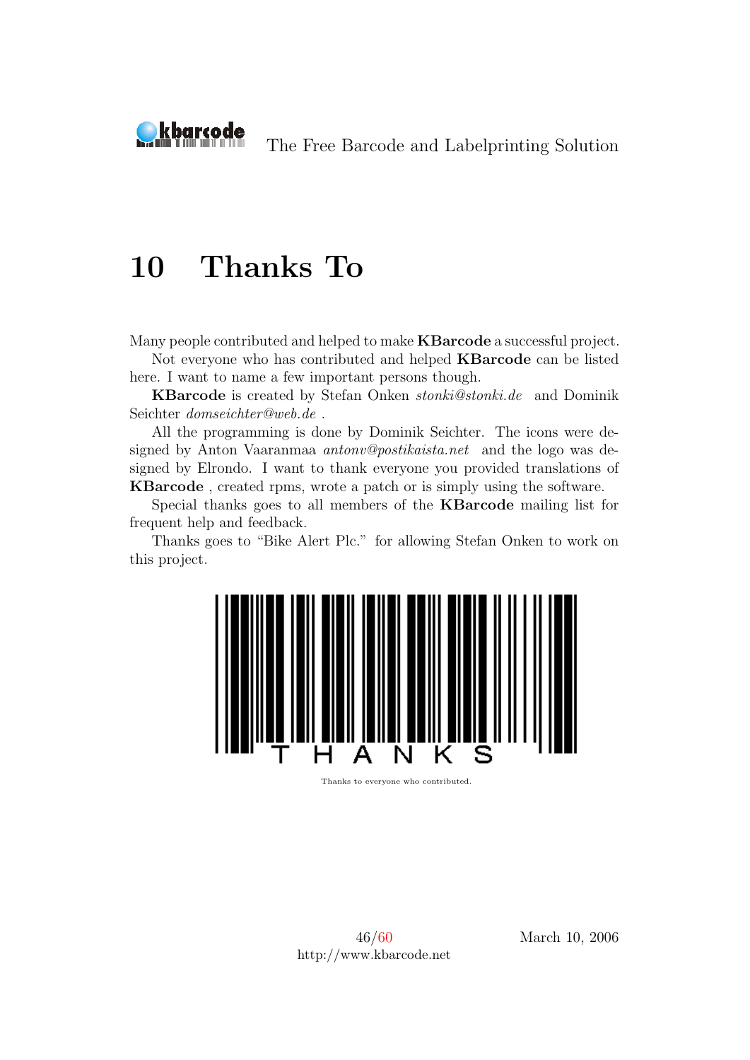# 10 Thanks To

Many people contributed and helped to make **KBarcode** a successful project.

Not everyone who has contributed and helped **KBarcode** can be listed here. I want to name a few important persons though.

**KBarcode** is created by Stefan Onken *stonki@stonki.de* and Dominik Seichter *domseichter@web.de* .

All the programming is done by Dominik Seichter. The icons were designed by Anton Vaaranmaa *antonv@postikaista.net* and the logo was designed by Elrondo. I want to thank everyone you provided translations of **KBarcode** , created rpms, wrote a patch or is simply using the software.

Special thanks goes to all members of the **KBarcode** mailing list for frequent help and feedback.

Thanks goes to "Bike Alert Plc." for allowing Stefan Onken to work on this project.

THANKS

Thanks to everyone who contributed.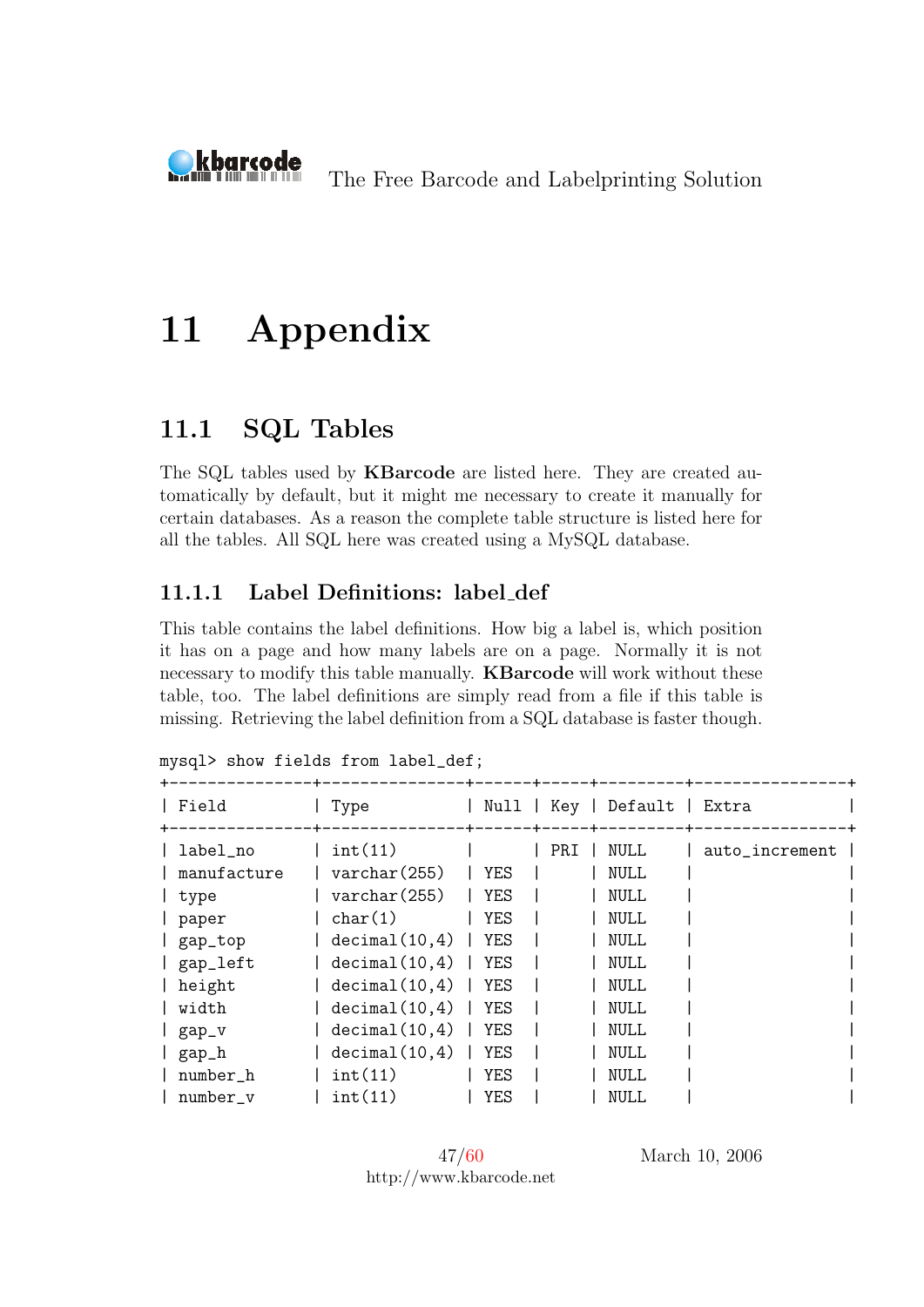# 11 Appendix

## 11.1 SQL Tables

The SQL tables used by **KBarcode** are listed here. They are created automatically by default, but it might me necessary to create it manually for certain databases. As a reason the complete table structure is listed here for all the tables. All SQL here was created using a MySQL database.

### 11.1.1 Label Definitions: label_def

This table contains the label definitions. How big a label is, which position it has on a page and how many labels are on a page. Normally it is not necessary to modify this table manually. **KBarcode** will work without these table, too. The label definitions are simply read from a file if this table is missing. Retrieving the label definition from a SQL database is faster though.

```
mysql> show fields from label_def;
+---------------+---------------+------+-----+---------+----------------+
| Field         | Type          | Null | Key | Default | Extra          |
+---------------+---------------+------+-----+---------+----------------+
| label_no      | int(11)       |      | PRI | NULL    | auto_increment |
| manufacture   | varchar(255)  | YES  |     | NULL    |                |
| type          | varchar(255)  | YES  |     | NULL    |                |
| paper         | char(1)       | YES  |     | NULL    |                |
| gap_top       | decimal(10,4) | YES  |     | NULL    |                |
| gap_left      | decimal(10,4) | YES  |     | NULL    |                |
| height        | decimal(10,4) | YES  |     | NULL    |                |
| width         | decimal(10,4) | YES  |     | NULL    |                |
| gap_v         | decimal(10,4) | YES  |     | NULL    |                |
| gap_h         | decimal(10,4) | YES  |     | NULL    |                |
| number_h      | int(11)       | YES  |     | NULL    |                |
| number_v      | int(11)       | YES  |     | NULL    |                |
```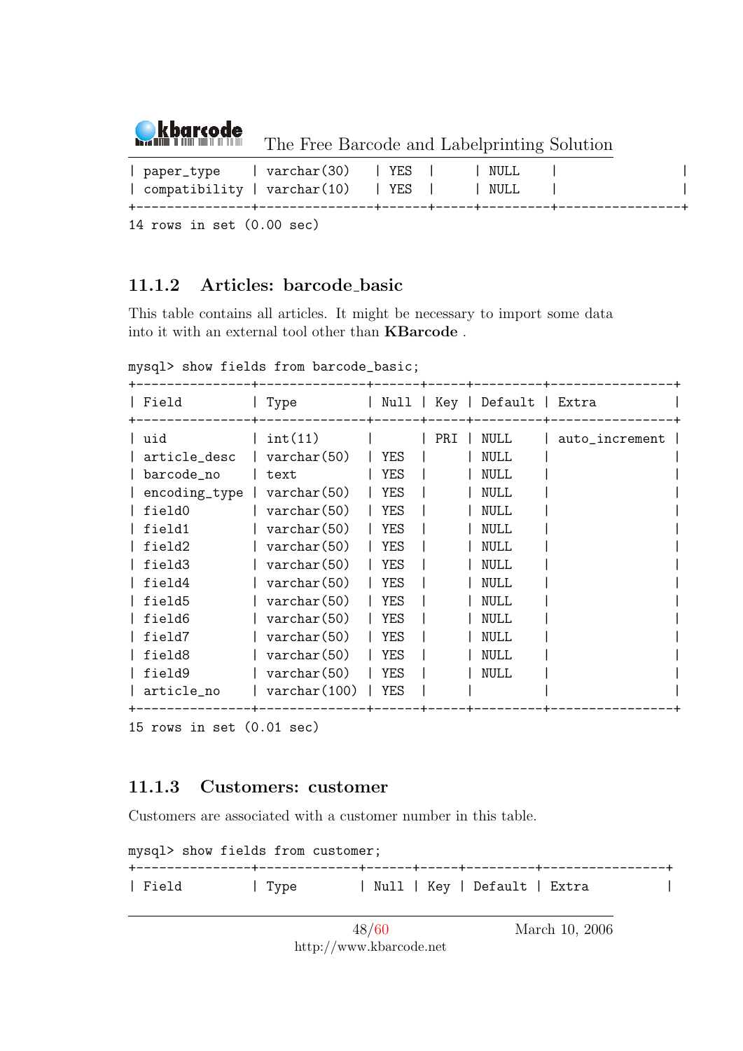```
| paper_type    | varchar(30)  | YES  |     | NULL    |                |
| compatibility | varchar(10)  | YES  |     | NULL    |                |
+---------------+--------------+------+-----+---------+----------------+
14 rows in set (0.00 sec)
```

### 11.1.2 Articles: barcode_basic

This table contains all articles. It might be necessary to import some data into it with an external tool other than **KBarcode** .

```
mysql> show fields from barcode_basic;
+---------------+--------------+------+-----+---------+----------------+
| Field         | Type         | Null | Key | Default | Extra          |
+---------------+--------------+------+-----+---------+----------------+
| uid           | int(11)      |      | PRI | NULL    | auto_increment |
| article_desc  | varchar(50)  | YES  |     | NULL    |                |
| barcode_no    | text         | YES  |     | NULL    |                |
| encoding_type | varchar(50)  | YES  |     | NULL    |                |
| field0        | varchar(50)  | YES  |     | NULL    |                |
| field1        | varchar(50)  | YES  |     | NULL    |                |
| field2        | varchar(50)  | YES  |     | NULL    |                |
| field3        | varchar(50)  | YES  |     | NULL    |                |
| field4        | varchar(50)  | YES  |     | NULL    |                |
| field5        | varchar(50)  | YES  |     | NULL    |                |
| field6        | varchar(50)  | YES  |     | NULL    |                |
| field7        | varchar(50)  | YES  |     | NULL    |                |
| field8        | varchar(50)  | YES  |     | NULL    |                |
| field9        | varchar(50)  | YES  |     | NULL    |                |
| article_no    | varchar(100) | YES  |     |         |                |
+---------------+--------------+------+-----+---------+----------------+
15 rows in set (0.01 sec)
```

### 11.1.3 Customers: customer

Customers are associated with a customer number in this table.

```
mysql> show fields from customer;
+---------------+-------------+------+-----+---------+----------------+
| Field         | Type        | Null | Key | Default | Extra          |
```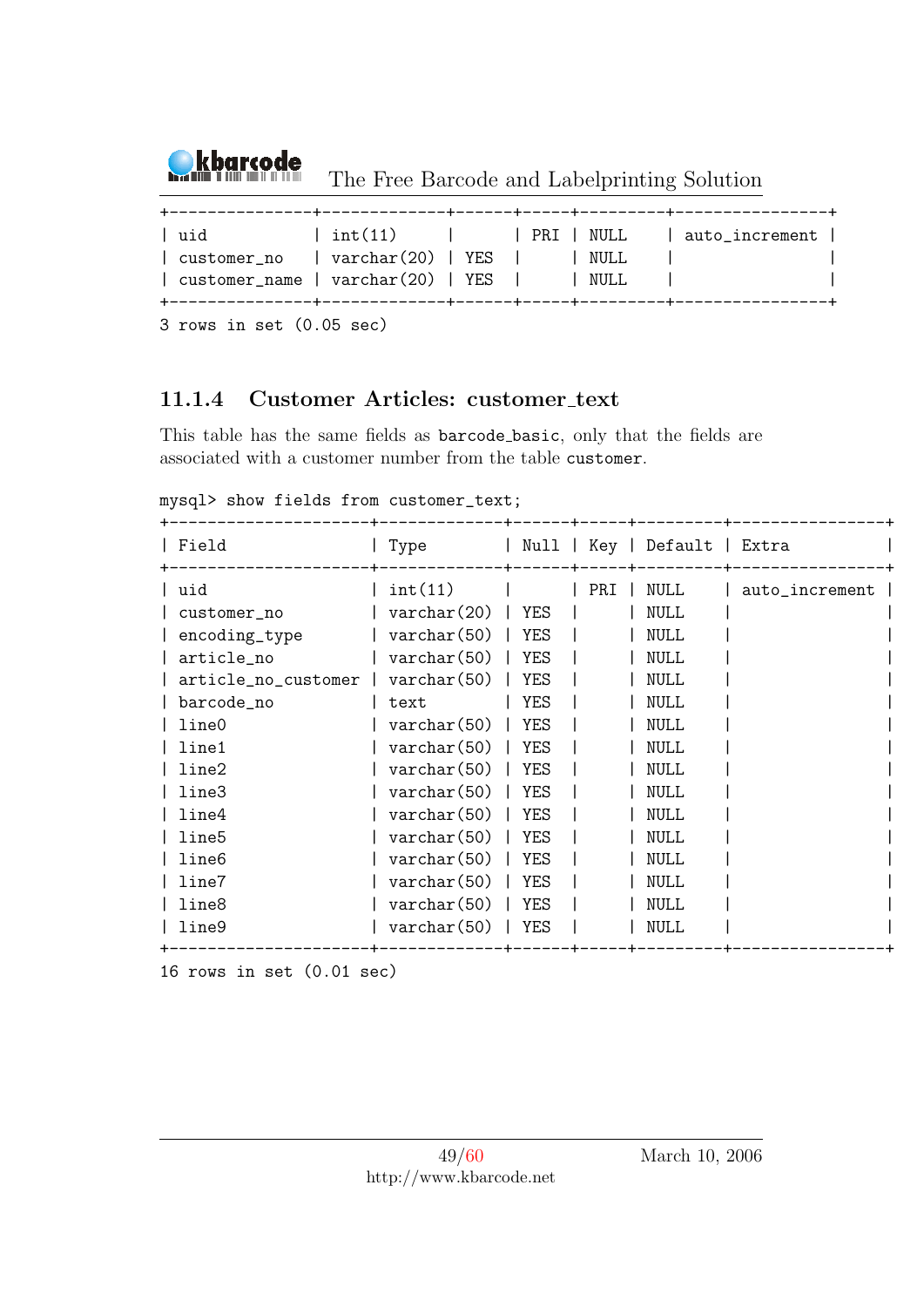```
+---------------+-------------+------+-----+---------+----------------+
| uid           | int(11)     |      | PRI | NULL    | auto_increment |
| customer_no   | varchar(20) | YES  |     | NULL    |                |
| customer_name | varchar(20) | YES  |     | NULL    |                |
+---------------+-------------+------+-----+---------+----------------+
3 rows in set (0.05 sec)
```

### 11.1.4 Customer Articles: customer_text

This table has the same fields as barcode_basic, only that the fields are associated with a customer number from the table customer.

```
mysql> show fields from customer_text;
+---------------------+-------------+------+-----+---------+----------------+
| Field               | Type        | Null | Key | Default | Extra          |
+---------------------+-------------+------+-----+---------+----------------+
| uid                 | int(11)     |      | PRI | NULL    | auto_increment |
| customer_no         | varchar(20) | YES  |     | NULL    |                |
| encoding_type       | varchar(50) | YES  |     | NULL    |                |
| article_no          | varchar(50) | YES  |     | NULL    |                |
| article_no_customer | varchar(50) | YES  |     | NULL    |                |
| barcode_no          | text        | YES  |     | NULL    |                |
| line0               | varchar(50) | YES  |     | NULL    |                |
| line1               | varchar(50) | YES  |     | NULL    |                |
| line2               | varchar(50) | YES  |     | NULL    |                |
| line3               | varchar(50) | YES  |     | NULL    |                |
| line4               | varchar(50) | YES  |     | NULL    |                |
| line5               | varchar(50) | YES  |     | NULL    |                |
| line6               | varchar(50) | YES  |     | NULL    |                |
| line7               | varchar(50) | YES  |     | NULL    |                |
| line8               | varchar(50) | YES  |     | NULL    |                |
| line9               | varchar(50) | YES  |     | NULL    |                |
+---------------------+-------------+------+-----+---------+----------------+
16 rows in set (0.01 sec)
```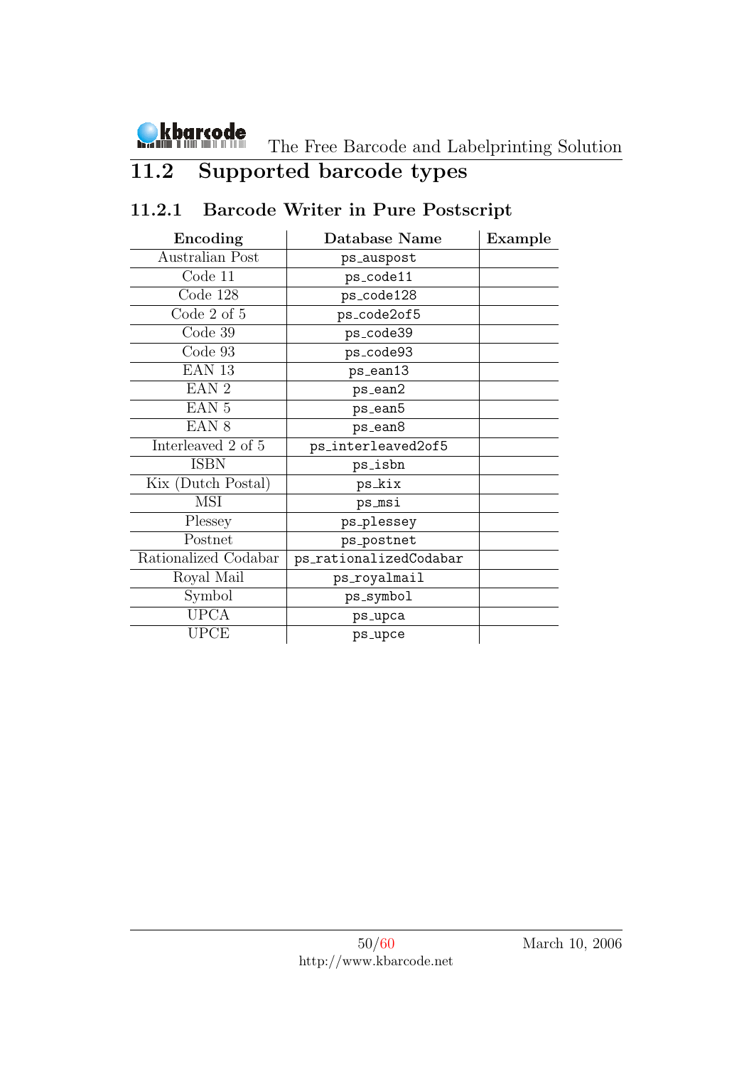## 11.2 Supported barcode types

### 11.2.1 Barcode Writer in Pure Postscript

| Encoding | Database Name | Example |
|---|---|---|
| Australian Post | ps_auspost | |
| Code 11 | ps_code11 | |
| Code 128 | ps_code128 | |
| Code 2 of 5 | ps_code2of5 | |
| Code 39 | ps_code39 | |
| Code 93 | ps_code93 | |
| EAN 13 | ps_ean13 | |
| EAN 2 | ps_ean2 | |
| EAN 5 | ps_ean5 | |
| EAN 8 | ps_ean8 | |
| Interleaved 2 of 5 | ps_interleaved2of5 | |
| ISBN | ps_isbn | |
| Kix (Dutch Postal) | ps_kix | |
| MSI | ps_msi | |
| Plessey | ps_plessey | |
| Postnet | ps_postnet | |
| Rationalized Codabar | ps_rationalizedCodabar | |
| Royal Mail | ps_royalmail | |
| Symbol | ps_symbol | |
| UPCA | ps_upca | |
| UPCE | ps_upce | |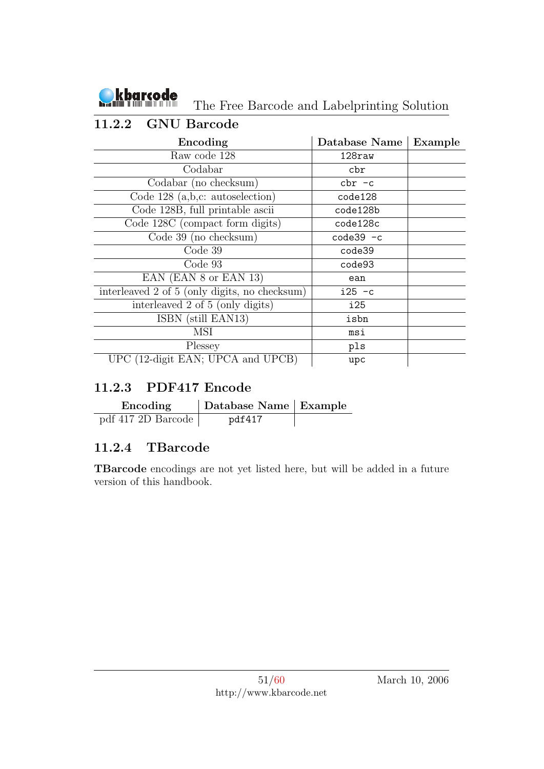### 11.2.2 GNU Barcode

| Encoding | Database Name | Example |
|---|---|---|
| Raw code 128 | `128raw` | |
| Codabar | `cbr` | |
| Codabar (no checksum) | `cbr -c` | |
| Code 128 (a,b,c: autoselection) | `code128` | |
| Code 128B, full printable ascii | `code128b` | |
| Code 128C (compact form digits) | `code128c` | |
| Code 39 (no checksum) | `code39 -c` | |
| Code 39 | `code39` | |
| Code 93 | `code93` | |
| EAN (EAN 8 or EAN 13) | `ean` | |
| interleaved 2 of 5 (only digits, no checksum) | `i25 -c` | |
| interleaved 2 of 5 (only digits) | `i25` | |
| ISBN (still EAN13) | `isbn` | |
| MSI | `msi` | |
| Plessey | `pls` | |
| UPC (12-digit EAN; UPCA and UPCB) | `upc` | |

### 11.2.3 PDF417 Encode

| Encoding | Database Name | Example |
|---|---|---|
| pdf 417 2D Barcode | `pdf417` | |

### 11.2.4 TBarcode

**TBarcode** encodings are not yet listed here, but will be added in a future version of this handbook.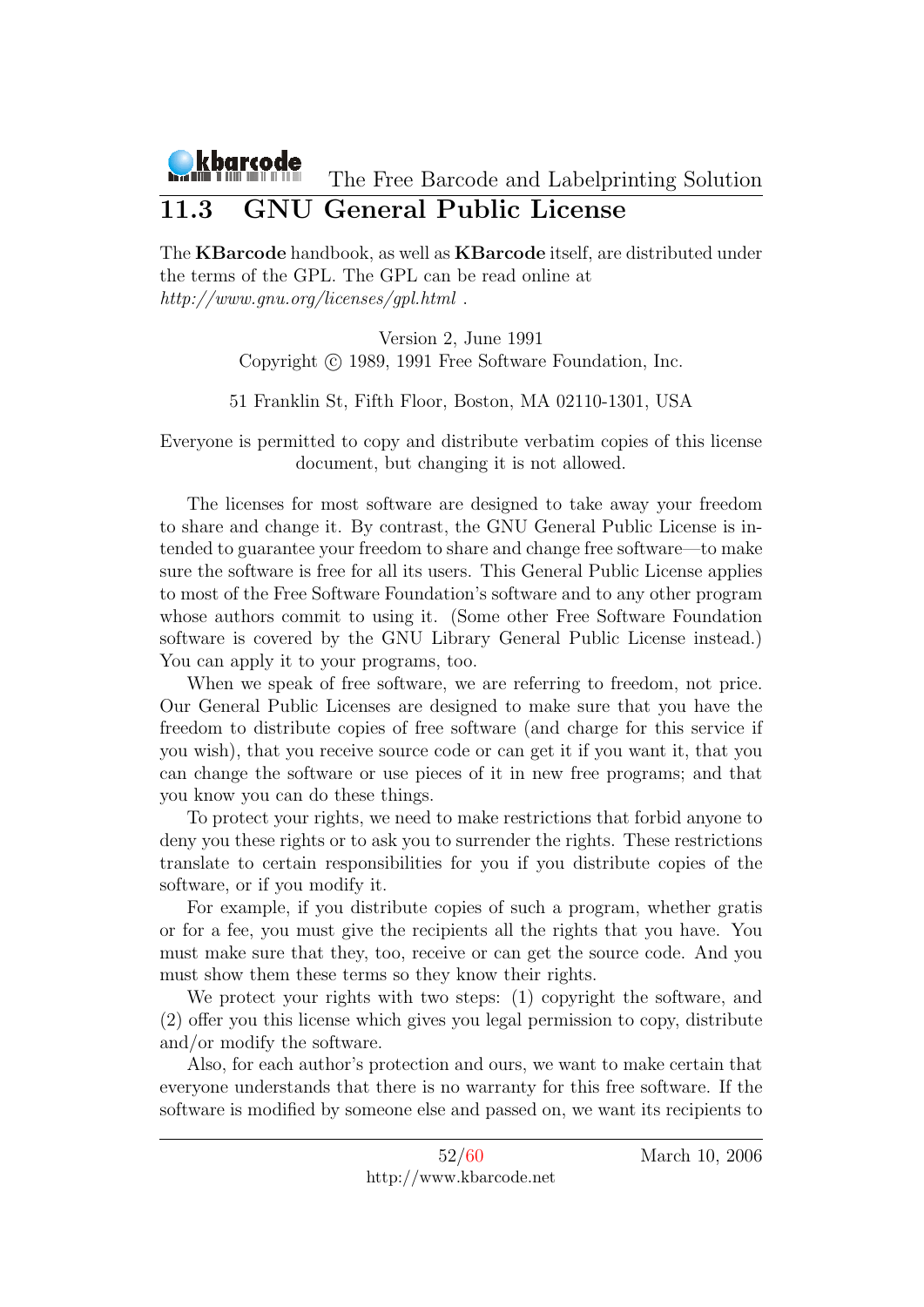## 11.3 GNU General Public License

The **KBarcode** handbook, as well as **KBarcode** itself, are distributed under the terms of the GPL. The GPL can be read online at *http://www.gnu.org/licenses/gpl.html* .

Version 2, June 1991
Copyright © 1989, 1991 Free Software Foundation, Inc.

51 Franklin St, Fifth Floor, Boston, MA 02110-1301, USA

Everyone is permitted to copy and distribute verbatim copies of this license document, but changing it is not allowed.

The licenses for most software are designed to take away your freedom to share and change it. By contrast, the GNU General Public License is intended to guarantee your freedom to share and change free software—to make sure the software is free for all its users. This General Public License applies to most of the Free Software Foundation's software and to any other program whose authors commit to using it. (Some other Free Software Foundation software is covered by the GNU Library General Public License instead.) You can apply it to your programs, too.

When we speak of free software, we are referring to freedom, not price. Our General Public Licenses are designed to make sure that you have the freedom to distribute copies of free software (and charge for this service if you wish), that you receive source code or can get it if you want it, that you can change the software or use pieces of it in new free programs; and that you know you can do these things.

To protect your rights, we need to make restrictions that forbid anyone to deny you these rights or to ask you to surrender the rights. These restrictions translate to certain responsibilities for you if you distribute copies of the software, or if you modify it.

For example, if you distribute copies of such a program, whether gratis or for a fee, you must give the recipients all the rights that you have. You must make sure that they, too, receive or can get the source code. And you must show them these terms so they know their rights.

We protect your rights with two steps: (1) copyright the software, and (2) offer you this license which gives you legal permission to copy, distribute and/or modify the software.

Also, for each author's protection and ours, we want to make certain that everyone understands that there is no warranty for this free software. If the software is modified by someone else and passed on, we want its recipients to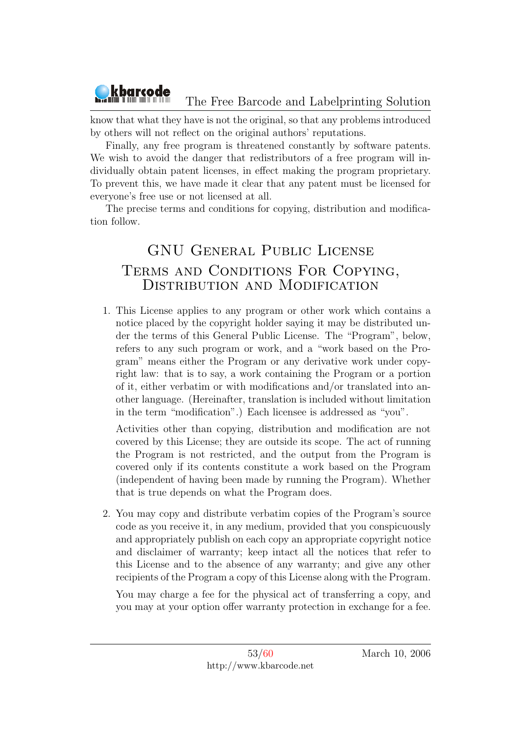know that what they have is not the original, so that any problems introduced by others will not reflect on the original authors' reputations.

Finally, any free program is threatened constantly by software patents. We wish to avoid the danger that redistributors of a free program will individually obtain patent licenses, in effect making the program proprietary. To prevent this, we have made it clear that any patent must be licensed for everyone's free use or not licensed at all.

The precise terms and conditions for copying, distribution and modification follow.

# GNU General Public License
## Terms and Conditions For Copying, Distribution and Modification

1. This License applies to any program or other work which contains a notice placed by the copyright holder saying it may be distributed under the terms of this General Public License. The "Program", below, refers to any such program or work, and a "work based on the Program" means either the Program or any derivative work under copyright law: that is to say, a work containing the Program or a portion of it, either verbatim or with modifications and/or translated into another language. (Hereinafter, translation is included without limitation in the term "modification".) Each licensee is addressed as "you".

   Activities other than copying, distribution and modification are not covered by this License; they are outside its scope. The act of running the Program is not restricted, and the output from the Program is covered only if its contents constitute a work based on the Program (independent of having been made by running the Program). Whether that is true depends on what the Program does.

2. You may copy and distribute verbatim copies of the Program's source code as you receive it, in any medium, provided that you conspicuously and appropriately publish on each copy an appropriate copyright notice and disclaimer of warranty; keep intact all the notices that refer to this License and to the absence of any warranty; and give any other recipients of the Program a copy of this License along with the Program.

   You may charge a fee for the physical act of transferring a copy, and you may at your option offer warranty protection in exchange for a fee.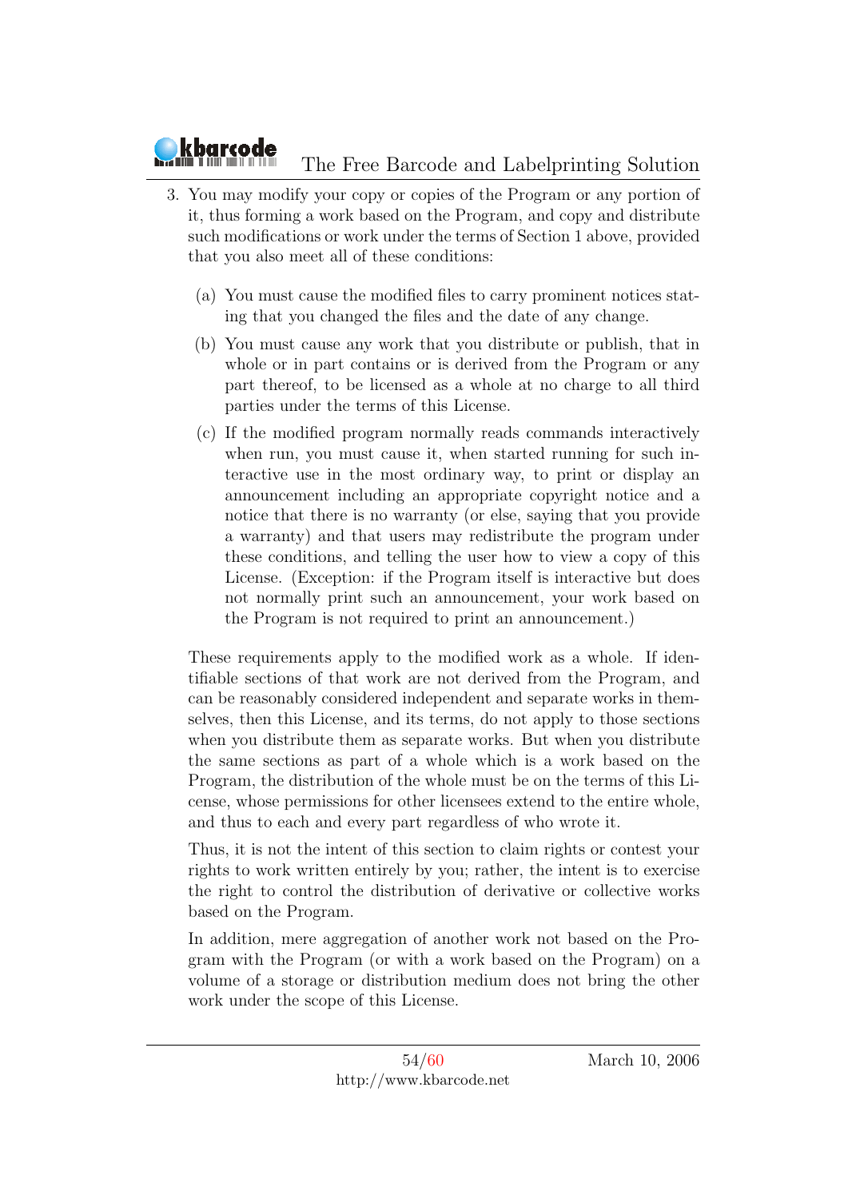3. You may modify your copy or copies of the Program or any portion of it, thus forming a work based on the Program, and copy and distribute such modifications or work under the terms of Section 1 above, provided that you also meet all of these conditions:

   (a) You must cause the modified files to carry prominent notices stating that you changed the files and the date of any change.

   (b) You must cause any work that you distribute or publish, that in whole or in part contains or is derived from the Program or any part thereof, to be licensed as a whole at no charge to all third parties under the terms of this License.

   (c) If the modified program normally reads commands interactively when run, you must cause it, when started running for such interactive use in the most ordinary way, to print or display an announcement including an appropriate copyright notice and a notice that there is no warranty (or else, saying that you provide a warranty) and that users may redistribute the program under these conditions, and telling the user how to view a copy of this License. (Exception: if the Program itself is interactive but does not normally print such an announcement, your work based on the Program is not required to print an announcement.)

   These requirements apply to the modified work as a whole. If identifiable sections of that work are not derived from the Program, and can be reasonably considered independent and separate works in themselves, then this License, and its terms, do not apply to those sections when you distribute them as separate works. But when you distribute the same sections as part of a whole which is a work based on the Program, the distribution of the whole must be on the terms of this License, whose permissions for other licensees extend to the entire whole, and thus to each and every part regardless of who wrote it.

   Thus, it is not the intent of this section to claim rights or contest your rights to work written entirely by you; rather, the intent is to exercise the right to control the distribution of derivative or collective works based on the Program.

   In addition, mere aggregation of another work not based on the Program with the Program (or with a work based on the Program) on a volume of a storage or distribution medium does not bring the other work under the scope of this License.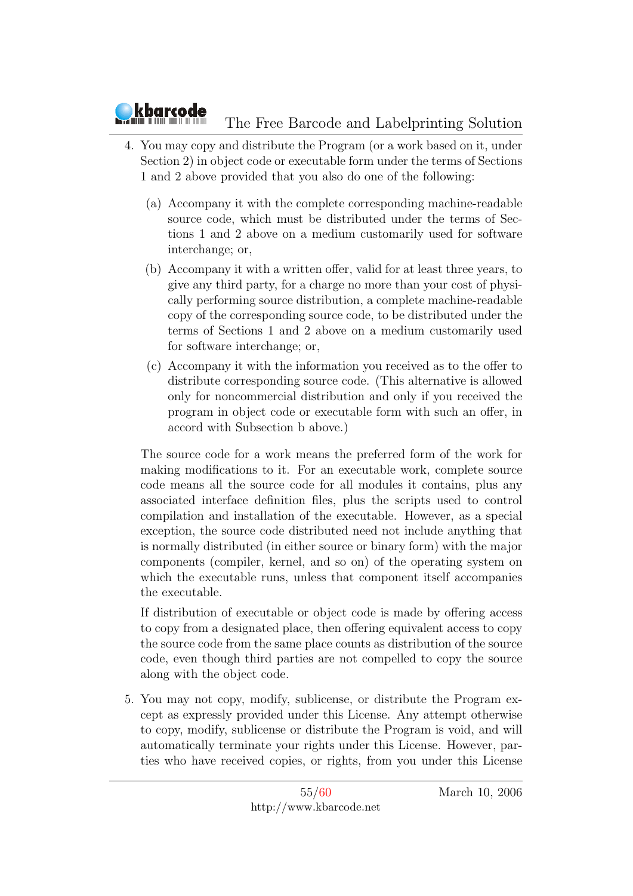4. You may copy and distribute the Program (or a work based on it, under Section 2) in object code or executable form under the terms of Sections 1 and 2 above provided that you also do one of the following:

   (a) Accompany it with the complete corresponding machine-readable source code, which must be distributed under the terms of Sections 1 and 2 above on a medium customarily used for software interchange; or,

   (b) Accompany it with a written offer, valid for at least three years, to give any third party, for a charge no more than your cost of physically performing source distribution, a complete machine-readable copy of the corresponding source code, to be distributed under the terms of Sections 1 and 2 above on a medium customarily used for software interchange; or,

   (c) Accompany it with the information you received as to the offer to distribute corresponding source code. (This alternative is allowed only for noncommercial distribution and only if you received the program in object code or executable form with such an offer, in accord with Subsection b above.)

   The source code for a work means the preferred form of the work for making modifications to it. For an executable work, complete source code means all the source code for all modules it contains, plus any associated interface definition files, plus the scripts used to control compilation and installation of the executable. However, as a special exception, the source code distributed need not include anything that is normally distributed (in either source or binary form) with the major components (compiler, kernel, and so on) of the operating system on which the executable runs, unless that component itself accompanies the executable.

   If distribution of executable or object code is made by offering access to copy from a designated place, then offering equivalent access to copy the source code from the same place counts as distribution of the source code, even though third parties are not compelled to copy the source along with the object code.

5. You may not copy, modify, sublicense, or distribute the Program except as expressly provided under this License. Any attempt otherwise to copy, modify, sublicense or distribute the Program is void, and will automatically terminate your rights under this License. However, parties who have received copies, or rights, from you under this License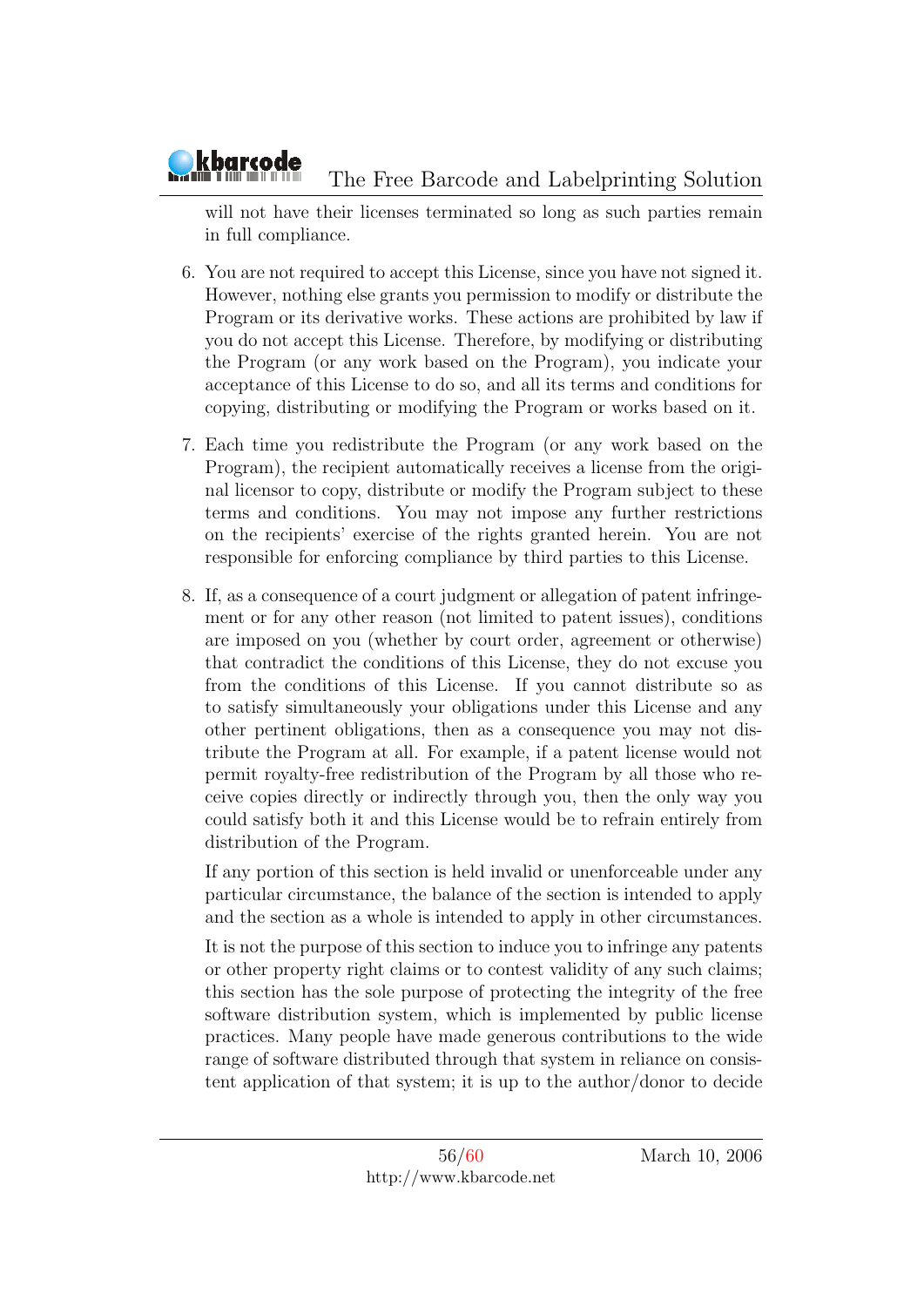will not have their licenses terminated so long as such parties remain in full compliance.

6. You are not required to accept this License, since you have not signed it. However, nothing else grants you permission to modify or distribute the Program or its derivative works. These actions are prohibited by law if you do not accept this License. Therefore, by modifying or distributing the Program (or any work based on the Program), you indicate your acceptance of this License to do so, and all its terms and conditions for copying, distributing or modifying the Program or works based on it.

7. Each time you redistribute the Program (or any work based on the Program), the recipient automatically receives a license from the original licensor to copy, distribute or modify the Program subject to these terms and conditions. You may not impose any further restrictions on the recipients' exercise of the rights granted herein. You are not responsible for enforcing compliance by third parties to this License.

8. If, as a consequence of a court judgment or allegation of patent infringement or for any other reason (not limited to patent issues), conditions are imposed on you (whether by court order, agreement or otherwise) that contradict the conditions of this License, they do not excuse you from the conditions of this License. If you cannot distribute so as to satisfy simultaneously your obligations under this License and any other pertinent obligations, then as a consequence you may not distribute the Program at all. For example, if a patent license would not permit royalty-free redistribution of the Program by all those who receive copies directly or indirectly through you, then the only way you could satisfy both it and this License would be to refrain entirely from distribution of the Program.

   If any portion of this section is held invalid or unenforceable under any particular circumstance, the balance of the section is intended to apply and the section as a whole is intended to apply in other circumstances.

   It is not the purpose of this section to induce you to infringe any patents or other property right claims or to contest validity of any such claims; this section has the sole purpose of protecting the integrity of the free software distribution system, which is implemented by public license practices. Many people have made generous contributions to the wide range of software distributed through that system in reliance on consistent application of that system; it is up to the author/donor to decide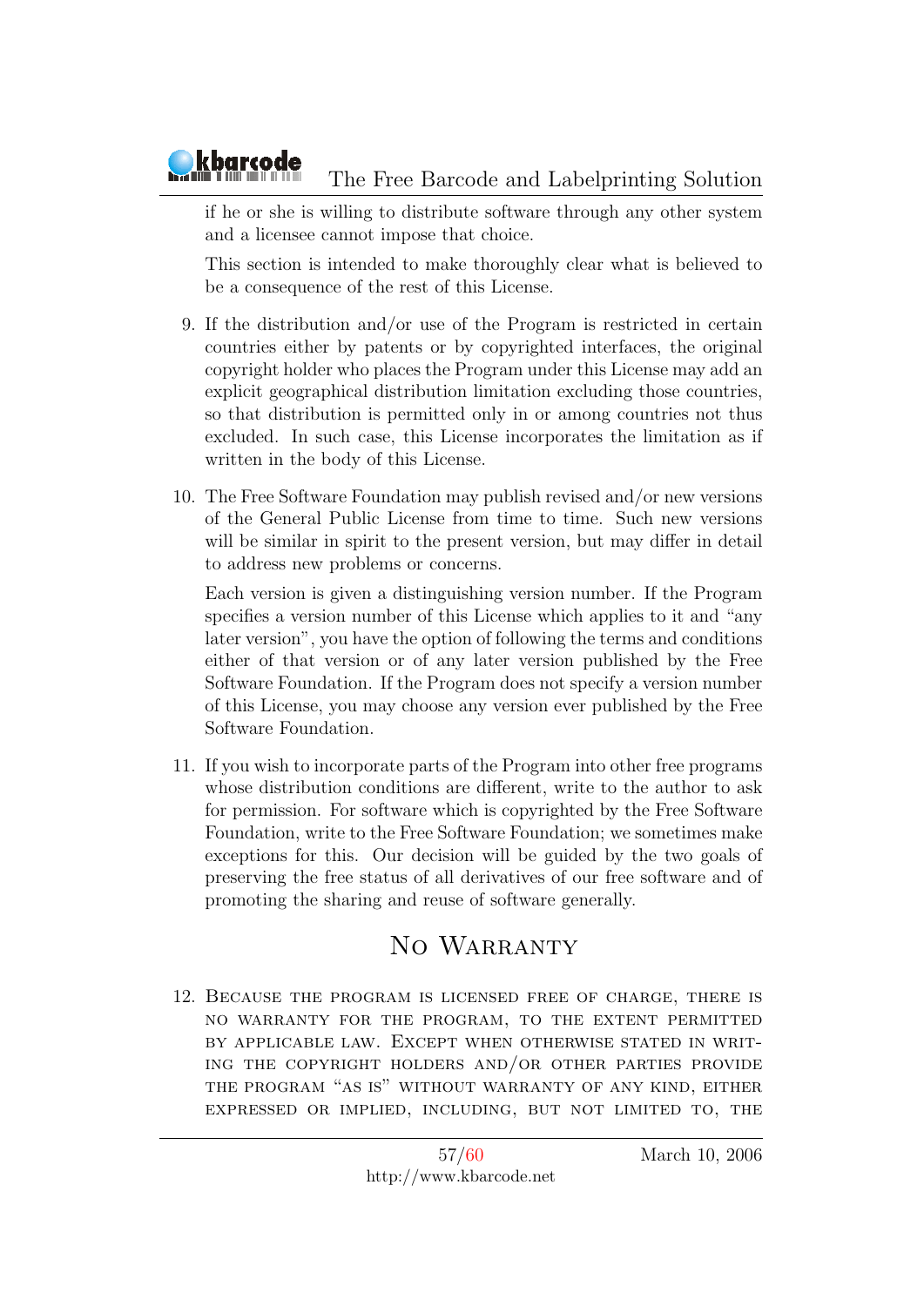if he or she is willing to distribute software through any other system and a licensee cannot impose that choice.

This section is intended to make thoroughly clear what is believed to be a consequence of the rest of this License.

9. If the distribution and/or use of the Program is restricted in certain countries either by patents or by copyrighted interfaces, the original copyright holder who places the Program under this License may add an explicit geographical distribution limitation excluding those countries, so that distribution is permitted only in or among countries not thus excluded. In such case, this License incorporates the limitation as if written in the body of this License.

10. The Free Software Foundation may publish revised and/or new versions of the General Public License from time to time. Such new versions will be similar in spirit to the present version, but may differ in detail to address new problems or concerns.

    Each version is given a distinguishing version number. If the Program specifies a version number of this License which applies to it and "any later version", you have the option of following the terms and conditions either of that version or of any later version published by the Free Software Foundation. If the Program does not specify a version number of this License, you may choose any version ever published by the Free Software Foundation.

11. If you wish to incorporate parts of the Program into other free programs whose distribution conditions are different, write to the author to ask for permission. For software which is copyrighted by the Free Software Foundation, write to the Free Software Foundation; we sometimes make exceptions for this. Our decision will be guided by the two goals of preserving the free status of all derivatives of our free software and of promoting the sharing and reuse of software generally.

## No Warranty

12. BECAUSE THE PROGRAM IS LICENSED FREE OF CHARGE, THERE IS NO WARRANTY FOR THE PROGRAM, TO THE EXTENT PERMITTED BY APPLICABLE LAW. EXCEPT WHEN OTHERWISE STATED IN WRITING THE COPYRIGHT HOLDERS AND/OR OTHER PARTIES PROVIDE THE PROGRAM "AS IS" WITHOUT WARRANTY OF ANY KIND, EITHER EXPRESSED OR IMPLIED, INCLUDING, BUT NOT LIMITED TO, THE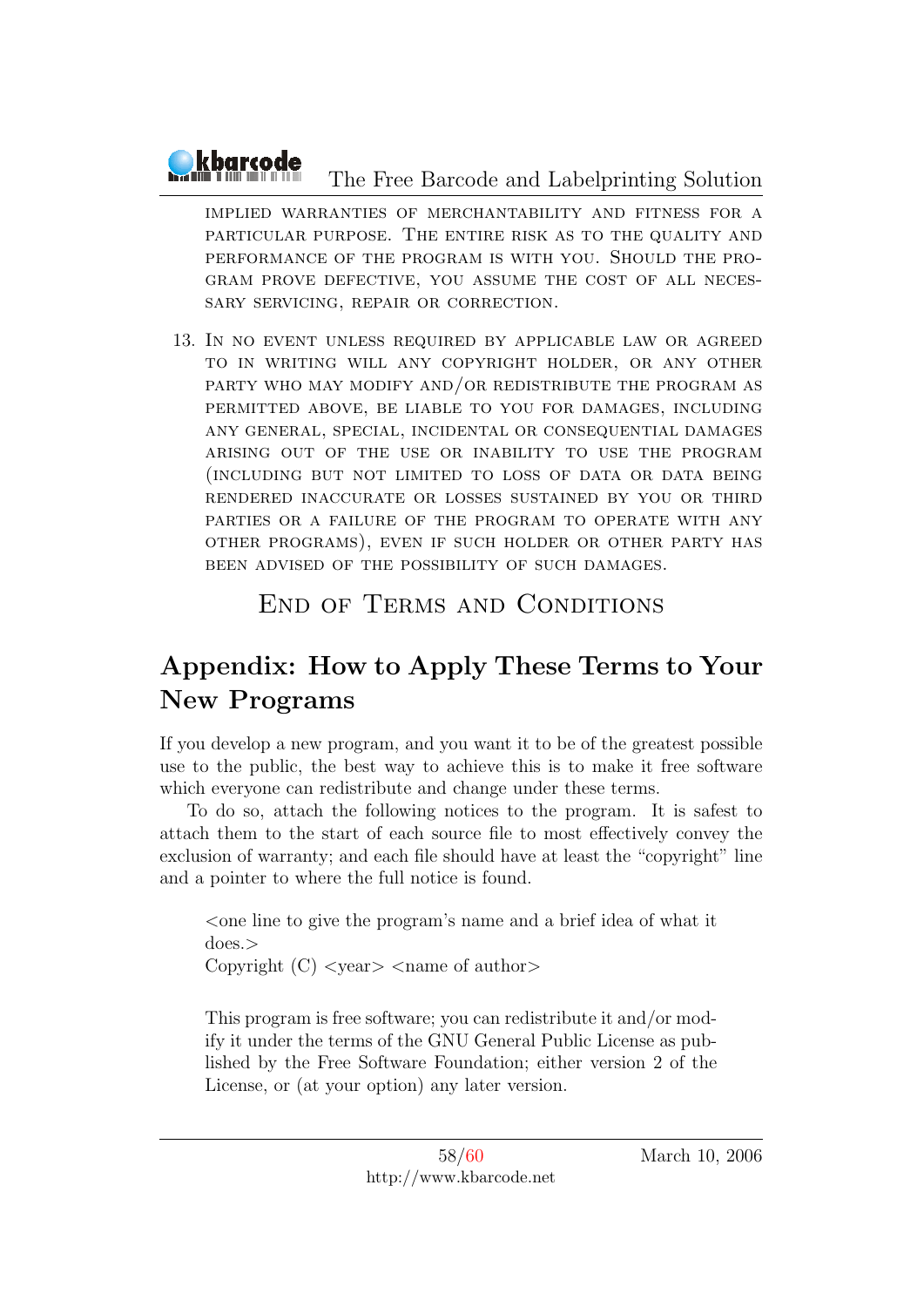IMPLIED WARRANTIES OF MERCHANTABILITY AND FITNESS FOR A PARTICULAR PURPOSE. THE ENTIRE RISK AS TO THE QUALITY AND PERFORMANCE OF THE PROGRAM IS WITH YOU. SHOULD THE PROGRAM PROVE DEFECTIVE, YOU ASSUME THE COST OF ALL NECESSARY SERVICING, REPAIR OR CORRECTION.

13. IN NO EVENT UNLESS REQUIRED BY APPLICABLE LAW OR AGREED TO IN WRITING WILL ANY COPYRIGHT HOLDER, OR ANY OTHER PARTY WHO MAY MODIFY AND/OR REDISTRIBUTE THE PROGRAM AS PERMITTED ABOVE, BE LIABLE TO YOU FOR DAMAGES, INCLUDING ANY GENERAL, SPECIAL, INCIDENTAL OR CONSEQUENTIAL DAMAGES ARISING OUT OF THE USE OR INABILITY TO USE THE PROGRAM (INCLUDING BUT NOT LIMITED TO LOSS OF DATA OR DATA BEING RENDERED INACCURATE OR LOSSES SUSTAINED BY YOU OR THIRD PARTIES OR A FAILURE OF THE PROGRAM TO OPERATE WITH ANY OTHER PROGRAMS), EVEN IF SUCH HOLDER OR OTHER PARTY HAS BEEN ADVISED OF THE POSSIBILITY OF SUCH DAMAGES.

END OF TERMS AND CONDITIONS

## Appendix: How to Apply These Terms to Your New Programs

If you develop a new program, and you want it to be of the greatest possible use to the public, the best way to achieve this is to make it free software which everyone can redistribute and change under these terms.

To do so, attach the following notices to the program. It is safest to attach them to the start of each source file to most effectively convey the exclusion of warranty; and each file should have at least the "copyright" line and a pointer to where the full notice is found.

> <one line to give the program's name and a brief idea of what it does.>
> Copyright (C) <year> <name of author>
>
> This program is free software; you can redistribute it and/or modify it under the terms of the GNU General Public License as published by the Free Software Foundation; either version 2 of the License, or (at your option) any later version.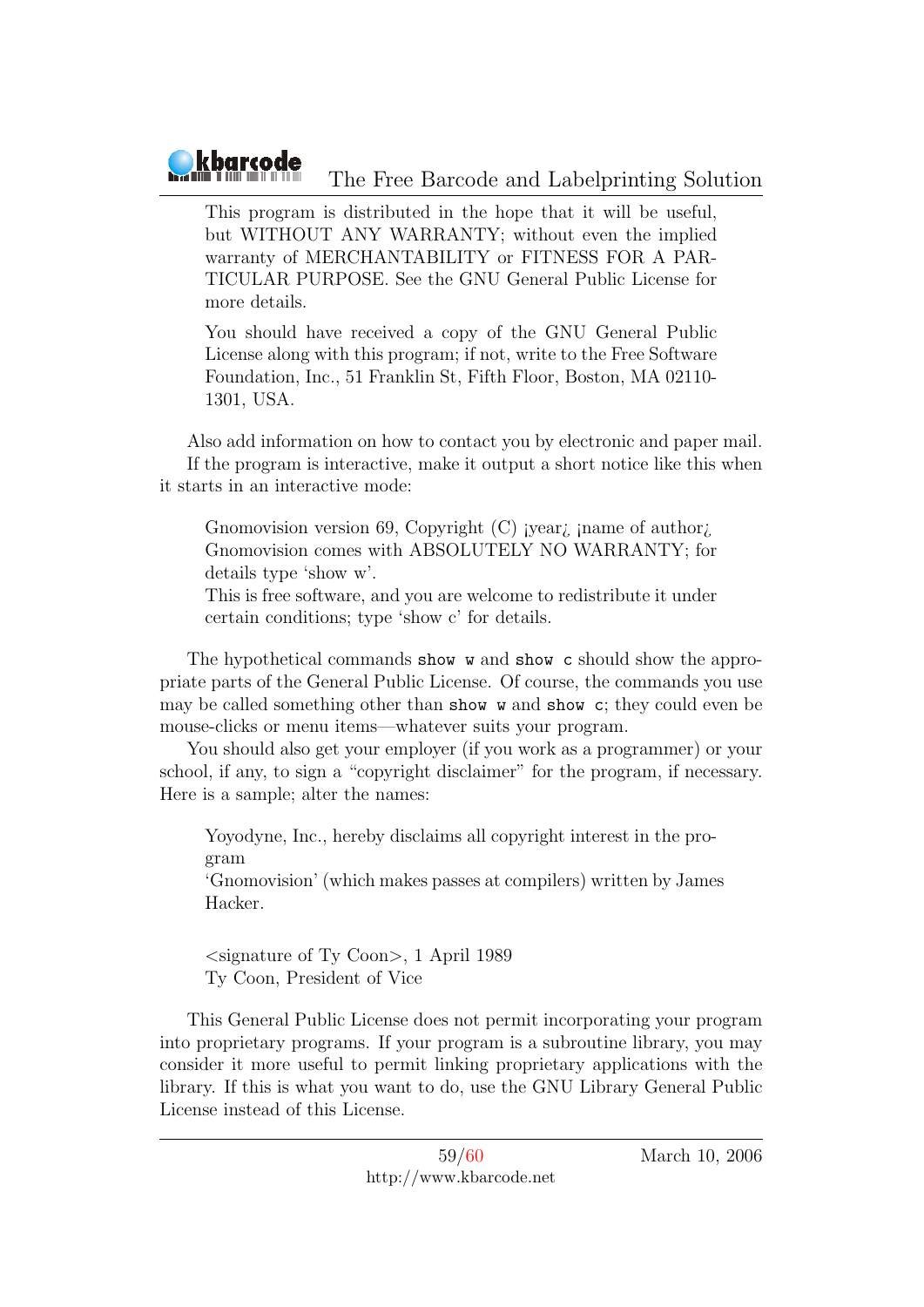> This program is distributed in the hope that it will be useful, but WITHOUT ANY WARRANTY; without even the implied warranty of MERCHANTABILITY or FITNESS FOR A PARTICULAR PURPOSE. See the GNU General Public License for more details.
>
> You should have received a copy of the GNU General Public License along with this program; if not, write to the Free Software Foundation, Inc., 51 Franklin St, Fifth Floor, Boston, MA 02110-1301, USA.

Also add information on how to contact you by electronic and paper mail.

If the program is interactive, make it output a short notice like this when it starts in an interactive mode:

> Gnomovision version 69, Copyright (C) ¡year¿ ¡name of author¿
> Gnomovision comes with ABSOLUTELY NO WARRANTY; for details type 'show w'.
> This is free software, and you are welcome to redistribute it under certain conditions; type 'show c' for details.

The hypothetical commands `show w` and `show c` should show the appropriate parts of the General Public License. Of course, the commands you use may be called something other than `show w` and `show c`; they could even be mouse-clicks or menu items—whatever suits your program.

You should also get your employer (if you work as a programmer) or your school, if any, to sign a "copyright disclaimer" for the program, if necessary. Here is a sample; alter the names:

> Yoyodyne, Inc., hereby disclaims all copyright interest in the program
> 'Gnomovision' (which makes passes at compilers) written by James Hacker.
>
> <signature of Ty Coon>, 1 April 1989
> Ty Coon, President of Vice

This General Public License does not permit incorporating your program into proprietary programs. If your program is a subroutine library, you may consider it more useful to permit linking proprietary applications with the library. If this is what you want to do, use the GNU Library General Public License instead of this License.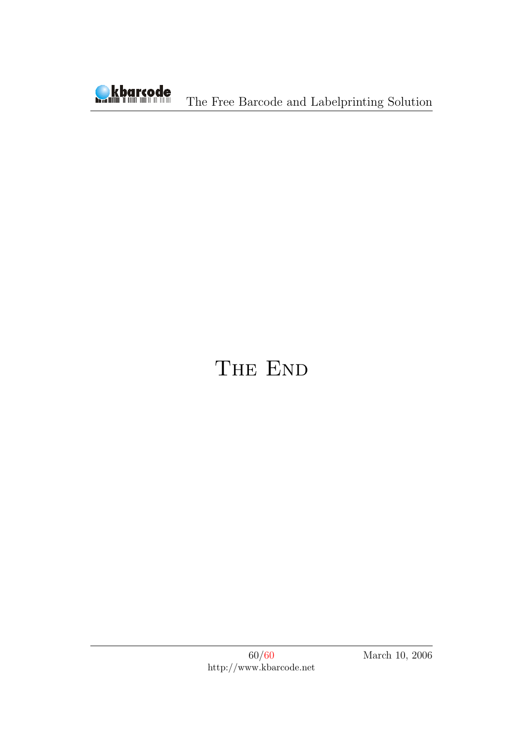# THE END